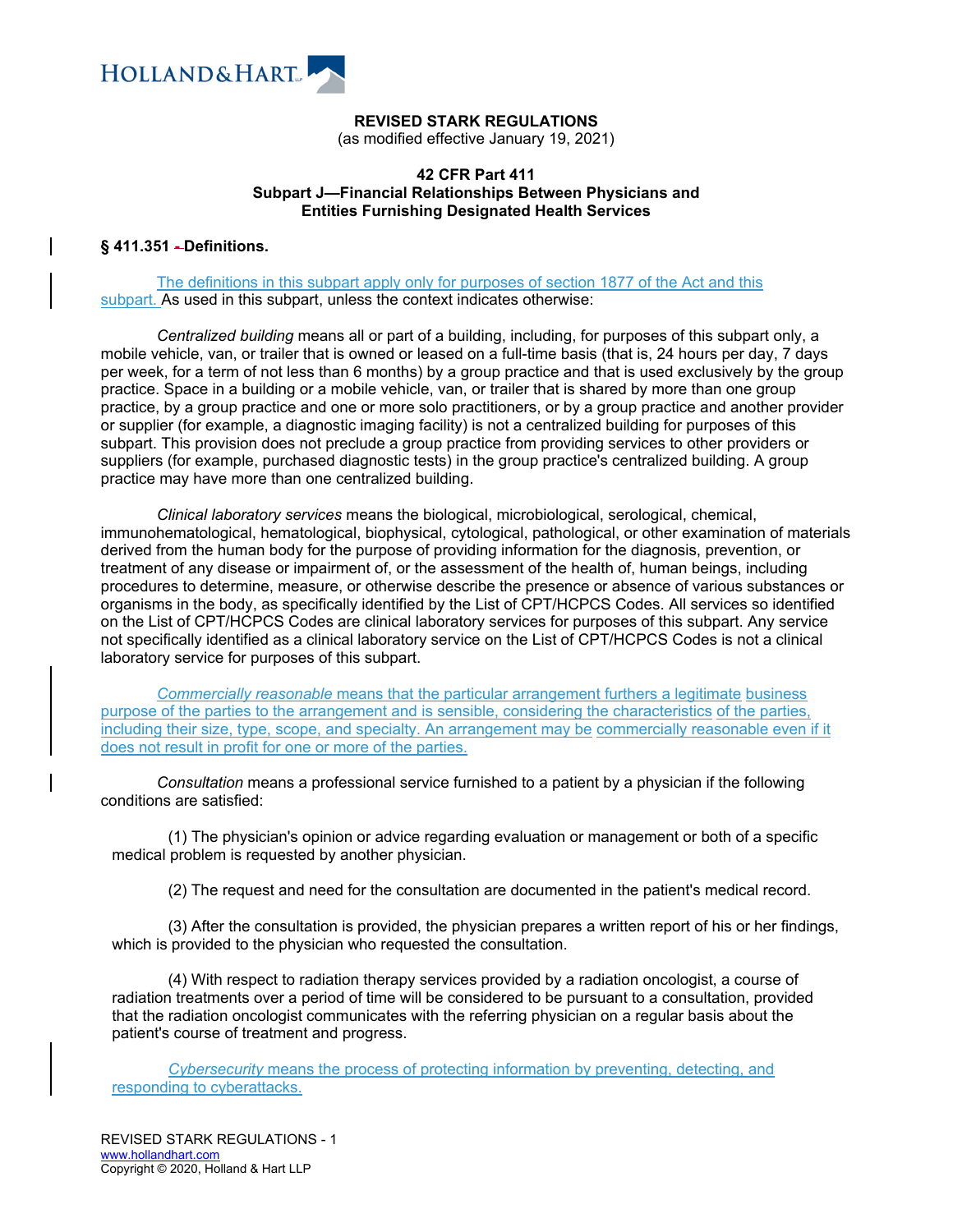**REVISED STARK REGULATIONS**
(as modified effective January 19, 2021)

**42 CFR Part 411**
**Subpart J—Financial Relationships Between Physicians and Entities Furnishing Designated Health Services**

**§ 411.351 Definitions.**

The definitions in this subpart apply only for purposes of section 1877 of the Act and this subpart. As used in this subpart, unless the context indicates otherwise:

*Centralized building* means all or part of a building, including, for purposes of this subpart only, a mobile vehicle, van, or trailer that is owned or leased on a full-time basis (that is, 24 hours per day, 7 days per week, for a term of not less than 6 months) by a group practice and that is used exclusively by the group practice. Space in a building or a mobile vehicle, van, or trailer that is shared by more than one group practice, by a group practice and one or more solo practitioners, or by a group practice and another provider or supplier (for example, a diagnostic imaging facility) is not a centralized building for purposes of this subpart. This provision does not preclude a group practice from providing services to other providers or suppliers (for example, purchased diagnostic tests) in the group practice's centralized building. A group practice may have more than one centralized building.

*Clinical laboratory services* means the biological, microbiological, serological, chemical, immunohematological, hematological, biophysical, cytological, pathological, or other examination of materials derived from the human body for the purpose of providing information for the diagnosis, prevention, or treatment of any disease or impairment of, or the assessment of the health of, human beings, including procedures to determine, measure, or otherwise describe the presence or absence of various substances or organisms in the body, as specifically identified by the List of CPT/HCPCS Codes. All services so identified on the List of CPT/HCPCS Codes are clinical laboratory services for purposes of this subpart. Any service not specifically identified as a clinical laboratory service on the List of CPT/HCPCS Codes is not a clinical laboratory service for purposes of this subpart.

*Commercially reasonable* means that the particular arrangement furthers a legitimate business purpose of the parties to the arrangement and is sensible, considering the characteristics of the parties, including their size, type, scope, and specialty. An arrangement may be commercially reasonable even if it does not result in profit for one or more of the parties.

*Consultation* means a professional service furnished to a patient by a physician if the following conditions are satisfied:

(1) The physician's opinion or advice regarding evaluation or management or both of a specific medical problem is requested by another physician.

(2) The request and need for the consultation are documented in the patient's medical record.

(3) After the consultation is provided, the physician prepares a written report of his or her findings, which is provided to the physician who requested the consultation.

(4) With respect to radiation therapy services provided by a radiation oncologist, a course of radiation treatments over a period of time will be considered to be pursuant to a consultation, provided that the radiation oncologist communicates with the referring physician on a regular basis about the patient's course of treatment and progress.

*Cybersecurity* means the process of protecting information by preventing, detecting, and responding to cyberattacks.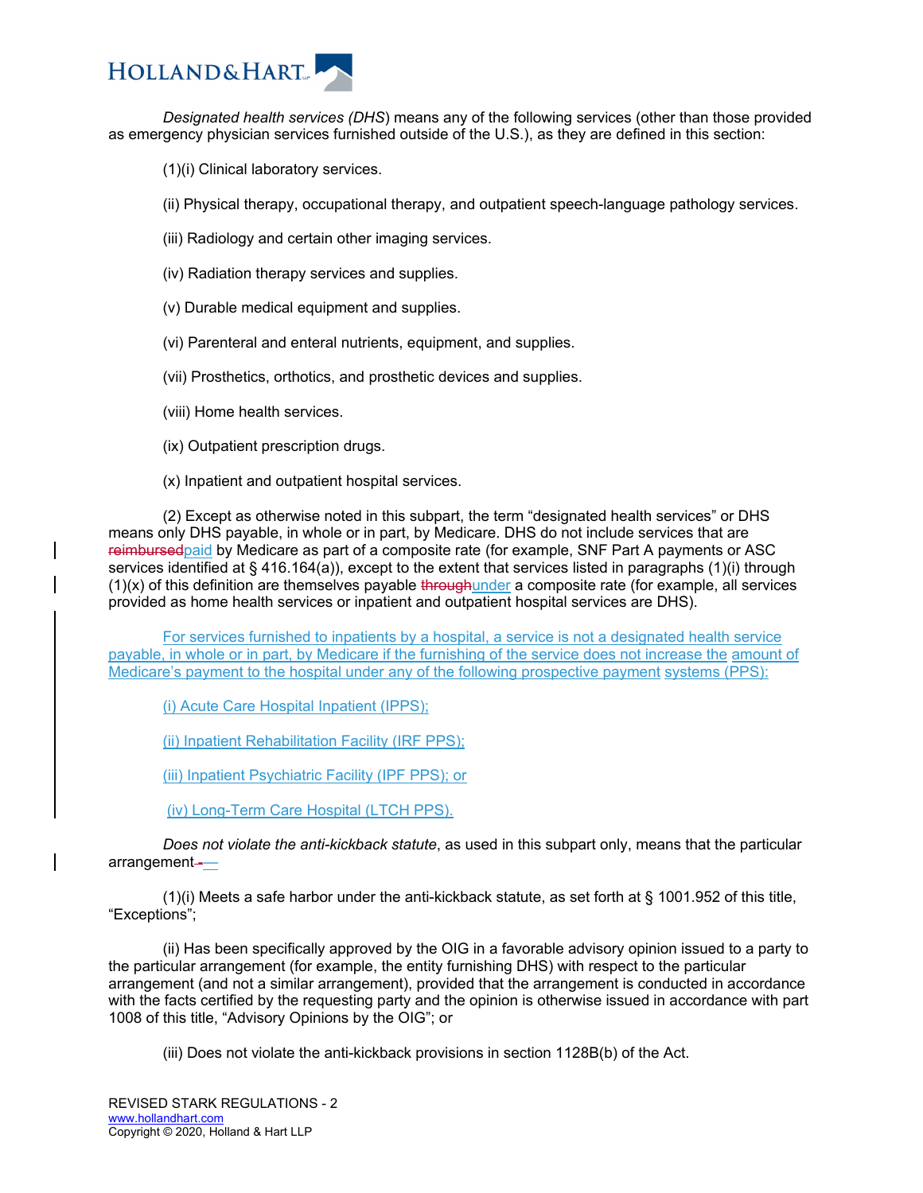*Designated health services (DHS)* means any of the following services (other than those provided as emergency physician services furnished outside of the U.S.), as they are defined in this section:

(1)(i) Clinical laboratory services.

(ii) Physical therapy, occupational therapy, and outpatient speech-language pathology services.

(iii) Radiology and certain other imaging services.

(iv) Radiation therapy services and supplies.

(v) Durable medical equipment and supplies.

(vi) Parenteral and enteral nutrients, equipment, and supplies.

(vii) Prosthetics, orthotics, and prosthetic devices and supplies.

(viii) Home health services.

(ix) Outpatient prescription drugs.

(x) Inpatient and outpatient hospital services.

(2) Except as otherwise noted in this subpart, the term "designated health services" or DHS means only DHS payable, in whole or in part, by Medicare. DHS do not include services that are ~~reimbursed~~paid by Medicare as part of a composite rate (for example, SNF Part A payments or ASC services identified at § 416.164(a)), except to the extent that services listed in paragraphs (1)(i) through (1)(x) of this definition are themselves payable ~~through~~under a composite rate (for example, all services provided as home health services or inpatient and outpatient hospital services are DHS).

For services furnished to inpatients by a hospital, a service is not a designated health service payable, in whole or in part, by Medicare if the furnishing of the service does not increase the amount of Medicare's payment to the hospital under any of the following prospective payment systems (PPS):

(i) Acute Care Hospital Inpatient (IPPS);

(ii) Inpatient Rehabilitation Facility (IRF PPS);

(iii) Inpatient Psychiatric Facility (IPF PPS); or

(iv) Long-Term Care Hospital (LTCH PPS).

*Does not violate the anti-kickback statute*, as used in this subpart only, means that the particular arrangement~~-~~—

(1)(i) Meets a safe harbor under the anti-kickback statute, as set forth at § 1001.952 of this title, "Exceptions";

(ii) Has been specifically approved by the OIG in a favorable advisory opinion issued to a party to the particular arrangement (for example, the entity furnishing DHS) with respect to the particular arrangement (and not a similar arrangement), provided that the arrangement is conducted in accordance with the facts certified by the requesting party and the opinion is otherwise issued in accordance with part 1008 of this title, "Advisory Opinions by the OIG"; or

(iii) Does not violate the anti-kickback provisions in section 1128B(b) of the Act.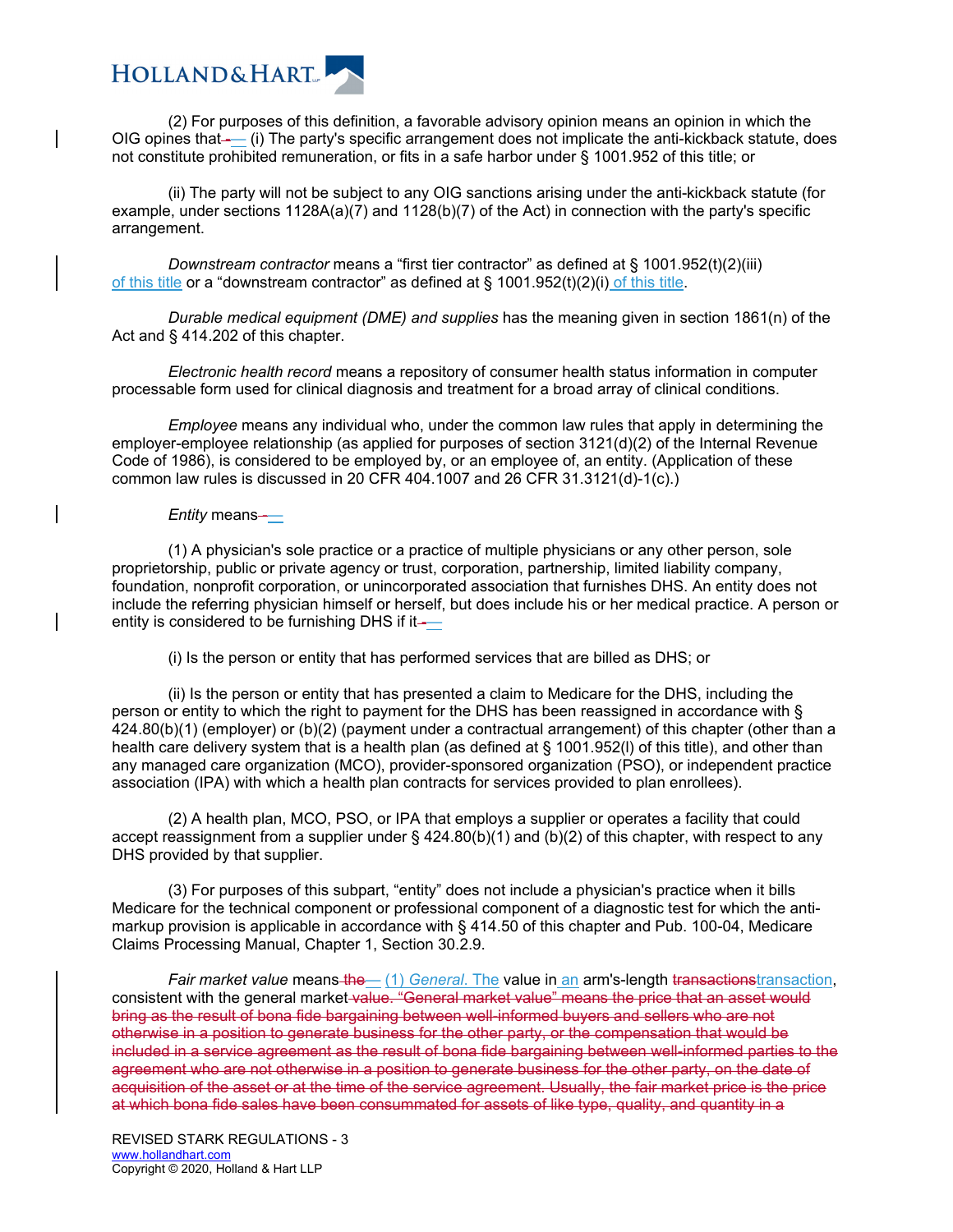(2) For purposes of this definition, a favorable advisory opinion means an opinion in which the OIG opines that ~~-~~— (i) The party's specific arrangement does not implicate the anti-kickback statute, does not constitute prohibited remuneration, or fits in a safe harbor under § 1001.952 of this title; or

(ii) The party will not be subject to any OIG sanctions arising under the anti-kickback statute (for example, under sections 1128A(a)(7) and 1128(b)(7) of the Act) in connection with the party's specific arrangement.

*Downstream contractor* means a "first tier contractor" as defined at § 1001.952(t)(2)(iii) of this title or a "downstream contractor" as defined at § 1001.952(t)(2)(i) of this title.

*Durable medical equipment (DME) and supplies* has the meaning given in section 1861(n) of the Act and § 414.202 of this chapter.

*Electronic health record* means a repository of consumer health status information in computer processable form used for clinical diagnosis and treatment for a broad array of clinical conditions.

*Employee* means any individual who, under the common law rules that apply in determining the employer-employee relationship (as applied for purposes of section 3121(d)(2) of the Internal Revenue Code of 1986), is considered to be employed by, or an employee of, an entity. (Application of these common law rules is discussed in 20 CFR 404.1007 and 26 CFR 31.3121(d)-1(c).)

*Entity* means ~~-~~—

(1) A physician's sole practice or a practice of multiple physicians or any other person, sole proprietorship, public or private agency or trust, corporation, partnership, limited liability company, foundation, nonprofit corporation, or unincorporated association that furnishes DHS. An entity does not include the referring physician himself or herself, but does include his or her medical practice. A person or entity is considered to be furnishing DHS if it ~~-~~—

(i) Is the person or entity that has performed services that are billed as DHS; or

(ii) Is the person or entity that has presented a claim to Medicare for the DHS, including the person or entity to which the right to payment for the DHS has been reassigned in accordance with § 424.80(b)(1) (employer) or (b)(2) (payment under a contractual arrangement) of this chapter (other than a health care delivery system that is a health plan (as defined at § 1001.952(l) of this title), and other than any managed care organization (MCO), provider-sponsored organization (PSO), or independent practice association (IPA) with which a health plan contracts for services provided to plan enrollees).

(2) A health plan, MCO, PSO, or IPA that employs a supplier or operates a facility that could accept reassignment from a supplier under § 424.80(b)(1) and (b)(2) of this chapter, with respect to any DHS provided by that supplier.

(3) For purposes of this subpart, "entity" does not include a physician's practice when it bills Medicare for the technical component or professional component of a diagnostic test for which the anti-markup provision is applicable in accordance with § 414.50 of this chapter and Pub. 100-04, Medicare Claims Processing Manual, Chapter 1, Section 30.2.9.

*Fair market value* means ~~the~~ — (1) *General.* The value in an arm's-length ~~transactions~~transaction, consistent with the general market ~~value. "General market value" means the price that an asset would bring as the result of bona fide bargaining between well-informed buyers and sellers who are not otherwise in a position to generate business for the other party, or the compensation that would be included in a service agreement as the result of bona fide bargaining between well-informed parties to the agreement who are not otherwise in a position to generate business for the other party, on the date of acquisition of the asset or at the time of the service agreement. Usually, the fair market price is the price at which bona fide sales have been consummated for assets of like type, quality, and quantity in a~~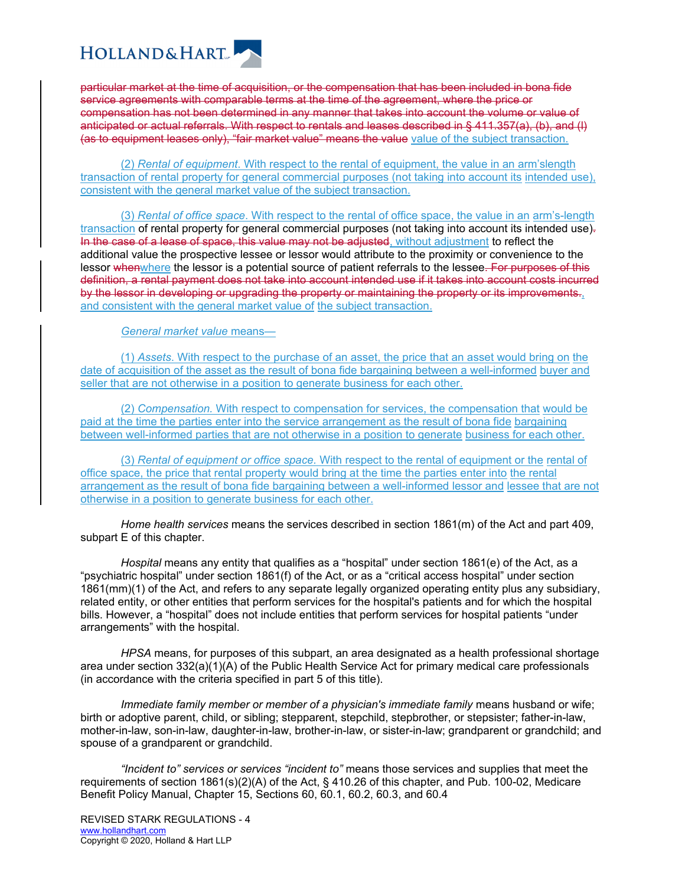~~particular market at the time of acquisition, or the compensation that has been included in bona fide service agreements with comparable terms at the time of the agreement, where the price or compensation has not been determined in any manner that takes into account the volume or value of anticipated or actual referrals. With respect to rentals and leases described in § 411.357(a), (b), and (l) (as to equipment leases only), "fair market value" means the value~~ value of the subject transaction.

(2) *Rental of equipment*. With respect to the rental of equipment, the value in an arm'slength transaction of rental property for general commercial purposes (not taking into account its intended use), consistent with the general market value of the subject transaction.

(3) *Rental of office space*. With respect to the rental of office space, the value in an arm's-length transaction of rental property for general commercial purposes (not taking into account its intended use)~~.~~ ~~In the case of a lease of space, this value may not be adjusted~~, without adjustment to reflect the additional value the prospective lessee or lessor would attribute to the proximity or convenience to the lessor ~~when~~where the lessor is a potential source of patient referrals to the lessee~~. For purposes of this definition, a rental payment does not take into account intended use if it takes into account costs incurred by the lessor in developing or upgrading the property or maintaining the property or its improvements.~~, and consistent with the general market value of the subject transaction.

*General market value* means—

(1) *Assets*. With respect to the purchase of an asset, the price that an asset would bring on the date of acquisition of the asset as the result of bona fide bargaining between a well-informed buyer and seller that are not otherwise in a position to generate business for each other.

(2) *Compensation*. With respect to compensation for services, the compensation that would be paid at the time the parties enter into the service arrangement as the result of bona fide bargaining between well-informed parties that are not otherwise in a position to generate business for each other.

(3) *Rental of equipment or office space*. With respect to the rental of equipment or the rental of office space, the price that rental property would bring at the time the parties enter into the rental arrangement as the result of bona fide bargaining between a well-informed lessor and lessee that are not otherwise in a position to generate business for each other.

*Home health services* means the services described in section 1861(m) of the Act and part 409, subpart E of this chapter.

*Hospital* means any entity that qualifies as a "hospital" under section 1861(e) of the Act, as a "psychiatric hospital" under section 1861(f) of the Act, or as a "critical access hospital" under section 1861(mm)(1) of the Act, and refers to any separate legally organized operating entity plus any subsidiary, related entity, or other entities that perform services for the hospital's patients and for which the hospital bills. However, a "hospital" does not include entities that perform services for hospital patients "under arrangements" with the hospital.

*HPSA* means, for purposes of this subpart, an area designated as a health professional shortage area under section 332(a)(1)(A) of the Public Health Service Act for primary medical care professionals (in accordance with the criteria specified in part 5 of this title).

*Immediate family member or member of a physician's immediate family* means husband or wife; birth or adoptive parent, child, or sibling; stepparent, stepchild, stepbrother, or stepsister; father-in-law, mother-in-law, son-in-law, daughter-in-law, brother-in-law, or sister-in-law; grandparent or grandchild; and spouse of a grandparent or grandchild.

*"Incident to" services or services "incident to"* means those services and supplies that meet the requirements of section 1861(s)(2)(A) of the Act, § 410.26 of this chapter, and Pub. 100-02, Medicare Benefit Policy Manual, Chapter 15, Sections 60, 60.1, 60.2, 60.3, and 60.4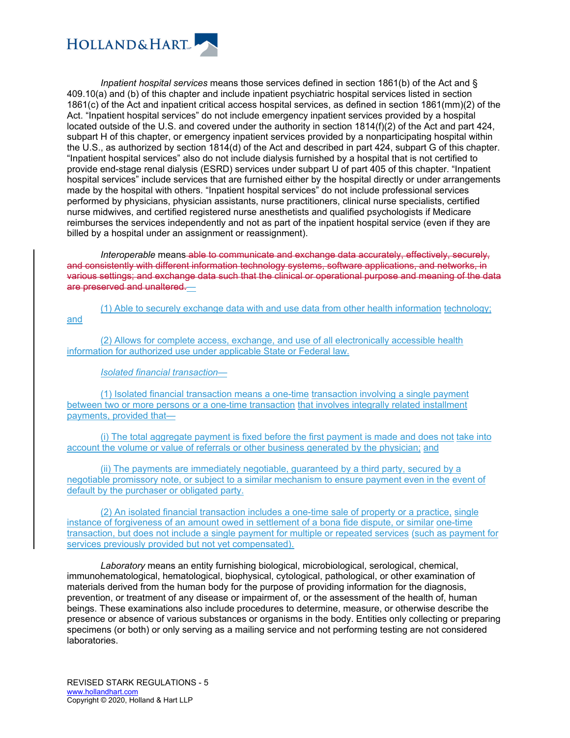*Inpatient hospital services* means those services defined in section 1861(b) of the Act and § 409.10(a) and (b) of this chapter and include inpatient psychiatric hospital services listed in section 1861(c) of the Act and inpatient critical access hospital services, as defined in section 1861(mm)(2) of the Act. "Inpatient hospital services" do not include emergency inpatient services provided by a hospital located outside of the U.S. and covered under the authority in section 1814(f)(2) of the Act and part 424, subpart H of this chapter, or emergency inpatient services provided by a nonparticipating hospital within the U.S., as authorized by section 1814(d) of the Act and described in part 424, subpart G of this chapter. "Inpatient hospital services" also do not include dialysis furnished by a hospital that is not certified to provide end-stage renal dialysis (ESRD) services under subpart U of part 405 of this chapter. "Inpatient hospital services" include services that are furnished either by the hospital directly or under arrangements made by the hospital with others. "Inpatient hospital services" do not include professional services performed by physicians, physician assistants, nurse practitioners, clinical nurse specialists, certified nurse midwives, and certified registered nurse anesthetists and qualified psychologists if Medicare reimburses the services independently and not as part of the inpatient hospital service (even if they are billed by a hospital under an assignment or reassignment).

*Interoperable* means ~~able to communicate and exchange data accurately, effectively, securely, and consistently with different information technology systems, software applications, and networks, in various settings; and exchange data such that the clinical or operational purpose and meaning of the data are preserved and unaltered.~~—

(1) Able to securely exchange data with and use data from other health information technology; and

(2) Allows for complete access, exchange, and use of all electronically accessible health information for authorized use under applicable State or Federal law.

*Isolated financial transaction*—

(1) Isolated financial transaction means a one-time transaction involving a single payment between two or more persons or a one-time transaction that involves integrally related installment payments, provided that—

(i) The total aggregate payment is fixed before the first payment is made and does not take into account the volume or value of referrals or other business generated by the physician; and

(ii) The payments are immediately negotiable, guaranteed by a third party, secured by a negotiable promissory note, or subject to a similar mechanism to ensure payment even in the event of default by the purchaser or obligated party.

(2) An isolated financial transaction includes a one-time sale of property or a practice, single instance of forgiveness of an amount owed in settlement of a bona fide dispute, or similar one-time transaction, but does not include a single payment for multiple or repeated services (such as payment for services previously provided but not yet compensated).

*Laboratory* means an entity furnishing biological, microbiological, serological, chemical, immunohematological, hematological, biophysical, cytological, pathological, or other examination of materials derived from the human body for the purpose of providing information for the diagnosis, prevention, or treatment of any disease or impairment of, or the assessment of the health of, human beings. These examinations also include procedures to determine, measure, or otherwise describe the presence or absence of various substances or organisms in the body. Entities only collecting or preparing specimens (or both) or only serving as a mailing service and not performing testing are not considered laboratories.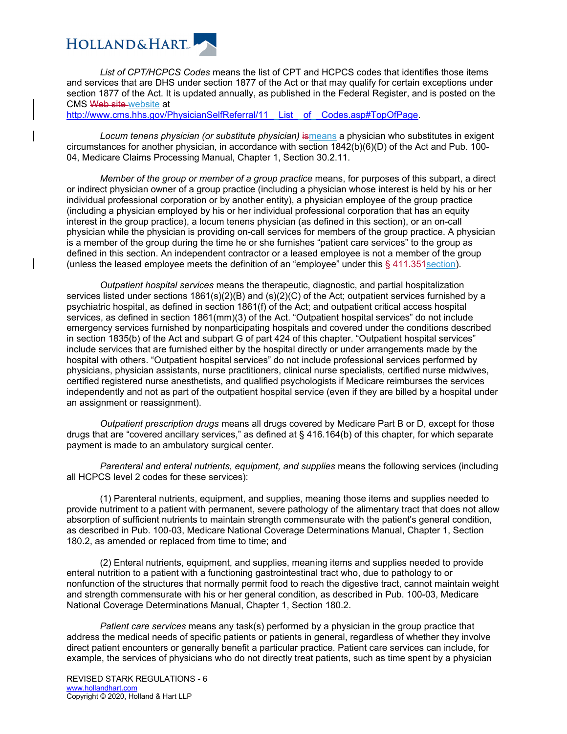*List of CPT/HCPCS Codes* means the list of CPT and HCPCS codes that identifies those items and services that are DHS under section 1877 of the Act or that may qualify for certain exceptions under section 1877 of the Act. It is updated annually, as published in the Federal Register, and is posted on the CMS ~~Web site~~ website at http://www.cms.hhs.gov/PhysicianSelfReferral/11__List__of__Codes.asp#TopOfPage.

*Locum tenens physician (or substitute physician)* ~~is~~means a physician who substitutes in exigent circumstances for another physician, in accordance with section 1842(b)(6)(D) of the Act and Pub. 100-04, Medicare Claims Processing Manual, Chapter 1, Section 30.2.11.

*Member of the group or member of a group practice* means, for purposes of this subpart, a direct or indirect physician owner of a group practice (including a physician whose interest is held by his or her individual professional corporation or by another entity), a physician employee of the group practice (including a physician employed by his or her individual professional corporation that has an equity interest in the group practice), a locum tenens physician (as defined in this section), or an on-call physician while the physician is providing on-call services for members of the group practice. A physician is a member of the group during the time he or she furnishes "patient care services" to the group as defined in this section. An independent contractor or a leased employee is not a member of the group (unless the leased employee meets the definition of an "employee" under this ~~§ 411.351~~section).

*Outpatient hospital services* means the therapeutic, diagnostic, and partial hospitalization services listed under sections 1861(s)(2)(B) and (s)(2)(C) of the Act; outpatient services furnished by a psychiatric hospital, as defined in section 1861(f) of the Act; and outpatient critical access hospital services, as defined in section 1861(mm)(3) of the Act. "Outpatient hospital services" do not include emergency services furnished by nonparticipating hospitals and covered under the conditions described in section 1835(b) of the Act and subpart G of part 424 of this chapter. "Outpatient hospital services" include services that are furnished either by the hospital directly or under arrangements made by the hospital with others. "Outpatient hospital services" do not include professional services performed by physicians, physician assistants, nurse practitioners, clinical nurse specialists, certified nurse midwives, certified registered nurse anesthetists, and qualified psychologists if Medicare reimburses the services independently and not as part of the outpatient hospital service (even if they are billed by a hospital under an assignment or reassignment).

*Outpatient prescription drugs* means all drugs covered by Medicare Part B or D, except for those drugs that are "covered ancillary services," as defined at § 416.164(b) of this chapter, for which separate payment is made to an ambulatory surgical center.

*Parenteral and enteral nutrients, equipment, and supplies* means the following services (including all HCPCS level 2 codes for these services):

(1) Parenteral nutrients, equipment, and supplies, meaning those items and supplies needed to provide nutriment to a patient with permanent, severe pathology of the alimentary tract that does not allow absorption of sufficient nutrients to maintain strength commensurate with the patient's general condition, as described in Pub. 100-03, Medicare National Coverage Determinations Manual, Chapter 1, Section 180.2, as amended or replaced from time to time; and

(2) Enteral nutrients, equipment, and supplies, meaning items and supplies needed to provide enteral nutrition to a patient with a functioning gastrointestinal tract who, due to pathology to or nonfunction of the structures that normally permit food to reach the digestive tract, cannot maintain weight and strength commensurate with his or her general condition, as described in Pub. 100-03, Medicare National Coverage Determinations Manual, Chapter 1, Section 180.2.

*Patient care services* means any task(s) performed by a physician in the group practice that address the medical needs of specific patients or patients in general, regardless of whether they involve direct patient encounters or generally benefit a particular practice. Patient care services can include, for example, the services of physicians who do not directly treat patients, such as time spent by a physician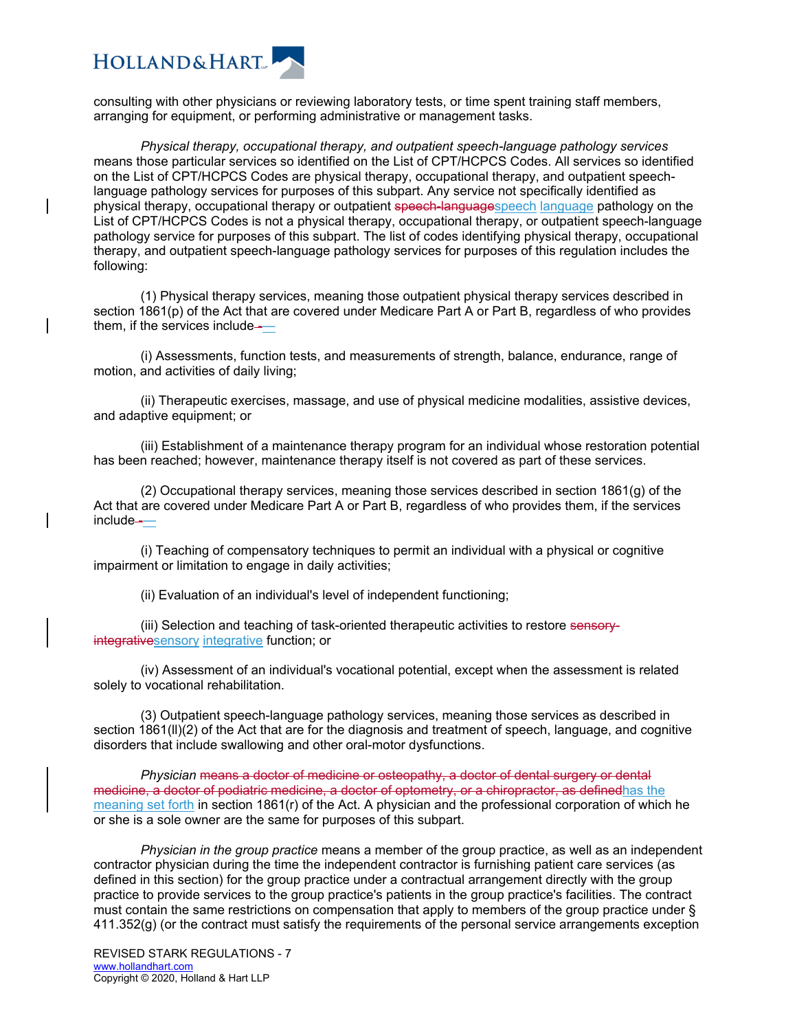consulting with other physicians or reviewing laboratory tests, or time spent training staff members, arranging for equipment, or performing administrative or management tasks.

*Physical therapy, occupational therapy, and outpatient speech-language pathology services* means those particular services so identified on the List of CPT/HCPCS Codes. All services so identified on the List of CPT/HCPCS Codes are physical therapy, occupational therapy, and outpatient speech-language pathology services for purposes of this subpart. Any service not specifically identified as physical therapy, occupational therapy or outpatient ~~speech-language~~speech language pathology on the List of CPT/HCPCS Codes is not a physical therapy, occupational therapy, or outpatient speech-language pathology service for purposes of this subpart. The list of codes identifying physical therapy, occupational therapy, and outpatient speech-language pathology services for purposes of this regulation includes the following:

(1) Physical therapy services, meaning those outpatient physical therapy services described in section 1861(p) of the Act that are covered under Medicare Part A or Part B, regardless of who provides them, if the services include~~-~~—

(i) Assessments, function tests, and measurements of strength, balance, endurance, range of motion, and activities of daily living;

(ii) Therapeutic exercises, massage, and use of physical medicine modalities, assistive devices, and adaptive equipment; or

(iii) Establishment of a maintenance therapy program for an individual whose restoration potential has been reached; however, maintenance therapy itself is not covered as part of these services.

(2) Occupational therapy services, meaning those services described in section 1861(g) of the Act that are covered under Medicare Part A or Part B, regardless of who provides them, if the services include~~-~~—

(i) Teaching of compensatory techniques to permit an individual with a physical or cognitive impairment or limitation to engage in daily activities;

(ii) Evaluation of an individual's level of independent functioning;

(iii) Selection and teaching of task-oriented therapeutic activities to restore ~~sensory-integrative~~sensory integrative function; or

(iv) Assessment of an individual's vocational potential, except when the assessment is related solely to vocational rehabilitation.

(3) Outpatient speech-language pathology services, meaning those services as described in section 1861(ll)(2) of the Act that are for the diagnosis and treatment of speech, language, and cognitive disorders that include swallowing and other oral-motor dysfunctions.

*Physician* ~~means a doctor of medicine or osteopathy, a doctor of dental surgery or dental medicine, a doctor of podiatric medicine, a doctor of optometry, or a chiropractor, as defined~~has the meaning set forth in section 1861(r) of the Act. A physician and the professional corporation of which he or she is a sole owner are the same for purposes of this subpart.

*Physician in the group practice* means a member of the group practice, as well as an independent contractor physician during the time the independent contractor is furnishing patient care services (as defined in this section) for the group practice under a contractual arrangement directly with the group practice to provide services to the group practice's patients in the group practice's facilities. The contract must contain the same restrictions on compensation that apply to members of the group practice under § 411.352(g) (or the contract must satisfy the requirements of the personal service arrangements exception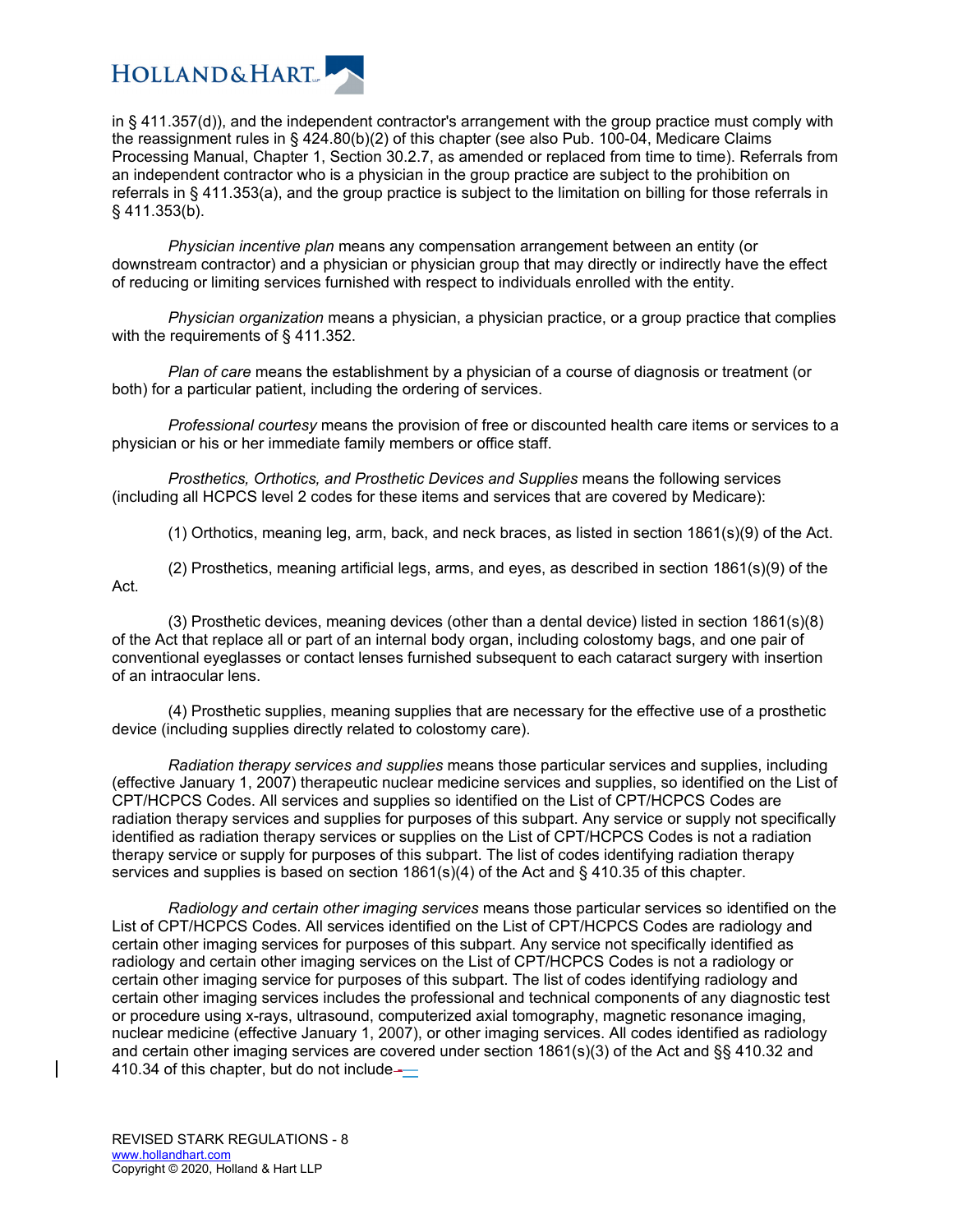in § 411.357(d)), and the independent contractor's arrangement with the group practice must comply with the reassignment rules in § 424.80(b)(2) of this chapter (see also Pub. 100-04, Medicare Claims Processing Manual, Chapter 1, Section 30.2.7, as amended or replaced from time to time). Referrals from an independent contractor who is a physician in the group practice are subject to the prohibition on referrals in § 411.353(a), and the group practice is subject to the limitation on billing for those referrals in § 411.353(b).

*Physician incentive plan* means any compensation arrangement between an entity (or downstream contractor) and a physician or physician group that may directly or indirectly have the effect of reducing or limiting services furnished with respect to individuals enrolled with the entity.

*Physician organization* means a physician, a physician practice, or a group practice that complies with the requirements of § 411.352.

*Plan of care* means the establishment by a physician of a course of diagnosis or treatment (or both) for a particular patient, including the ordering of services.

*Professional courtesy* means the provision of free or discounted health care items or services to a physician or his or her immediate family members or office staff.

*Prosthetics, Orthotics, and Prosthetic Devices and Supplies* means the following services (including all HCPCS level 2 codes for these items and services that are covered by Medicare):

(1) Orthotics, meaning leg, arm, back, and neck braces, as listed in section 1861(s)(9) of the Act.

(2) Prosthetics, meaning artificial legs, arms, and eyes, as described in section 1861(s)(9) of the Act.

(3) Prosthetic devices, meaning devices (other than a dental device) listed in section 1861(s)(8) of the Act that replace all or part of an internal body organ, including colostomy bags, and one pair of conventional eyeglasses or contact lenses furnished subsequent to each cataract surgery with insertion of an intraocular lens.

(4) Prosthetic supplies, meaning supplies that are necessary for the effective use of a prosthetic device (including supplies directly related to colostomy care).

*Radiation therapy services and supplies* means those particular services and supplies, including (effective January 1, 2007) therapeutic nuclear medicine services and supplies, so identified on the List of CPT/HCPCS Codes. All services and supplies so identified on the List of CPT/HCPCS Codes are radiation therapy services and supplies for purposes of this subpart. Any service or supply not specifically identified as radiation therapy services or supplies on the List of CPT/HCPCS Codes is not a radiation therapy service or supply for purposes of this subpart. The list of codes identifying radiation therapy services and supplies is based on section 1861(s)(4) of the Act and § 410.35 of this chapter.

*Radiology and certain other imaging services* means those particular services so identified on the List of CPT/HCPCS Codes. All services identified on the List of CPT/HCPCS Codes are radiology and certain other imaging services for purposes of this subpart. Any service not specifically identified as radiology and certain other imaging services on the List of CPT/HCPCS Codes is not a radiology or certain other imaging service for purposes of this subpart. The list of codes identifying radiology and certain other imaging services includes the professional and technical components of any diagnostic test or procedure using x-rays, ultrasound, computerized axial tomography, magnetic resonance imaging, nuclear medicine (effective January 1, 2007), or other imaging services. All codes identified as radiology and certain other imaging services are covered under section 1861(s)(3) of the Act and §§ 410.32 and 410.34 of this chapter, but do not include—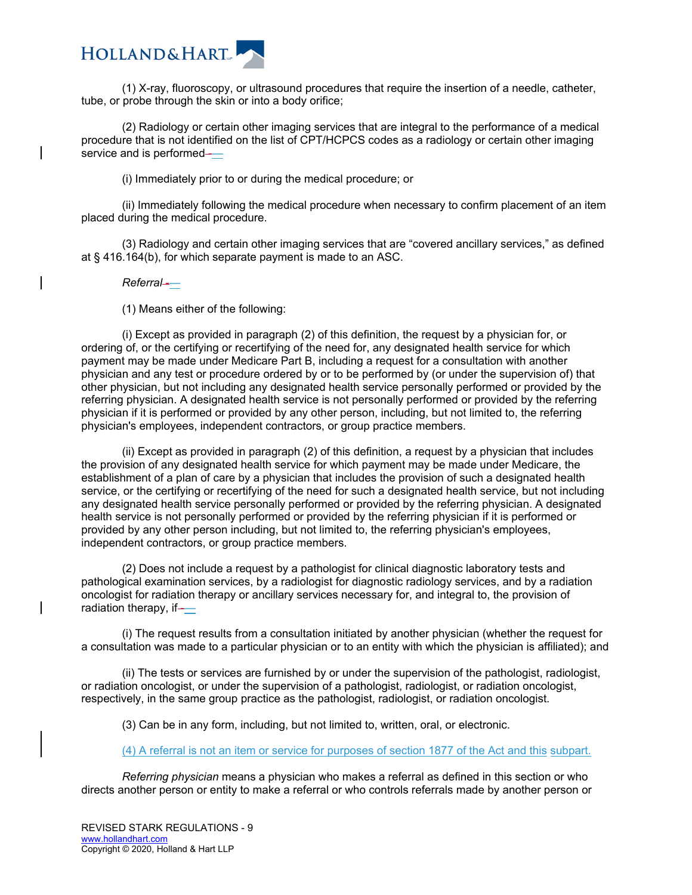(1) X-ray, fluoroscopy, or ultrasound procedures that require the insertion of a needle, catheter, tube, or probe through the skin or into a body orifice;

(2) Radiology or certain other imaging services that are integral to the performance of a medical procedure that is not identified on the list of CPT/HCPCS codes as a radiology or certain other imaging service and is performed—

(i) Immediately prior to or during the medical procedure; or

(ii) Immediately following the medical procedure when necessary to confirm placement of an item placed during the medical procedure.

(3) Radiology and certain other imaging services that are "covered ancillary services," as defined at § 416.164(b), for which separate payment is made to an ASC.

*Referral*—

(1) Means either of the following:

(i) Except as provided in paragraph (2) of this definition, the request by a physician for, or ordering of, or the certifying or recertifying of the need for, any designated health service for which payment may be made under Medicare Part B, including a request for a consultation with another physician and any test or procedure ordered by or to be performed by (or under the supervision of) that other physician, but not including any designated health service personally performed or provided by the referring physician. A designated health service is not personally performed or provided by the referring physician if it is performed or provided by any other person, including, but not limited to, the referring physician's employees, independent contractors, or group practice members.

(ii) Except as provided in paragraph (2) of this definition, a request by a physician that includes the provision of any designated health service for which payment may be made under Medicare, the establishment of a plan of care by a physician that includes the provision of such a designated health service, or the certifying or recertifying of the need for such a designated health service, but not including any designated health service personally performed or provided by the referring physician. A designated health service is not personally performed or provided by the referring physician if it is performed or provided by any other person including, but not limited to, the referring physician's employees, independent contractors, or group practice members.

(2) Does not include a request by a pathologist for clinical diagnostic laboratory tests and pathological examination services, by a radiologist for diagnostic radiology services, and by a radiation oncologist for radiation therapy or ancillary services necessary for, and integral to, the provision of radiation therapy, if—

(i) The request results from a consultation initiated by another physician (whether the request for a consultation was made to a particular physician or to an entity with which the physician is affiliated); and

(ii) The tests or services are furnished by or under the supervision of the pathologist, radiologist, or radiation oncologist, or under the supervision of a pathologist, radiologist, or radiation oncologist, respectively, in the same group practice as the pathologist, radiologist, or radiation oncologist.

(3) Can be in any form, including, but not limited to, written, oral, or electronic.

(4) A referral is not an item or service for purposes of section 1877 of the Act and this subpart.

*Referring physician* means a physician who makes a referral as defined in this section or who directs another person or entity to make a referral or who controls referrals made by another person or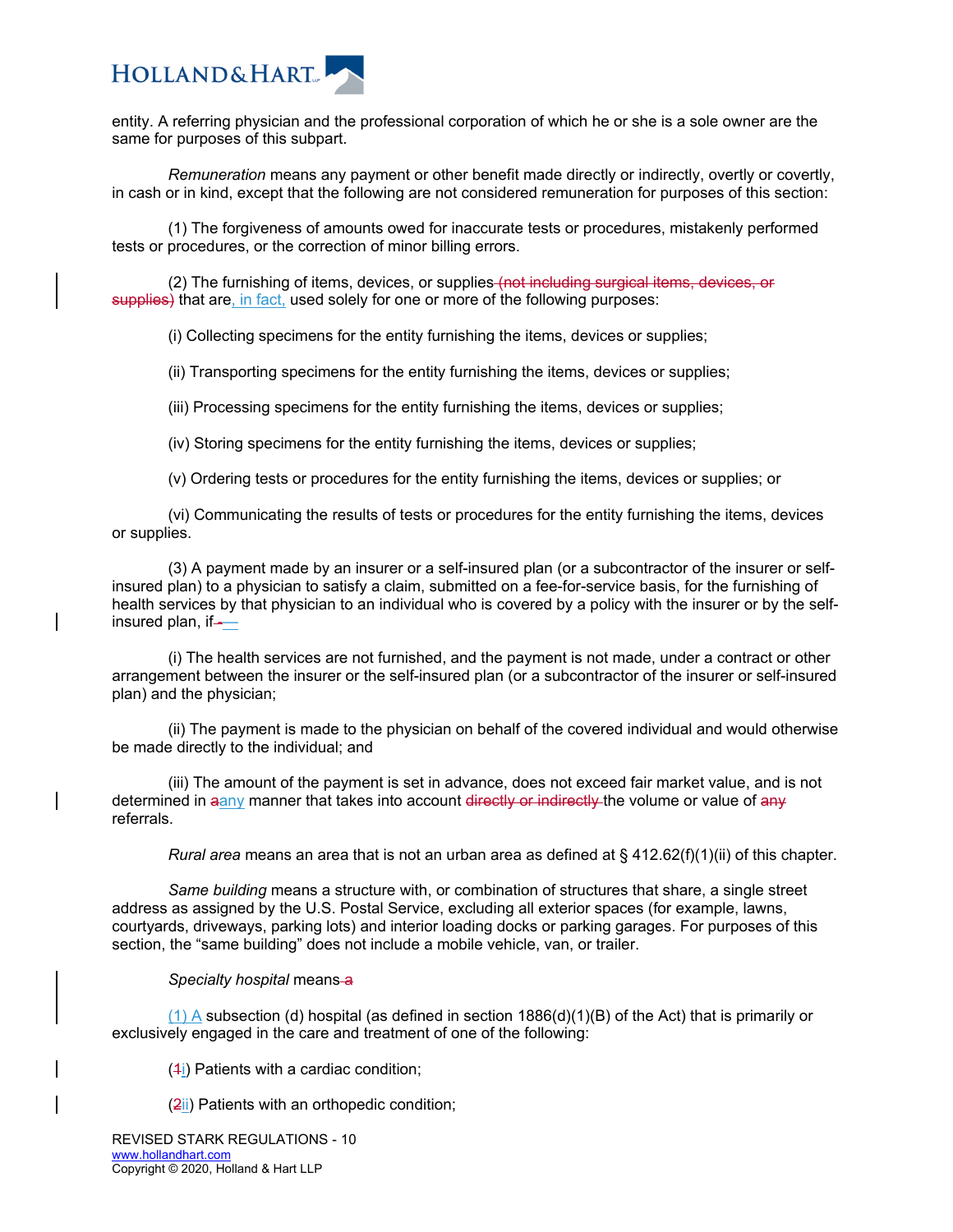entity. A referring physician and the professional corporation of which he or she is a sole owner are the same for purposes of this subpart.

*Remuneration* means any payment or other benefit made directly or indirectly, overtly or covertly, in cash or in kind, except that the following are not considered remuneration for purposes of this section:

(1) The forgiveness of amounts owed for inaccurate tests or procedures, mistakenly performed tests or procedures, or the correction of minor billing errors.

(2) The furnishing of items, devices, or supplies ~~(not including surgical items, devices, or supplies)~~ that are, in fact, used solely for one or more of the following purposes:

(i) Collecting specimens for the entity furnishing the items, devices or supplies;

(ii) Transporting specimens for the entity furnishing the items, devices or supplies;

(iii) Processing specimens for the entity furnishing the items, devices or supplies;

(iv) Storing specimens for the entity furnishing the items, devices or supplies;

(v) Ordering tests or procedures for the entity furnishing the items, devices or supplies; or

(vi) Communicating the results of tests or procedures for the entity furnishing the items, devices or supplies.

(3) A payment made by an insurer or a self-insured plan (or a subcontractor of the insurer or self-insured plan) to a physician to satisfy a claim, submitted on a fee-for-service basis, for the furnishing of health services by that physician to an individual who is covered by a policy with the insurer or by the self-insured plan, if ~~-~~—

(i) The health services are not furnished, and the payment is not made, under a contract or other arrangement between the insurer or the self-insured plan (or a subcontractor of the insurer or self-insured plan) and the physician;

(ii) The payment is made to the physician on behalf of the covered individual and would otherwise be made directly to the individual; and

(iii) The amount of the payment is set in advance, does not exceed fair market value, and is not determined in ~~a~~any manner that takes into account ~~directly or indirectly~~ the volume or value of ~~any~~ referrals.

*Rural area* means an area that is not an urban area as defined at § 412.62(f)(1)(ii) of this chapter.

*Same building* means a structure with, or combination of structures that share, a single street address as assigned by the U.S. Postal Service, excluding all exterior spaces (for example, lawns, courtyards, driveways, parking lots) and interior loading docks or parking garages. For purposes of this section, the "same building" does not include a mobile vehicle, van, or trailer.

*Specialty hospital* means ~~a~~

(1) A subsection (d) hospital (as defined in section 1886(d)(1)(B) of the Act) that is primarily or exclusively engaged in the care and treatment of one of the following:

(~~1~~i) Patients with a cardiac condition;

(~~2~~ii) Patients with an orthopedic condition;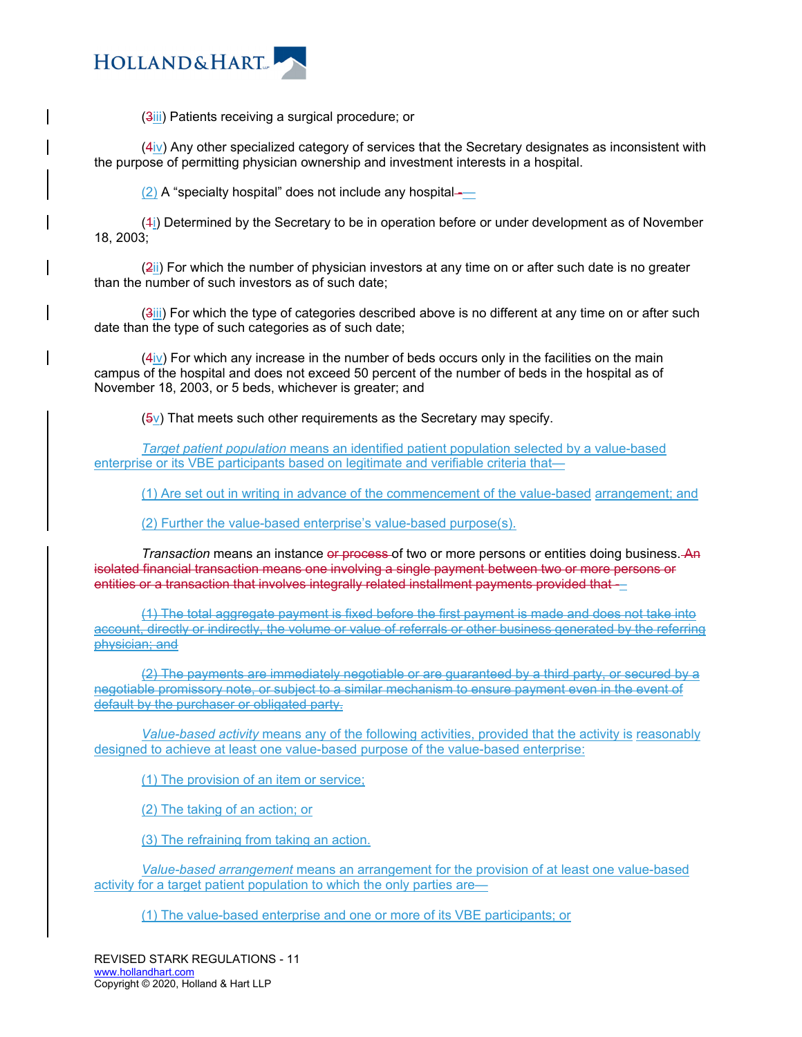(~~3~~iii) Patients receiving a surgical procedure; or

(~~4~~iv) Any other specialized category of services that the Secretary designates as inconsistent with the purpose of permitting physician ownership and investment interests in a hospital.

(2) A "specialty hospital" does not include any hospital~~-~~—

(~~1~~i) Determined by the Secretary to be in operation before or under development as of November 18, 2003;

(~~2~~ii) For which the number of physician investors at any time on or after such date is no greater than the number of such investors as of such date;

(~~3~~iii) For which the type of categories described above is no different at any time on or after such date than the type of such categories as of such date;

(~~4~~iv) For which any increase in the number of beds occurs only in the facilities on the main campus of the hospital and does not exceed 50 percent of the number of beds in the hospital as of November 18, 2003, or 5 beds, whichever is greater; and

(~~5~~v) That meets such other requirements as the Secretary may specify.

*Target patient population* means an identified patient population selected by a value-based enterprise or its VBE participants based on legitimate and verifiable criteria that—

(1) Are set out in writing in advance of the commencement of the value-based arrangement; and

(2) Further the value-based enterprise's value-based purpose(s).

*Transaction* means an instance ~~or process~~ of two or more persons or entities doing business. ~~An isolated financial transaction means one involving a single payment between two or more persons or entities or a transaction that involves integrally related installment payments provided that -~~

~~(1) The total aggregate payment is fixed before the first payment is made and does not take into account, directly or indirectly, the volume or value of referrals or other business generated by the referring physician; and~~

~~(2) The payments are immediately negotiable or are guaranteed by a third party, or secured by a negotiable promissory note, or subject to a similar mechanism to ensure payment even in the event of default by the purchaser or obligated party.~~

*Value-based activity* means any of the following activities, provided that the activity is reasonably designed to achieve at least one value-based purpose of the value-based enterprise:

(1) The provision of an item or service;

(2) The taking of an action; or

(3) The refraining from taking an action.

*Value-based arrangement* means an arrangement for the provision of at least one value-based activity for a target patient population to which the only parties are—

(1) The value-based enterprise and one or more of its VBE participants; or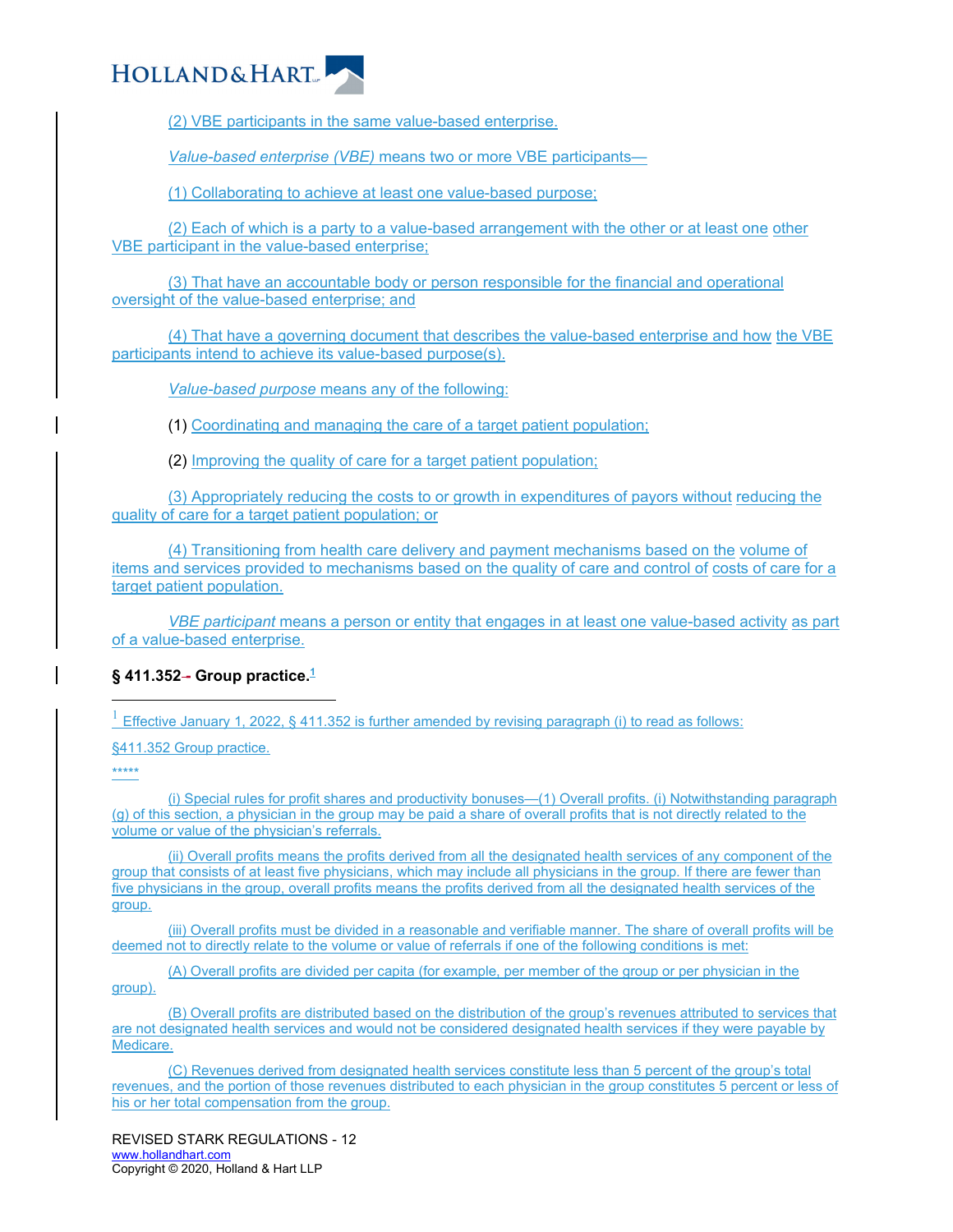(2) VBE participants in the same value-based enterprise.

*Value-based enterprise (VBE)* means two or more VBE participants—

(1) Collaborating to achieve at least one value-based purpose;

(2) Each of which is a party to a value-based arrangement with the other or at least one other VBE participant in the value-based enterprise;

(3) That have an accountable body or person responsible for the financial and operational oversight of the value-based enterprise; and

(4) That have a governing document that describes the value-based enterprise and how the VBE participants intend to achieve its value-based purpose(s).

*Value-based purpose* means any of the following:

(1) Coordinating and managing the care of a target patient population;

(2) Improving the quality of care for a target patient population;

(3) Appropriately reducing the costs to or growth in expenditures of payors without reducing the quality of care for a target patient population; or

(4) Transitioning from health care delivery and payment mechanisms based on the volume of items and services provided to mechanisms based on the quality of care and control of costs of care for a target patient population.

*VBE participant* means a person or entity that engages in at least one value-based activity as part of a value-based enterprise.

**§ 411.352 Group practice.**[1]

---

[1] Effective January 1, 2022, § 411.352 is further amended by revising paragraph (i) to read as follows:

§411.352 Group practice.

*****

(i) Special rules for profit shares and productivity bonuses—(1) Overall profits. (i) Notwithstanding paragraph (g) of this section, a physician in the group may be paid a share of overall profits that is not directly related to the volume or value of the physician's referrals.

(ii) Overall profits means the profits derived from all the designated health services of any component of the group that consists of at least five physicians, which may include all physicians in the group. If there are fewer than five physicians in the group, overall profits means the profits derived from all the designated health services of the group.

(iii) Overall profits must be divided in a reasonable and verifiable manner. The share of overall profits will be deemed not to directly relate to the volume or value of referrals if one of the following conditions is met:

(A) Overall profits are divided per capita (for example, per member of the group or per physician in the group).

(B) Overall profits are distributed based on the distribution of the group's revenues attributed to services that are not designated health services and would not be considered designated health services if they were payable by Medicare.

(C) Revenues derived from designated health services constitute less than 5 percent of the group's total revenues, and the portion of those revenues distributed to each physician in the group constitutes 5 percent or less of his or her total compensation from the group.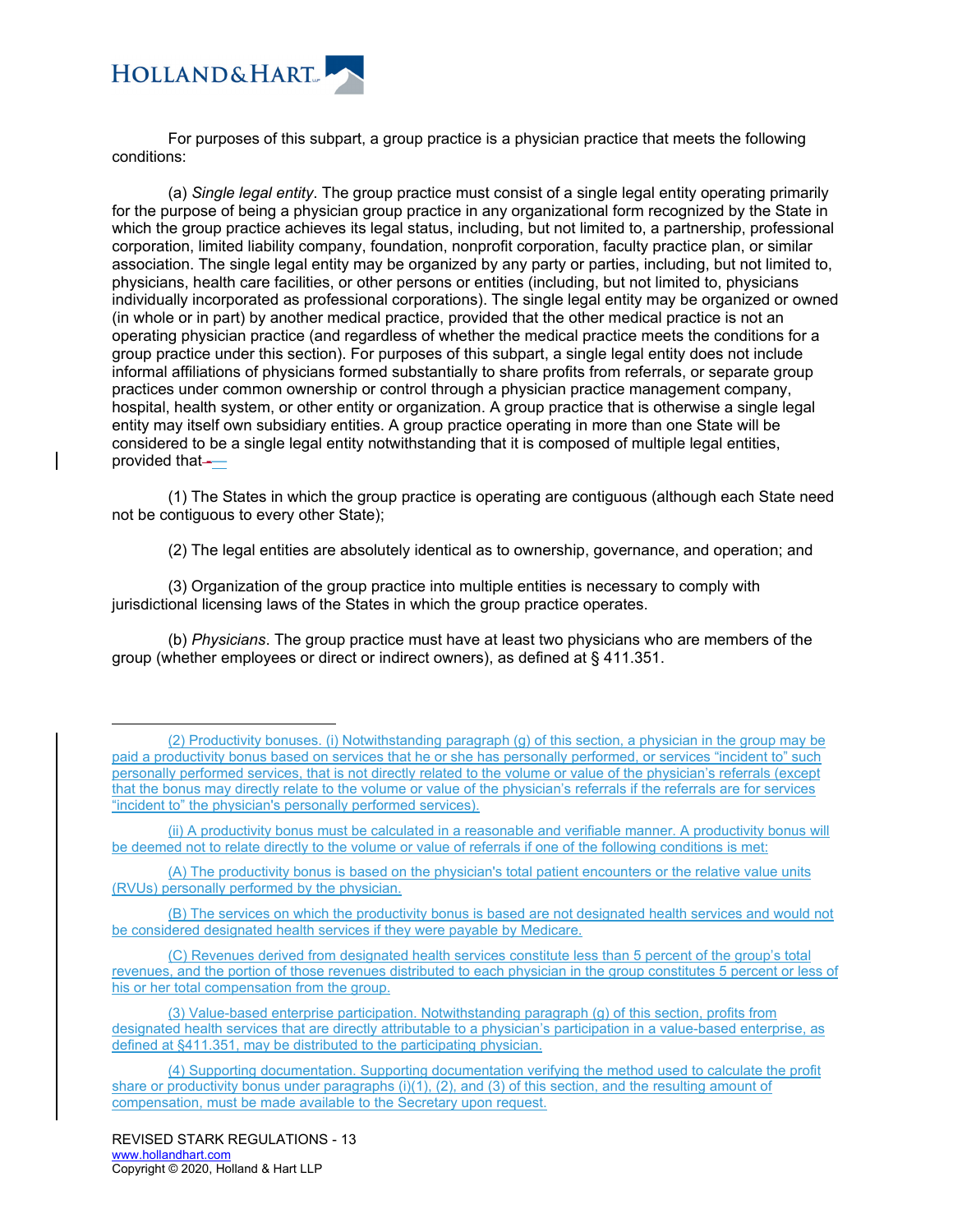For purposes of this subpart, a group practice is a physician practice that meets the following conditions:

(a) *Single legal entity*. The group practice must consist of a single legal entity operating primarily for the purpose of being a physician group practice in any organizational form recognized by the State in which the group practice achieves its legal status, including, but not limited to, a partnership, professional corporation, limited liability company, foundation, nonprofit corporation, faculty practice plan, or similar association. The single legal entity may be organized by any party or parties, including, but not limited to, physicians, health care facilities, or other persons or entities (including, but not limited to, physicians individually incorporated as professional corporations). The single legal entity may be organized or owned (in whole or in part) by another medical practice, provided that the other medical practice is not an operating physician practice (and regardless of whether the medical practice meets the conditions for a group practice under this section). For purposes of this subpart, a single legal entity does not include informal affiliations of physicians formed substantially to share profits from referrals, or separate group practices under common ownership or control through a physician practice management company, hospital, health system, or other entity or organization. A group practice that is otherwise a single legal entity may itself own subsidiary entities. A group practice operating in more than one State will be considered to be a single legal entity notwithstanding that it is composed of multiple legal entities, provided that—

(1) The States in which the group practice is operating are contiguous (although each State need not be contiguous to every other State);

(2) The legal entities are absolutely identical as to ownership, governance, and operation; and

(3) Organization of the group practice into multiple entities is necessary to comply with jurisdictional licensing laws of the States in which the group practice operates.

(b) *Physicians*. The group practice must have at least two physicians who are members of the group (whether employees or direct or indirect owners), as defined at § 411.351.

---

(2) Productivity bonuses. (i) Notwithstanding paragraph (g) of this section, a physician in the group may be paid a productivity bonus based on services that he or she has personally performed, or services "incident to" such personally performed services, that is not directly related to the volume or value of the physician's referrals (except that the bonus may directly relate to the volume or value of the physician's referrals if the referrals are for services "incident to" the physician's personally performed services).

(ii) A productivity bonus must be calculated in a reasonable and verifiable manner. A productivity bonus will be deemed not to relate directly to the volume or value of referrals if one of the following conditions is met:

(A) The productivity bonus is based on the physician's total patient encounters or the relative value units (RVUs) personally performed by the physician.

(B) The services on which the productivity bonus is based are not designated health services and would not be considered designated health services if they were payable by Medicare.

(C) Revenues derived from designated health services constitute less than 5 percent of the group's total revenues, and the portion of those revenues distributed to each physician in the group constitutes 5 percent or less of his or her total compensation from the group.

(3) Value-based enterprise participation. Notwithstanding paragraph (g) of this section, profits from designated health services that are directly attributable to a physician's participation in a value-based enterprise, as defined at §411.351, may be distributed to the participating physician.

(4) Supporting documentation. Supporting documentation verifying the method used to calculate the profit share or productivity bonus under paragraphs (i)(1), (2), and (3) of this section, and the resulting amount of compensation, must be made available to the Secretary upon request.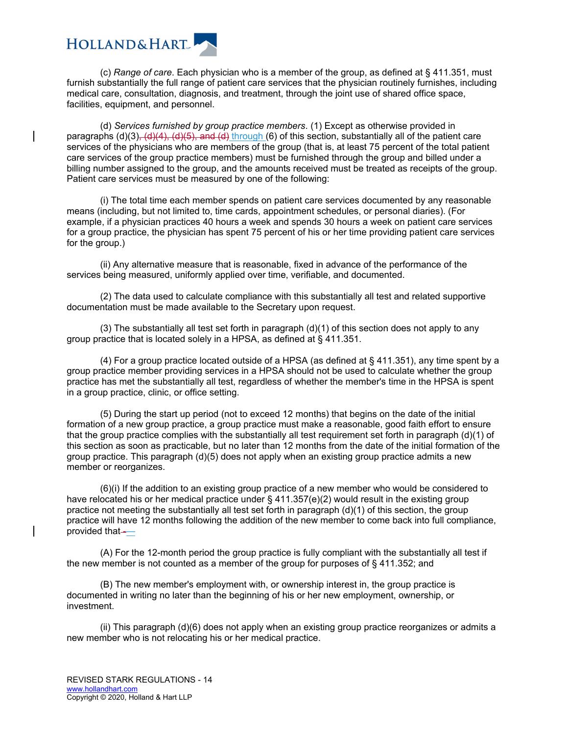(c) *Range of care*. Each physician who is a member of the group, as defined at § 411.351, must furnish substantially the full range of patient care services that the physician routinely furnishes, including medical care, consultation, diagnosis, and treatment, through the joint use of shared office space, facilities, equipment, and personnel.

(d) *Services furnished by group practice members*. (1) Except as otherwise provided in paragraphs (d)(3)~~, (d)(4), (d)(5), and (d)~~ through (6) of this section, substantially all of the patient care services of the physicians who are members of the group (that is, at least 75 percent of the total patient care services of the group practice members) must be furnished through the group and billed under a billing number assigned to the group, and the amounts received must be treated as receipts of the group. Patient care services must be measured by one of the following:

(i) The total time each member spends on patient care services documented by any reasonable means (including, but not limited to, time cards, appointment schedules, or personal diaries). (For example, if a physician practices 40 hours a week and spends 30 hours a week on patient care services for a group practice, the physician has spent 75 percent of his or her time providing patient care services for the group.)

(ii) Any alternative measure that is reasonable, fixed in advance of the performance of the services being measured, uniformly applied over time, verifiable, and documented.

(2) The data used to calculate compliance with this substantially all test and related supportive documentation must be made available to the Secretary upon request.

(3) The substantially all test set forth in paragraph (d)(1) of this section does not apply to any group practice that is located solely in a HPSA, as defined at § 411.351.

(4) For a group practice located outside of a HPSA (as defined at § 411.351), any time spent by a group practice member providing services in a HPSA should not be used to calculate whether the group practice has met the substantially all test, regardless of whether the member's time in the HPSA is spent in a group practice, clinic, or office setting.

(5) During the start up period (not to exceed 12 months) that begins on the date of the initial formation of a new group practice, a group practice must make a reasonable, good faith effort to ensure that the group practice complies with the substantially all test requirement set forth in paragraph (d)(1) of this section as soon as practicable, but no later than 12 months from the date of the initial formation of the group practice. This paragraph (d)(5) does not apply when an existing group practice admits a new member or reorganizes.

(6)(i) If the addition to an existing group practice of a new member who would be considered to have relocated his or her medical practice under § 411.357(e)(2) would result in the existing group practice not meeting the substantially all test set forth in paragraph (d)(1) of this section, the group practice will have 12 months following the addition of the new member to come back into full compliance, provided that~~-~~—

(A) For the 12-month period the group practice is fully compliant with the substantially all test if the new member is not counted as a member of the group for purposes of § 411.352; and

(B) The new member's employment with, or ownership interest in, the group practice is documented in writing no later than the beginning of his or her new employment, ownership, or investment.

(ii) This paragraph (d)(6) does not apply when an existing group practice reorganizes or admits a new member who is not relocating his or her medical practice.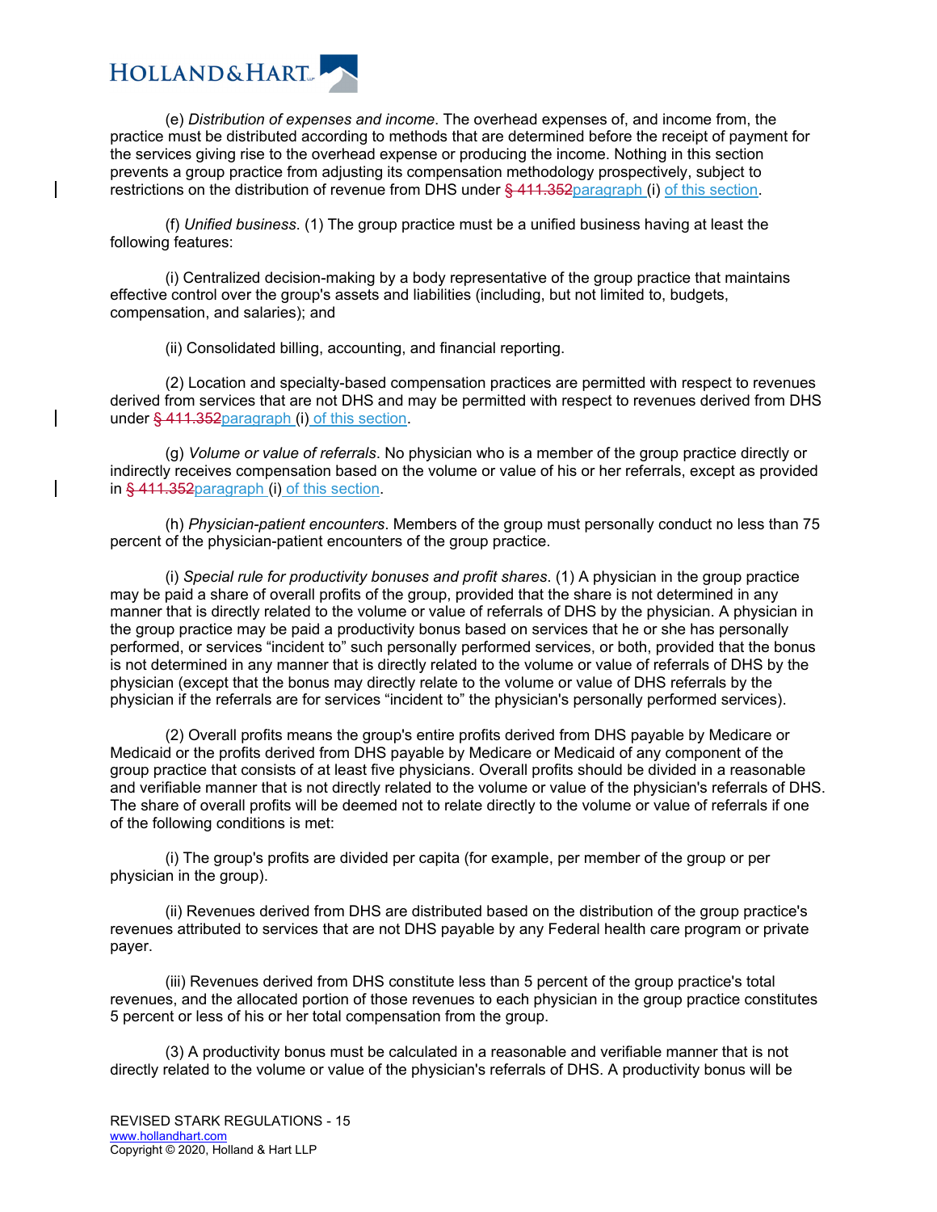(e) *Distribution of expenses and income*. The overhead expenses of, and income from, the practice must be distributed according to methods that are determined before the receipt of payment for the services giving rise to the overhead expense or producing the income. Nothing in this section prevents a group practice from adjusting its compensation methodology prospectively, subject to restrictions on the distribution of revenue from DHS under ~~§ 411.352~~paragraph (i) of this section.

(f) *Unified business*. (1) The group practice must be a unified business having at least the following features:

(i) Centralized decision-making by a body representative of the group practice that maintains effective control over the group's assets and liabilities (including, but not limited to, budgets, compensation, and salaries); and

(ii) Consolidated billing, accounting, and financial reporting.

(2) Location and specialty-based compensation practices are permitted with respect to revenues derived from services that are not DHS and may be permitted with respect to revenues derived from DHS under ~~§ 411.352~~paragraph (i) of this section.

(g) *Volume or value of referrals*. No physician who is a member of the group practice directly or indirectly receives compensation based on the volume or value of his or her referrals, except as provided in ~~§ 411.352~~paragraph (i) of this section.

(h) *Physician-patient encounters*. Members of the group must personally conduct no less than 75 percent of the physician-patient encounters of the group practice.

(i) *Special rule for productivity bonuses and profit shares*. (1) A physician in the group practice may be paid a share of overall profits of the group, provided that the share is not determined in any manner that is directly related to the volume or value of referrals of DHS by the physician. A physician in the group practice may be paid a productivity bonus based on services that he or she has personally performed, or services "incident to" such personally performed services, or both, provided that the bonus is not determined in any manner that is directly related to the volume or value of referrals of DHS by the physician (except that the bonus may directly relate to the volume or value of DHS referrals by the physician if the referrals are for services "incident to" the physician's personally performed services).

(2) Overall profits means the group's entire profits derived from DHS payable by Medicare or Medicaid or the profits derived from DHS payable by Medicare or Medicaid of any component of the group practice that consists of at least five physicians. Overall profits should be divided in a reasonable and verifiable manner that is not directly related to the volume or value of the physician's referrals of DHS. The share of overall profits will be deemed not to relate directly to the volume or value of referrals if one of the following conditions is met:

(i) The group's profits are divided per capita (for example, per member of the group or per physician in the group).

(ii) Revenues derived from DHS are distributed based on the distribution of the group practice's revenues attributed to services that are not DHS payable by any Federal health care program or private payer.

(iii) Revenues derived from DHS constitute less than 5 percent of the group practice's total revenues, and the allocated portion of those revenues to each physician in the group practice constitutes 5 percent or less of his or her total compensation from the group.

(3) A productivity bonus must be calculated in a reasonable and verifiable manner that is not directly related to the volume or value of the physician's referrals of DHS. A productivity bonus will be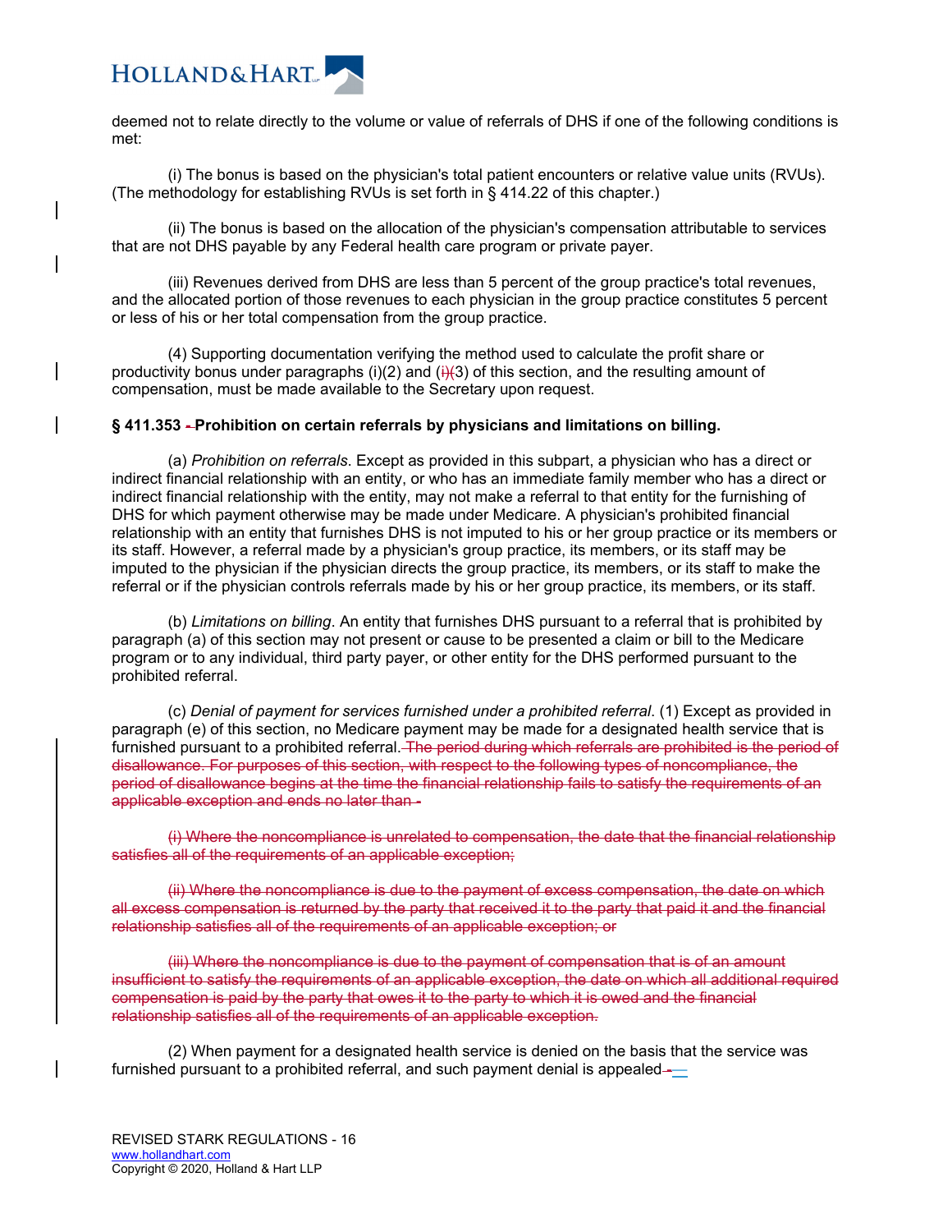deemed not to relate directly to the volume or value of referrals of DHS if one of the following conditions is met:

(i) The bonus is based on the physician's total patient encounters or relative value units (RVUs). (The methodology for establishing RVUs is set forth in § 414.22 of this chapter.)

(ii) The bonus is based on the allocation of the physician's compensation attributable to services that are not DHS payable by any Federal health care program or private payer.

(iii) Revenues derived from DHS are less than 5 percent of the group practice's total revenues, and the allocated portion of those revenues to each physician in the group practice constitutes 5 percent or less of his or her total compensation from the group practice.

(4) Supporting documentation verifying the method used to calculate the profit share or productivity bonus under paragraphs (i)(2) and (~~i)~~(3) of this section, and the resulting amount of compensation, must be made available to the Secretary upon request.

**§ 411.353 ~~-~~ Prohibition on certain referrals by physicians and limitations on billing.**

(a) *Prohibition on referrals*. Except as provided in this subpart, a physician who has a direct or indirect financial relationship with an entity, or who has an immediate family member who has a direct or indirect financial relationship with the entity, may not make a referral to that entity for the furnishing of DHS for which payment otherwise may be made under Medicare. A physician's prohibited financial relationship with an entity that furnishes DHS is not imputed to his or her group practice or its members or its staff. However, a referral made by a physician's group practice, its members, or its staff may be imputed to the physician if the physician directs the group practice, its members, or its staff to make the referral or if the physician controls referrals made by his or her group practice, its members, or its staff.

(b) *Limitations on billing*. An entity that furnishes DHS pursuant to a referral that is prohibited by paragraph (a) of this section may not present or cause to be presented a claim or bill to the Medicare program or to any individual, third party payer, or other entity for the DHS performed pursuant to the prohibited referral.

(c) *Denial of payment for services furnished under a prohibited referral*. (1) Except as provided in paragraph (e) of this section, no Medicare payment may be made for a designated health service that is furnished pursuant to a prohibited referral. ~~The period during which referrals are prohibited is the period of disallowance. For purposes of this section, with respect to the following types of noncompliance, the period of disallowance begins at the time the financial relationship fails to satisfy the requirements of an applicable exception and ends no later than -~~

~~(i) Where the noncompliance is unrelated to compensation, the date that the financial relationship satisfies all of the requirements of an applicable exception;~~

~~(ii) Where the noncompliance is due to the payment of excess compensation, the date on which all excess compensation is returned by the party that received it to the party that paid it and the financial relationship satisfies all of the requirements of an applicable exception; or~~

~~(iii) Where the noncompliance is due to the payment of compensation that is of an amount insufficient to satisfy the requirements of an applicable exception, the date on which all additional required compensation is paid by the party that owes it to the party to which it is owed and the financial relationship satisfies all of the requirements of an applicable exception.~~

(2) When payment for a designated health service is denied on the basis that the service was furnished pursuant to a prohibited referral, and such payment denial is appealed~~-~~—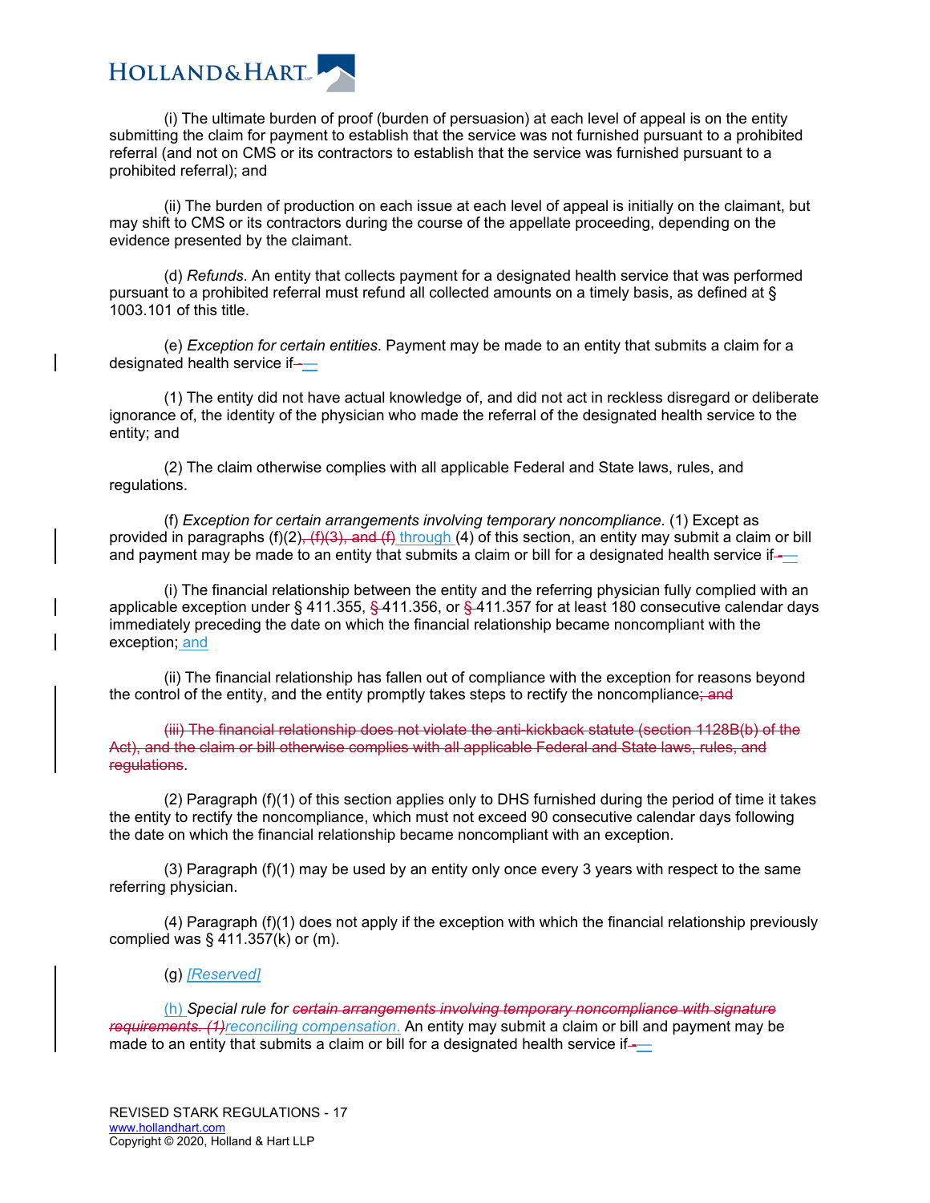(i) The ultimate burden of proof (burden of persuasion) at each level of appeal is on the entity submitting the claim for payment to establish that the service was not furnished pursuant to a prohibited referral (and not on CMS or its contractors to establish that the service was furnished pursuant to a prohibited referral); and

(ii) The burden of production on each issue at each level of appeal is initially on the claimant, but may shift to CMS or its contractors during the course of the appellate proceeding, depending on the evidence presented by the claimant.

(d) *Refunds*. An entity that collects payment for a designated health service that was performed pursuant to a prohibited referral must refund all collected amounts on a timely basis, as defined at § 1003.101 of this title.

(e) *Exception for certain entities*. Payment may be made to an entity that submits a claim for a designated health service if~~-~~—

(1) The entity did not have actual knowledge of, and did not act in reckless disregard or deliberate ignorance of, the identity of the physician who made the referral of the designated health service to the entity; and

(2) The claim otherwise complies with all applicable Federal and State laws, rules, and regulations.

(f) *Exception for certain arrangements involving temporary noncompliance*. (1) Except as provided in paragraphs (f)(2)~~, (f)(3), and (f)~~ through (4) of this section, an entity may submit a claim or bill and payment may be made to an entity that submits a claim or bill for a designated health service if~~-~~—

(i) The financial relationship between the entity and the referring physician fully complied with an applicable exception under § 411.355, ~~§~~ 411.356, or ~~§~~ 411.357 for at least 180 consecutive calendar days immediately preceding the date on which the financial relationship became noncompliant with the exception; and

(ii) The financial relationship has fallen out of compliance with the exception for reasons beyond the control of the entity, and the entity promptly takes steps to rectify the noncompliance~~; and~~

~~(iii) The financial relationship does not violate the anti-kickback statute (section 1128B(b) of the Act), and the claim or bill otherwise complies with all applicable Federal and State laws, rules, and regulations~~.

(2) Paragraph (f)(1) of this section applies only to DHS furnished during the period of time it takes the entity to rectify the noncompliance, which must not exceed 90 consecutive calendar days following the date on which the financial relationship became noncompliant with an exception.

(3) Paragraph (f)(1) may be used by an entity only once every 3 years with respect to the same referring physician.

(4) Paragraph (f)(1) does not apply if the exception with which the financial relationship previously complied was § 411.357(k) or (m).

(g) *[Reserved]*

(h) *Special rule for ~~certain arrangements involving temporary noncompliance with signature requirements. (1)~~reconciling compensation.* An entity may submit a claim or bill and payment may be made to an entity that submits a claim or bill for a designated health service if~~-~~—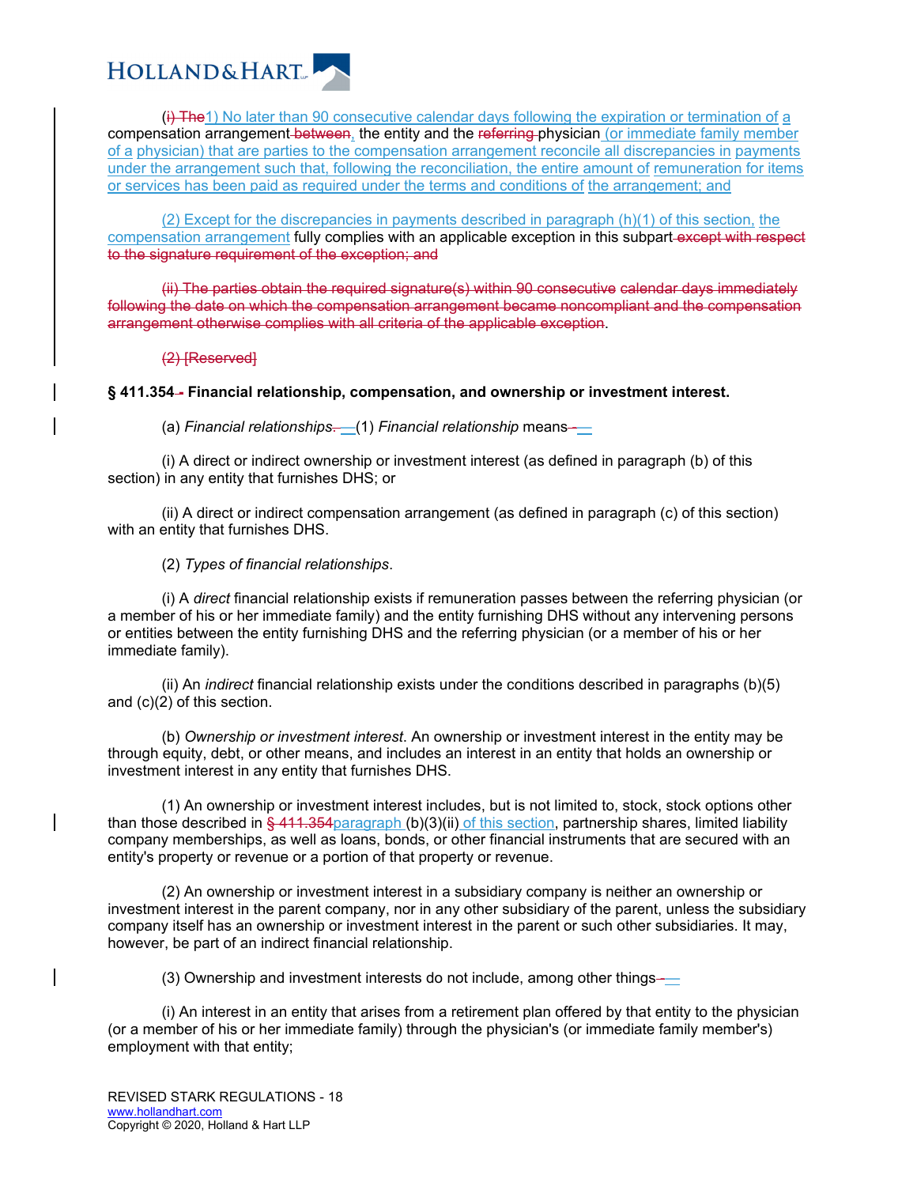(~~i) The~~1) No later than 90 consecutive calendar days following the expiration or termination of a compensation arrangement~~ between~~, the entity and the ~~referring~~ physician (or immediate family member of a physician) that are parties to the compensation arrangement reconcile all discrepancies in payments under the arrangement such that, following the reconciliation, the entire amount of remuneration for items or services has been paid as required under the terms and conditions of the arrangement; and

(2) Except for the discrepancies in payments described in paragraph (h)(1) of this section, the compensation arrangement fully complies with an applicable exception in this subpart~~ except with respect to the signature requirement of the exception; and~~

~~(ii) The parties obtain the required signature(s) within 90 consecutive calendar days immediately following the date on which the compensation arrangement became noncompliant and the compensation arrangement otherwise complies with all criteria of the applicable exception~~.

~~(2) [Reserved]~~

**§ 411.354~~ -~~ Financial relationship, compensation, and ownership or investment interest.**

(a) *Financial relationships*.~~ -~~—(1) *Financial relationship* means~~-~~—

(i) A direct or indirect ownership or investment interest (as defined in paragraph (b) of this section) in any entity that furnishes DHS; or

(ii) A direct or indirect compensation arrangement (as defined in paragraph (c) of this section) with an entity that furnishes DHS.

(2) *Types of financial relationships*.

(i) A *direct* financial relationship exists if remuneration passes between the referring physician (or a member of his or her immediate family) and the entity furnishing DHS without any intervening persons or entities between the entity furnishing DHS and the referring physician (or a member of his or her immediate family).

(ii) An *indirect* financial relationship exists under the conditions described in paragraphs (b)(5) and (c)(2) of this section.

(b) *Ownership or investment interest*. An ownership or investment interest in the entity may be through equity, debt, or other means, and includes an interest in an entity that holds an ownership or investment interest in any entity that furnishes DHS.

(1) An ownership or investment interest includes, but is not limited to, stock, stock options other than those described in ~~§ 411.354~~paragraph (b)(3)(ii) of this section, partnership shares, limited liability company memberships, as well as loans, bonds, or other financial instruments that are secured with an entity's property or revenue or a portion of that property or revenue.

(2) An ownership or investment interest in a subsidiary company is neither an ownership or investment interest in the parent company, nor in any other subsidiary of the parent, unless the subsidiary company itself has an ownership or investment interest in the parent or such other subsidiaries. It may, however, be part of an indirect financial relationship.

(3) Ownership and investment interests do not include, among other things~~-~~—

(i) An interest in an entity that arises from a retirement plan offered by that entity to the physician (or a member of his or her immediate family) through the physician's (or immediate family member's) employment with that entity;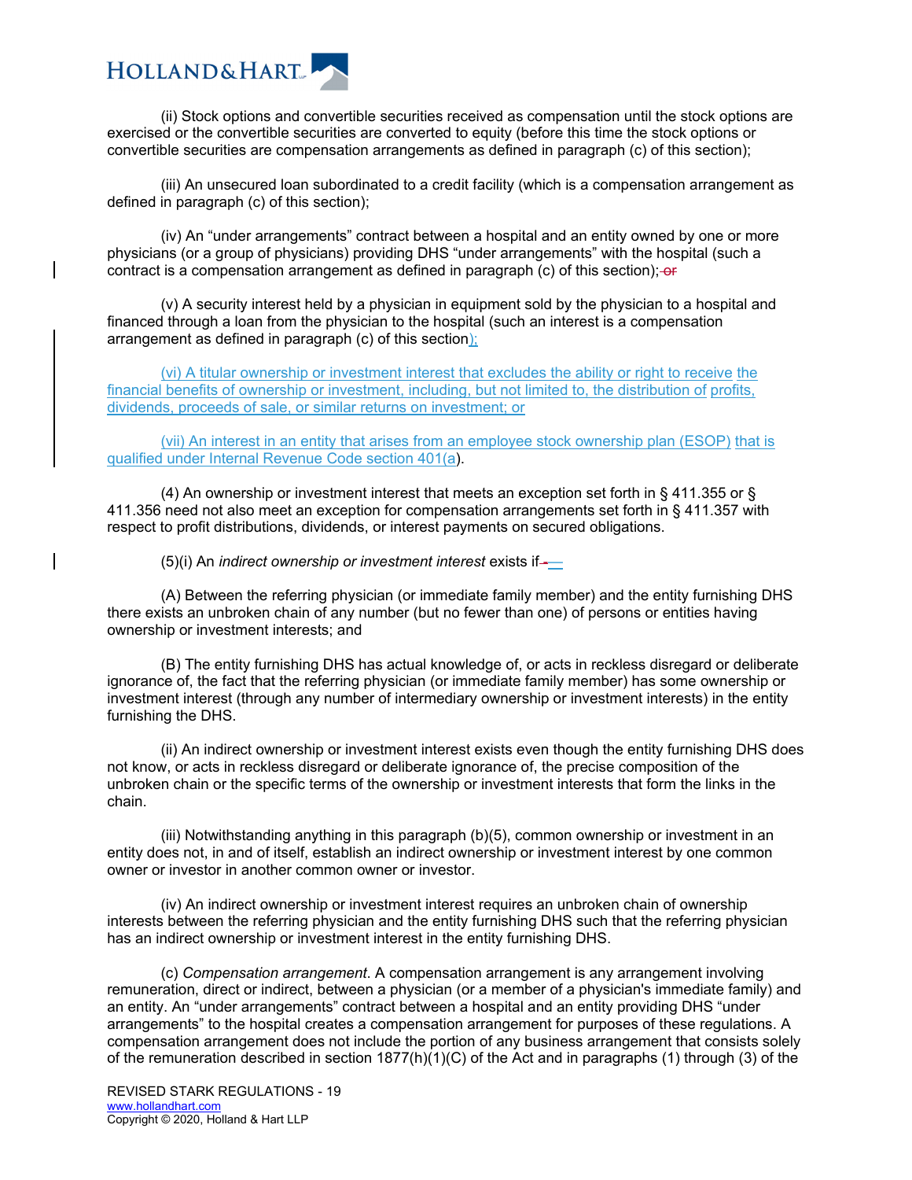(ii) Stock options and convertible securities received as compensation until the stock options are exercised or the convertible securities are converted to equity (before this time the stock options or convertible securities are compensation arrangements as defined in paragraph (c) of this section);

(iii) An unsecured loan subordinated to a credit facility (which is a compensation arrangement as defined in paragraph (c) of this section);

(iv) An "under arrangements" contract between a hospital and an entity owned by one or more physicians (or a group of physicians) providing DHS "under arrangements" with the hospital (such a contract is a compensation arrangement as defined in paragraph (c) of this section); ~~or~~

(v) A security interest held by a physician in equipment sold by the physician to a hospital and financed through a loan from the physician to the hospital (such an interest is a compensation arrangement as defined in paragraph (c) of this section);

(vi) A titular ownership or investment interest that excludes the ability or right to receive the financial benefits of ownership or investment, including, but not limited to, the distribution of profits, dividends, proceeds of sale, or similar returns on investment; or

(vii) An interest in an entity that arises from an employee stock ownership plan (ESOP) that is qualified under Internal Revenue Code section 401(a).

(4) An ownership or investment interest that meets an exception set forth in § 411.355 or § 411.356 need not also meet an exception for compensation arrangements set forth in § 411.357 with respect to profit distributions, dividends, or interest payments on secured obligations.

(5)(i) An *indirect ownership or investment interest* exists if—

(A) Between the referring physician (or immediate family member) and the entity furnishing DHS there exists an unbroken chain of any number (but no fewer than one) of persons or entities having ownership or investment interests; and

(B) The entity furnishing DHS has actual knowledge of, or acts in reckless disregard or deliberate ignorance of, the fact that the referring physician (or immediate family member) has some ownership or investment interest (through any number of intermediary ownership or investment interests) in the entity furnishing the DHS.

(ii) An indirect ownership or investment interest exists even though the entity furnishing DHS does not know, or acts in reckless disregard or deliberate ignorance of, the precise composition of the unbroken chain or the specific terms of the ownership or investment interests that form the links in the chain.

(iii) Notwithstanding anything in this paragraph (b)(5), common ownership or investment in an entity does not, in and of itself, establish an indirect ownership or investment interest by one common owner or investor in another common owner or investor.

(iv) An indirect ownership or investment interest requires an unbroken chain of ownership interests between the referring physician and the entity furnishing DHS such that the referring physician has an indirect ownership or investment interest in the entity furnishing DHS.

(c) *Compensation arrangement*. A compensation arrangement is any arrangement involving remuneration, direct or indirect, between a physician (or a member of a physician's immediate family) and an entity. An "under arrangements" contract between a hospital and an entity providing DHS "under arrangements" to the hospital creates a compensation arrangement for purposes of these regulations. A compensation arrangement does not include the portion of any business arrangement that consists solely of the remuneration described in section 1877(h)(1)(C) of the Act and in paragraphs (1) through (3) of the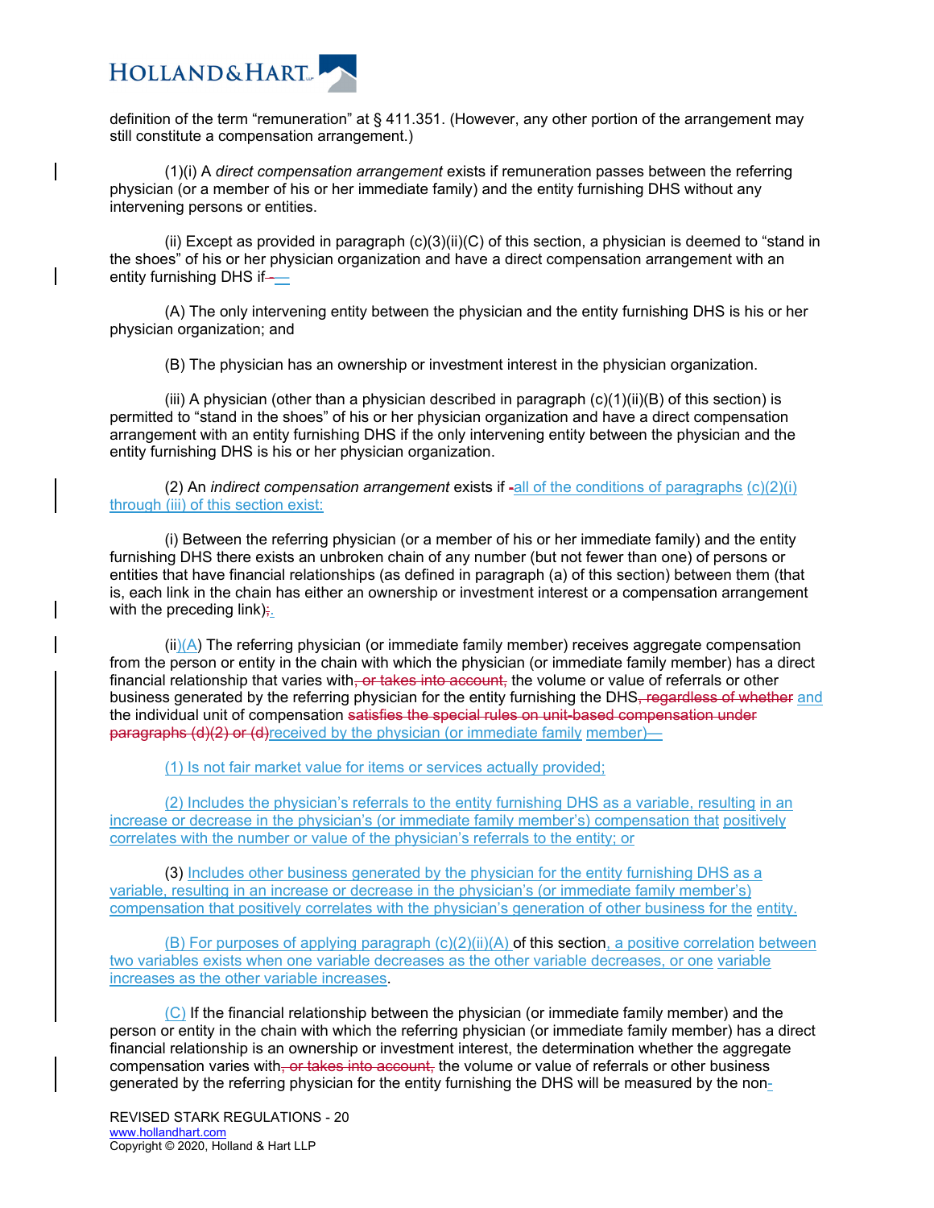definition of the term "remuneration" at § 411.351. (However, any other portion of the arrangement may still constitute a compensation arrangement.)

(1)(i) A *direct compensation arrangement* exists if remuneration passes between the referring physician (or a member of his or her immediate family) and the entity furnishing DHS without any intervening persons or entities.

(ii) Except as provided in paragraph (c)(3)(ii)(C) of this section, a physician is deemed to "stand in the shoes" of his or her physician organization and have a direct compensation arrangement with an entity furnishing DHS if-—

(A) The only intervening entity between the physician and the entity furnishing DHS is his or her physician organization; and

(B) The physician has an ownership or investment interest in the physician organization.

(iii) A physician (other than a physician described in paragraph (c)(1)(ii)(B) of this section) is permitted to "stand in the shoes" of his or her physician organization and have a direct compensation arrangement with an entity furnishing DHS if the only intervening entity between the physician and the entity furnishing DHS is his or her physician organization.

(2) An *indirect compensation arrangement* exists if -all of the conditions of paragraphs (c)(2)(i) through (iii) of this section exist:

(i) Between the referring physician (or a member of his or her immediate family) and the entity furnishing DHS there exists an unbroken chain of any number (but not fewer than one) of persons or entities that have financial relationships (as defined in paragraph (a) of this section) between them (that is, each link in the chain has either an ownership or investment interest or a compensation arrangement with the preceding link);.

(ii)(A) The referring physician (or immediate family member) receives aggregate compensation from the person or entity in the chain with which the physician (or immediate family member) has a direct financial relationship that varies with, or takes into account, the volume or value of referrals or other business generated by the referring physician for the entity furnishing the DHS, regardless of whether and the individual unit of compensation satisfies the special rules on unit-based compensation under paragraphs (d)(2) or (d)received by the physician (or immediate family member)—

(1) Is not fair market value for items or services actually provided;

(2) Includes the physician's referrals to the entity furnishing DHS as a variable, resulting in an increase or decrease in the physician's (or immediate family member's) compensation that positively correlates with the number or value of the physician's referrals to the entity; or

(3) Includes other business generated by the physician for the entity furnishing DHS as a variable, resulting in an increase or decrease in the physician's (or immediate family member's) compensation that positively correlates with the physician's generation of other business for the entity.

(B) For purposes of applying paragraph (c)(2)(ii)(A) of this section, a positive correlation between two variables exists when one variable decreases as the other variable decreases, or one variable increases as the other variable increases.

(C) If the financial relationship between the physician (or immediate family member) and the person or entity in the chain with which the referring physician (or immediate family member) has a direct financial relationship is an ownership or investment interest, the determination whether the aggregate compensation varies with, or takes into account, the volume or value of referrals or other business generated by the referring physician for the entity furnishing the DHS will be measured by the non-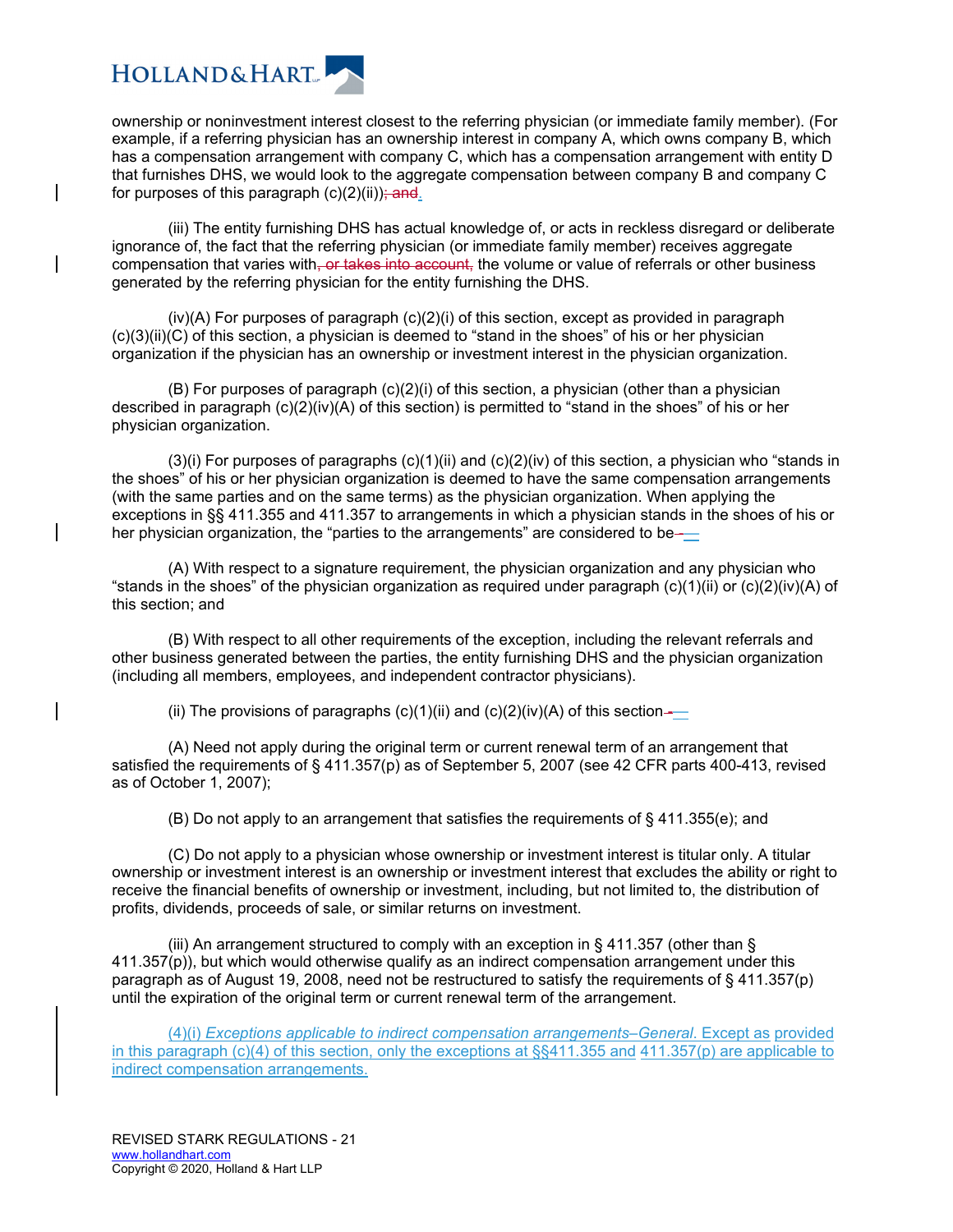ownership or noninvestment interest closest to the referring physician (or immediate family member). (For example, if a referring physician has an ownership interest in company A, which owns company B, which has a compensation arrangement with company C, which has a compensation arrangement with entity D that furnishes DHS, we would look to the aggregate compensation between company B and company C for purposes of this paragraph (c)(2)(ii)); ~~and~~.

(iii) The entity furnishing DHS has actual knowledge of, or acts in reckless disregard or deliberate ignorance of, the fact that the referring physician (or immediate family member) receives aggregate compensation that varies with~~, or takes into account,~~ the volume or value of referrals or other business generated by the referring physician for the entity furnishing the DHS.

(iv)(A) For purposes of paragraph (c)(2)(i) of this section, except as provided in paragraph (c)(3)(ii)(C) of this section, a physician is deemed to "stand in the shoes" of his or her physician organization if the physician has an ownership or investment interest in the physician organization.

(B) For purposes of paragraph (c)(2)(i) of this section, a physician (other than a physician described in paragraph (c)(2)(iv)(A) of this section) is permitted to "stand in the shoes" of his or her physician organization.

(3)(i) For purposes of paragraphs (c)(1)(ii) and (c)(2)(iv) of this section, a physician who "stands in the shoes" of his or her physician organization is deemed to have the same compensation arrangements (with the same parties and on the same terms) as the physician organization. When applying the exceptions in §§ 411.355 and 411.357 to arrangements in which a physician stands in the shoes of his or her physician organization, the "parties to the arrangements" are considered to be—

(A) With respect to a signature requirement, the physician organization and any physician who "stands in the shoes" of the physician organization as required under paragraph (c)(1)(ii) or (c)(2)(iv)(A) of this section; and

(B) With respect to all other requirements of the exception, including the relevant referrals and other business generated between the parties, the entity furnishing DHS and the physician organization (including all members, employees, and independent contractor physicians).

(ii) The provisions of paragraphs (c)(1)(ii) and (c)(2)(iv)(A) of this section—

(A) Need not apply during the original term or current renewal term of an arrangement that satisfied the requirements of § 411.357(p) as of September 5, 2007 (see 42 CFR parts 400-413, revised as of October 1, 2007);

(B) Do not apply to an arrangement that satisfies the requirements of § 411.355(e); and

(C) Do not apply to a physician whose ownership or investment interest is titular only. A titular ownership or investment interest is an ownership or investment interest that excludes the ability or right to receive the financial benefits of ownership or investment, including, but not limited to, the distribution of profits, dividends, proceeds of sale, or similar returns on investment.

(iii) An arrangement structured to comply with an exception in § 411.357 (other than § 411.357(p)), but which would otherwise qualify as an indirect compensation arrangement under this paragraph as of August 19, 2008, need not be restructured to satisfy the requirements of § 411.357(p) until the expiration of the original term or current renewal term of the arrangement.

<u>(4)(i) *Exceptions applicable to indirect compensation arrangements–General.* Except as provided in this paragraph (c)(4) of this section, only the exceptions at §§411.355 and 411.357(p) are applicable to indirect compensation arrangements.</u>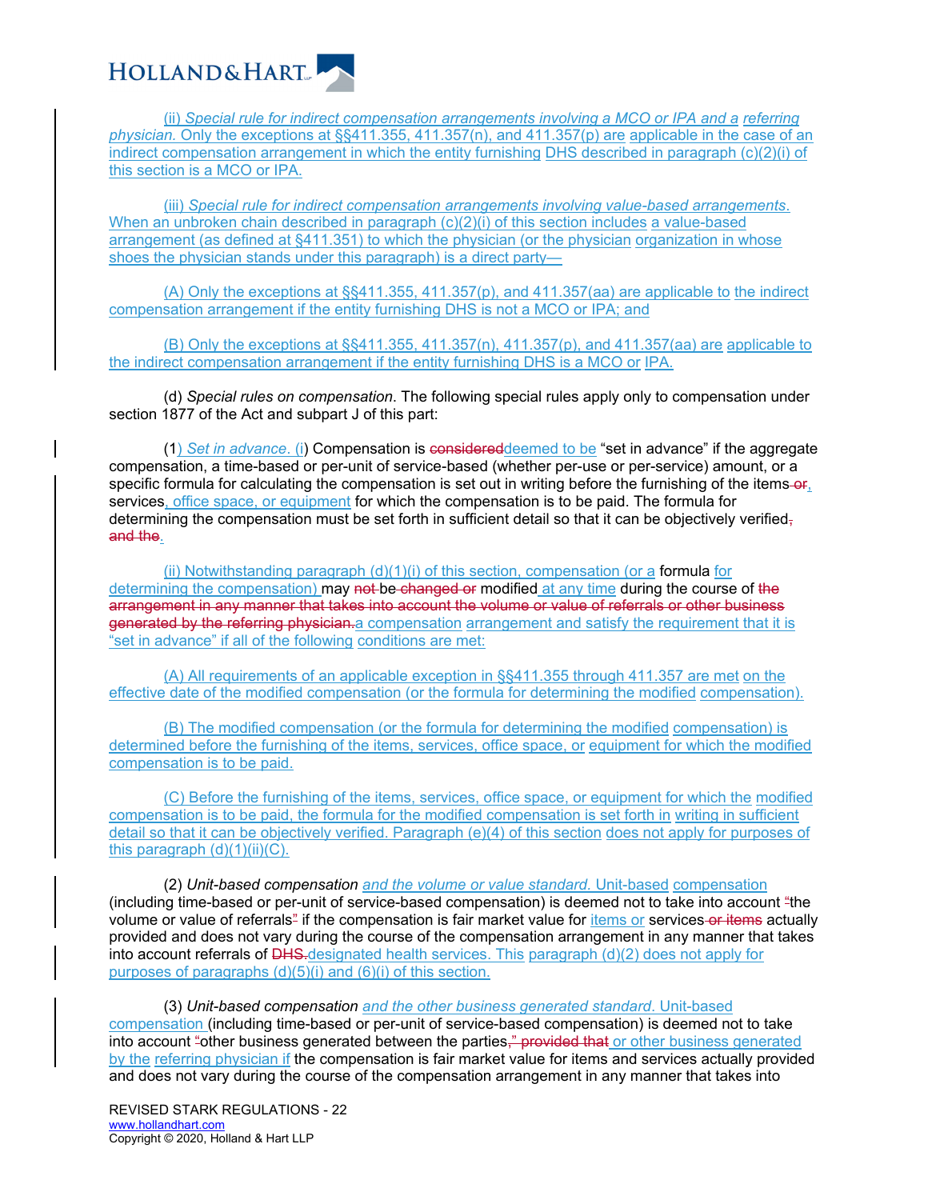(ii) *Special rule for indirect compensation arrangements involving a MCO or IPA and a referring physician.* Only the exceptions at §§411.355, 411.357(n), and 411.357(p) are applicable in the case of an indirect compensation arrangement in which the entity furnishing DHS described in paragraph (c)(2)(i) of this section is a MCO or IPA.

(iii) *Special rule for indirect compensation arrangements involving value-based arrangements.* When an unbroken chain described in paragraph (c)(2)(i) of this section includes a value-based arrangement (as defined at §411.351) to which the physician (or the physician organization in whose shoes the physician stands under this paragraph) is a direct party—

(A) Only the exceptions at §§411.355, 411.357(p), and 411.357(aa) are applicable to the indirect compensation arrangement if the entity furnishing DHS is not a MCO or IPA; and

(B) Only the exceptions at §§411.355, 411.357(n), 411.357(p), and 411.357(aa) are applicable to the indirect compensation arrangement if the entity furnishing DHS is a MCO or IPA.

(d) *Special rules on compensation*. The following special rules apply only to compensation under section 1877 of the Act and subpart J of this part:

(1) *Set in advance*. (i) Compensation is ~~considered~~deemed to be "set in advance" if the aggregate compensation, a time-based or per-unit of service-based (whether per-use or per-service) amount, or a specific formula for calculating the compensation is set out in writing before the furnishing of the items ~~or~~, services, office space, or equipment for which the compensation is to be paid. The formula for determining the compensation must be set forth in sufficient detail so that it can be objectively verified~~, and the~~.

(ii) Notwithstanding paragraph (d)(1)(i) of this section, compensation (or a formula for determining the compensation) may ~~not~~ be ~~changed or~~ modified at any time during the course of ~~the arrangement in any manner that takes into account the volume or value of referrals or other business generated by the referring physician.~~a compensation arrangement and satisfy the requirement that it is "set in advance" if all of the following conditions are met:

(A) All requirements of an applicable exception in §§411.355 through 411.357 are met on the effective date of the modified compensation (or the formula for determining the modified compensation).

(B) The modified compensation (or the formula for determining the modified compensation) is determined before the furnishing of the items, services, office space, or equipment for which the modified compensation is to be paid.

(C) Before the furnishing of the items, services, office space, or equipment for which the modified compensation is to be paid, the formula for the modified compensation is set forth in writing in sufficient detail so that it can be objectively verified. Paragraph (e)(4) of this section does not apply for purposes of this paragraph (d)(1)(ii)(C).

(2) *Unit-based compensation and the volume or value standard.* Unit-based compensation (including time-based or per-unit of service-based compensation) is deemed not to take into account ~~"~~the volume or value of referrals~~"~~ if the compensation is fair market value for items or services ~~or items~~ actually provided and does not vary during the course of the compensation arrangement in any manner that takes into account referrals of ~~DHS.~~designated health services. This paragraph (d)(2) does not apply for purposes of paragraphs (d)(5)(i) and (6)(i) of this section.

(3) *Unit-based compensation and the other business generated standard.* Unit-based compensation (including time-based or per-unit of service-based compensation) is deemed not to take into account ~~"~~other business generated between the parties~~," provided that~~ or other business generated by the referring physician if the compensation is fair market value for items and services actually provided and does not vary during the course of the compensation arrangement in any manner that takes into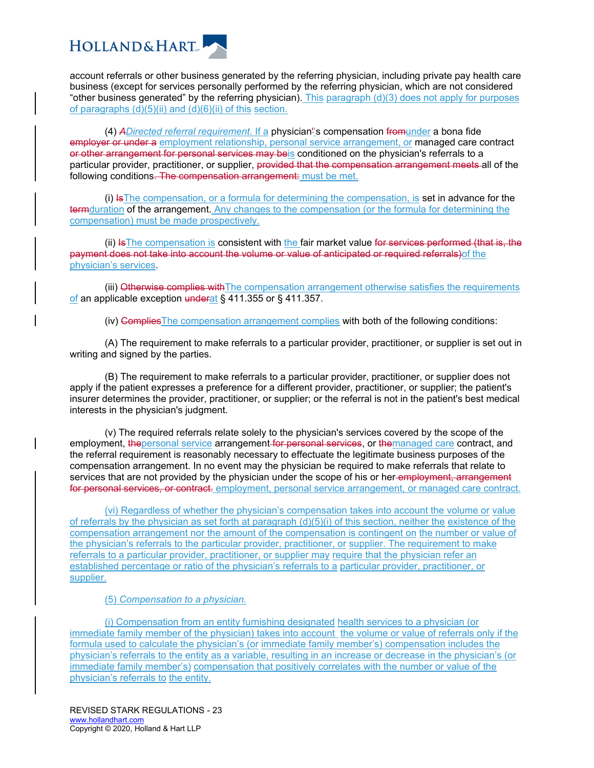account referrals or other business generated by the referring physician, including private pay health care business (except for services personally performed by the referring physician, which are not considered “other business generated” by the referring physician). This paragraph (d)(3) does not apply for purposes of paragraphs (d)(5)(ii) and (d)(6)(ii) of this section.

(4) ~~*A*~~*Directed referral requirement*. If a physician~~'~~'s compensation ~~from~~under a bona fide ~~employer or under a~~ employment relationship, personal service arrangement, or managed care contract ~~or other arrangement for personal services may be~~is conditioned on the physician's referrals to a particular provider, practitioner, or supplier, ~~provided that the compensation arrangement meets~~ all of the following conditions~~. The compensation arrangement:~~ must be met.

(i) ~~Is~~The compensation, or a formula for determining the compensation, is set in advance for the ~~term~~duration of the arrangement. Any changes to the compensation (or the formula for determining the compensation) must be made prospectively.

(ii) ~~Is~~The compensation is consistent with the fair market value ~~for services performed (that is, the payment does not take into account the volume or value of anticipated or required referrals)~~of the physician’s services.

(iii) ~~Otherwise complies with~~The compensation arrangement otherwise satisfies the requirements of an applicable exception ~~under~~at § 411.355 or § 411.357.

(iv) ~~Complies~~The compensation arrangement complies with both of the following conditions:

(A) The requirement to make referrals to a particular provider, practitioner, or supplier is set out in writing and signed by the parties.

(B) The requirement to make referrals to a particular provider, practitioner, or supplier does not apply if the patient expresses a preference for a different provider, practitioner, or supplier; the patient's insurer determines the provider, practitioner, or supplier; or the referral is not in the patient's best medical interests in the physician's judgment.

(v) The required referrals relate solely to the physician's services covered by the scope of the employment, ~~the~~personal service arrangement ~~for personal services~~, or ~~the~~managed care contract, and the referral requirement is reasonably necessary to effectuate the legitimate business purposes of the compensation arrangement. In no event may the physician be required to make referrals that relate to services that are not provided by the physician under the scope of his or her ~~employment, arrangement for personal services, or contract.~~ employment, personal service arrangement, or managed care contract.

(vi) Regardless of whether the physician’s compensation takes into account the volume or value of referrals by the physician as set forth at paragraph (d)(5)(i) of this section, neither the existence of the compensation arrangement nor the amount of the compensation is contingent on the number or value of the physician’s referrals to the particular provider, practitioner, or supplier. The requirement to make referrals to a particular provider, practitioner, or supplier may require that the physician refer an established percentage or ratio of the physician’s referrals to a particular provider, practitioner, or supplier.

(5) *Compensation to a physician.*

(i) Compensation from an entity furnishing designated health services to a physician (or immediate family member of the physician) takes into account the volume or value of referrals only if the formula used to calculate the physician’s (or immediate family member’s) compensation includes the physician’s referrals to the entity as a variable, resulting in an increase or decrease in the physician’s (or immediate family member’s) compensation that positively correlates with the number or value of the physician’s referrals to the entity.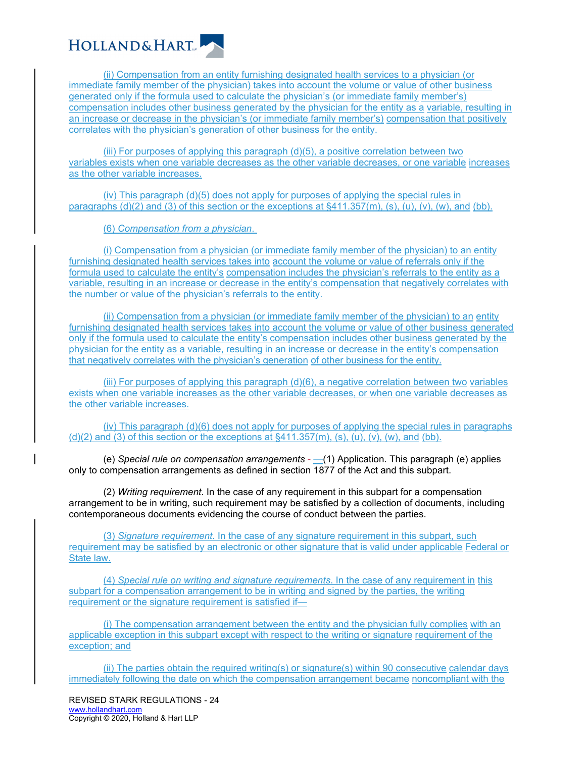(ii) Compensation from an entity furnishing designated health services to a physician (or immediate family member of the physician) takes into account the volume or value of other business generated only if the formula used to calculate the physician's (or immediate family member's) compensation includes other business generated by the physician for the entity as a variable, resulting in an increase or decrease in the physician's (or immediate family member's) compensation that positively correlates with the physician's generation of other business for the entity.

(iii) For purposes of applying this paragraph (d)(5), a positive correlation between two variables exists when one variable decreases as the other variable decreases, or one variable increases as the other variable increases.

(iv) This paragraph (d)(5) does not apply for purposes of applying the special rules in paragraphs (d)(2) and (3) of this section or the exceptions at §411.357(m), (s), (u), (v), (w), and (bb).

(6) *Compensation from a physician*.

(i) Compensation from a physician (or immediate family member of the physician) to an entity furnishing designated health services takes into account the volume or value of referrals only if the formula used to calculate the entity's compensation includes the physician's referrals to the entity as a variable, resulting in an increase or decrease in the entity's compensation that negatively correlates with the number or value of the physician's referrals to the entity.

(ii) Compensation from a physician (or immediate family member of the physician) to an entity furnishing designated health services takes into account the volume or value of other business generated only if the formula used to calculate the entity's compensation includes other business generated by the physician for the entity as a variable, resulting in an increase or decrease in the entity's compensation that negatively correlates with the physician's generation of other business for the entity.

(iii) For purposes of applying this paragraph (d)(6), a negative correlation between two variables exists when one variable increases as the other variable decreases, or when one variable decreases as the other variable increases.

(iv) This paragraph (d)(6) does not apply for purposes of applying the special rules in paragraphs (d)(2) and (3) of this section or the exceptions at §411.357(m), (s), (u), (v), (w), and (bb).

(e) *Special rule on compensation arrangements*—(1) Application. This paragraph (e) applies only to compensation arrangements as defined in section 1877 of the Act and this subpart.

(2) *Writing requirement*. In the case of any requirement in this subpart for a compensation arrangement to be in writing, such requirement may be satisfied by a collection of documents, including contemporaneous documents evidencing the course of conduct between the parties.

(3) *Signature requirement*. In the case of any signature requirement in this subpart, such requirement may be satisfied by an electronic or other signature that is valid under applicable Federal or State law.

(4) *Special rule on writing and signature requirements*. In the case of any requirement in this subpart for a compensation arrangement to be in writing and signed by the parties, the writing requirement or the signature requirement is satisfied if—

(i) The compensation arrangement between the entity and the physician fully complies with an applicable exception in this subpart except with respect to the writing or signature requirement of the exception; and

(ii) The parties obtain the required writing(s) or signature(s) within 90 consecutive calendar days immediately following the date on which the compensation arrangement became noncompliant with the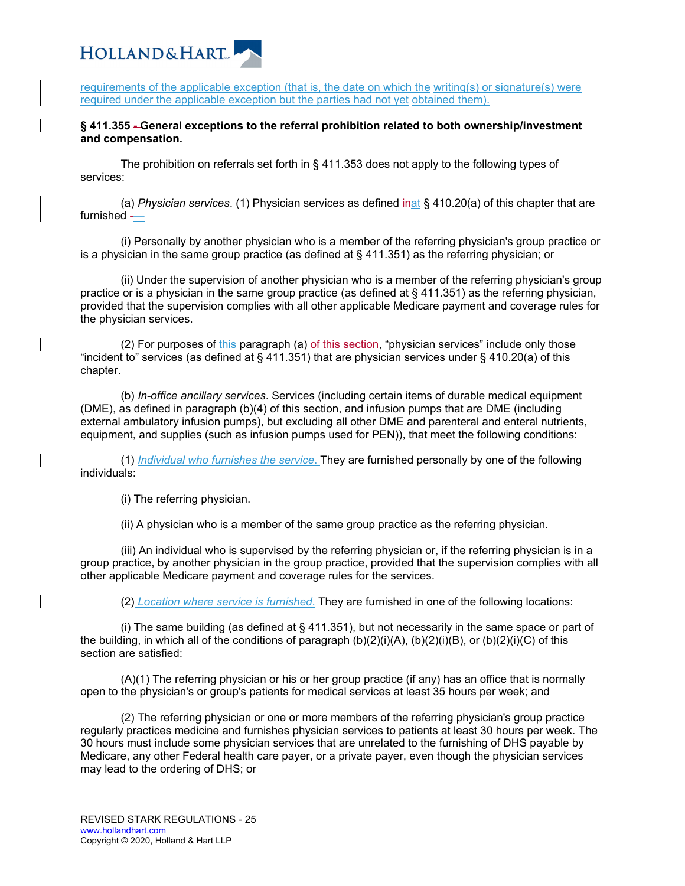requirements of the applicable exception (that is, the date on which the writing(s) or signature(s) were required under the applicable exception but the parties had not yet obtained them).

**§ 411.355 - General exceptions to the referral prohibition related to both ownership/investment and compensation.**

The prohibition on referrals set forth in § 411.353 does not apply to the following types of services:

(a) *Physician services*. (1) Physician services as defined inat § 410.20(a) of this chapter that are furnished-—

(i) Personally by another physician who is a member of the referring physician's group practice or is a physician in the same group practice (as defined at § 411.351) as the referring physician; or

(ii) Under the supervision of another physician who is a member of the referring physician's group practice or is a physician in the same group practice (as defined at § 411.351) as the referring physician, provided that the supervision complies with all other applicable Medicare payment and coverage rules for the physician services.

(2) For purposes of this paragraph (a) of this section, "physician services" include only those "incident to" services (as defined at § 411.351) that are physician services under § 410.20(a) of this chapter.

(b) *In-office ancillary services*. Services (including certain items of durable medical equipment (DME), as defined in paragraph (b)(4) of this section, and infusion pumps that are DME (including external ambulatory infusion pumps), but excluding all other DME and parenteral and enteral nutrients, equipment, and supplies (such as infusion pumps used for PEN)), that meet the following conditions:

(1) *Individual who furnishes the service.* They are furnished personally by one of the following individuals:

(i) The referring physician.

(ii) A physician who is a member of the same group practice as the referring physician.

(iii) An individual who is supervised by the referring physician or, if the referring physician is in a group practice, by another physician in the group practice, provided that the supervision complies with all other applicable Medicare payment and coverage rules for the services.

(2) *Location where service is furnished.* They are furnished in one of the following locations:

(i) The same building (as defined at § 411.351), but not necessarily in the same space or part of the building, in which all of the conditions of paragraph (b)(2)(i)(A), (b)(2)(i)(B), or (b)(2)(i)(C) of this section are satisfied:

(A)(1) The referring physician or his or her group practice (if any) has an office that is normally open to the physician's or group's patients for medical services at least 35 hours per week; and

(2) The referring physician or one or more members of the referring physician's group practice regularly practices medicine and furnishes physician services to patients at least 30 hours per week. The 30 hours must include some physician services that are unrelated to the furnishing of DHS payable by Medicare, any other Federal health care payer, or a private payer, even though the physician services may lead to the ordering of DHS; or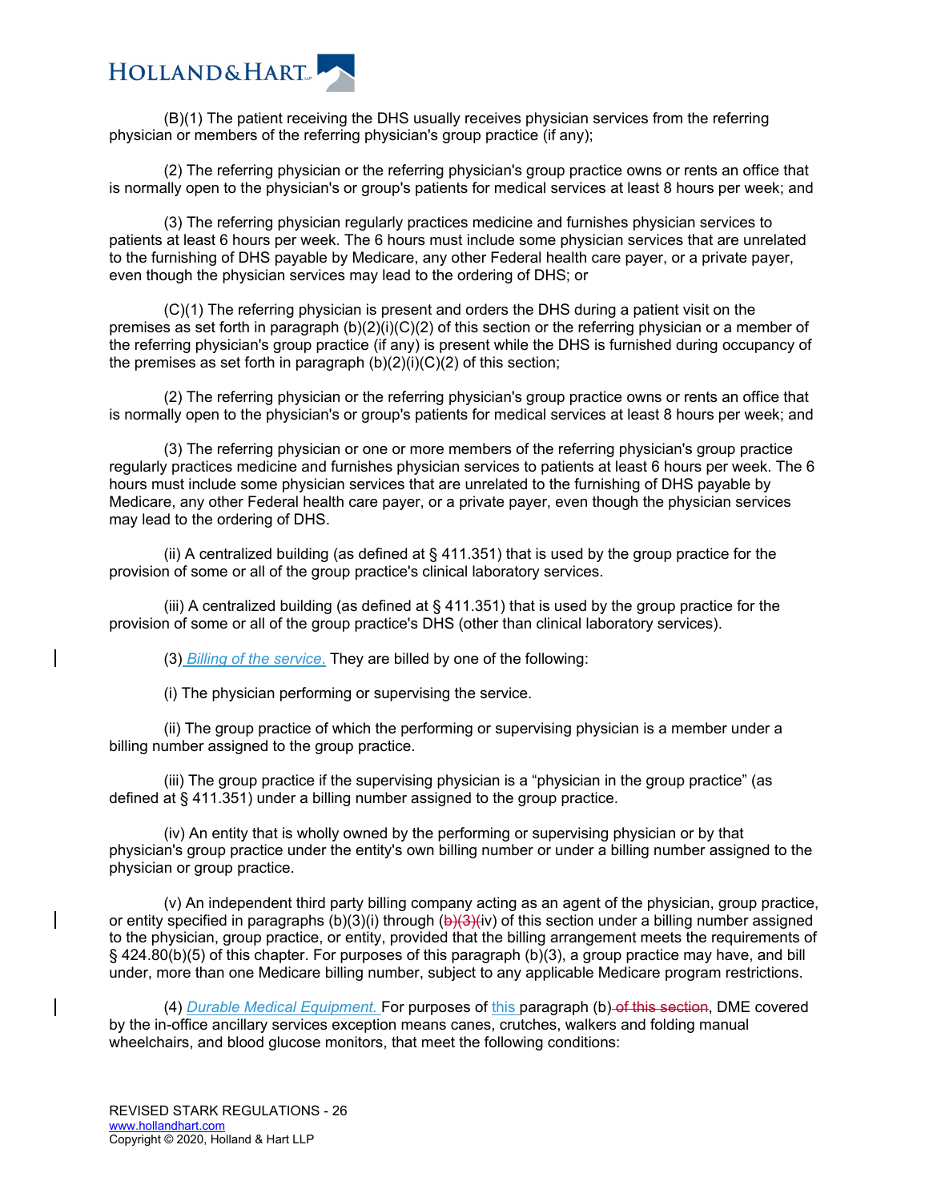(B)(1) The patient receiving the DHS usually receives physician services from the referring physician or members of the referring physician's group practice (if any);

(2) The referring physician or the referring physician's group practice owns or rents an office that is normally open to the physician's or group's patients for medical services at least 8 hours per week; and

(3) The referring physician regularly practices medicine and furnishes physician services to patients at least 6 hours per week. The 6 hours must include some physician services that are unrelated to the furnishing of DHS payable by Medicare, any other Federal health care payer, or a private payer, even though the physician services may lead to the ordering of DHS; or

(C)(1) The referring physician is present and orders the DHS during a patient visit on the premises as set forth in paragraph (b)(2)(i)(C)(2) of this section or the referring physician or a member of the referring physician's group practice (if any) is present while the DHS is furnished during occupancy of the premises as set forth in paragraph (b)(2)(i)(C)(2) of this section;

(2) The referring physician or the referring physician's group practice owns or rents an office that is normally open to the physician's or group's patients for medical services at least 8 hours per week; and

(3) The referring physician or one or more members of the referring physician's group practice regularly practices medicine and furnishes physician services to patients at least 6 hours per week. The 6 hours must include some physician services that are unrelated to the furnishing of DHS payable by Medicare, any other Federal health care payer, or a private payer, even though the physician services may lead to the ordering of DHS.

(ii) A centralized building (as defined at § 411.351) that is used by the group practice for the provision of some or all of the group practice's clinical laboratory services.

(iii) A centralized building (as defined at § 411.351) that is used by the group practice for the provision of some or all of the group practice's DHS (other than clinical laboratory services).

(3) *Billing of the service.* They are billed by one of the following:

(i) The physician performing or supervising the service.

(ii) The group practice of which the performing or supervising physician is a member under a billing number assigned to the group practice.

(iii) The group practice if the supervising physician is a "physician in the group practice" (as defined at § 411.351) under a billing number assigned to the group practice.

(iv) An entity that is wholly owned by the performing or supervising physician or by that physician's group practice under the entity's own billing number or under a billing number assigned to the physician or group practice.

(v) An independent third party billing company acting as an agent of the physician, group practice, or entity specified in paragraphs (b)(3)(i) through ~~(b)(3)(~~iv) of this section under a billing number assigned to the physician, group practice, or entity, provided that the billing arrangement meets the requirements of § 424.80(b)(5) of this chapter. For purposes of this paragraph (b)(3), a group practice may have, and bill under, more than one Medicare billing number, subject to any applicable Medicare program restrictions.

(4) *Durable Medical Equipment.* For purposes of this paragraph (b)~~ of this section~~, DME covered by the in-office ancillary services exception means canes, crutches, walkers and folding manual wheelchairs, and blood glucose monitors, that meet the following conditions: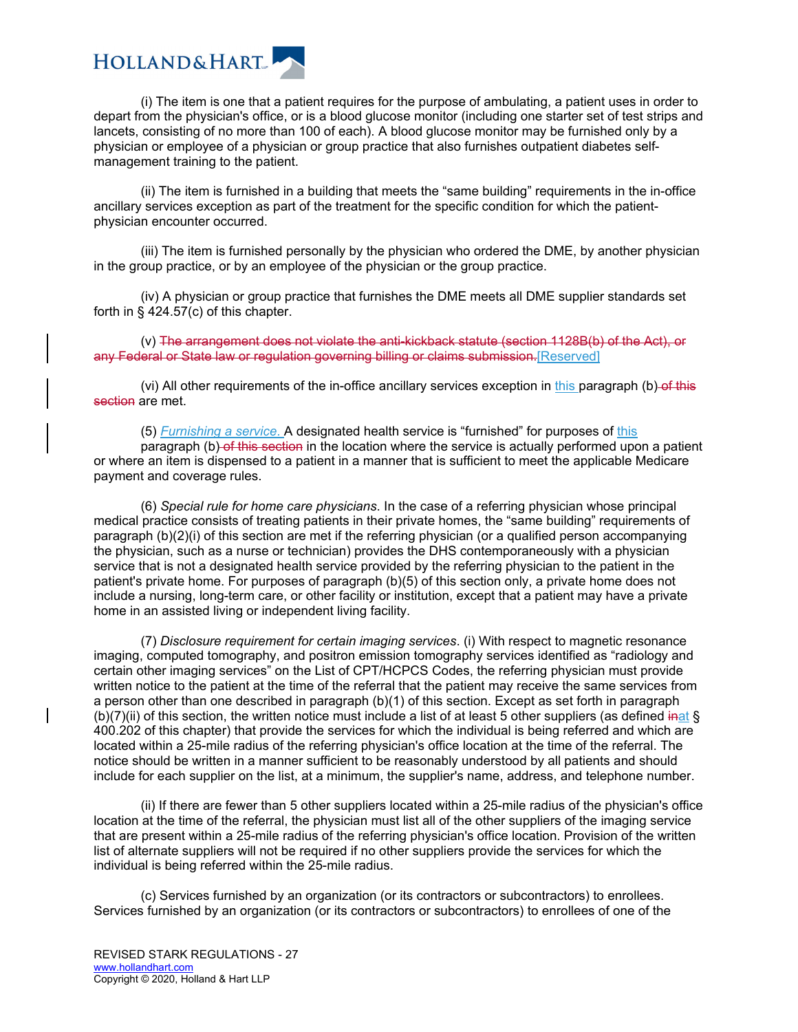(i) The item is one that a patient requires for the purpose of ambulating, a patient uses in order to depart from the physician's office, or is a blood glucose monitor (including one starter set of test strips and lancets, consisting of no more than 100 of each). A blood glucose monitor may be furnished only by a physician or employee of a physician or group practice that also furnishes outpatient diabetes self-management training to the patient.

(ii) The item is furnished in a building that meets the "same building" requirements in the in-office ancillary services exception as part of the treatment for the specific condition for which the patient-physician encounter occurred.

(iii) The item is furnished personally by the physician who ordered the DME, by another physician in the group practice, or by an employee of the physician or the group practice.

(iv) A physician or group practice that furnishes the DME meets all DME supplier standards set forth in § 424.57(c) of this chapter.

(v) ~~The arrangement does not violate the anti-kickback statute (section 1128B(b) of the Act), or any Federal or State law or regulation governing billing or claims submission.~~[Reserved]

(vi) All other requirements of the in-office ancillary services exception in this paragraph (b) ~~of this section~~ are met.

(5) *Furnishing a service.* A designated health service is "furnished" for purposes of this paragraph (b) ~~of this section~~ in the location where the service is actually performed upon a patient or where an item is dispensed to a patient in a manner that is sufficient to meet the applicable Medicare payment and coverage rules.

(6) *Special rule for home care physicians*. In the case of a referring physician whose principal medical practice consists of treating patients in their private homes, the "same building" requirements of paragraph (b)(2)(i) of this section are met if the referring physician (or a qualified person accompanying the physician, such as a nurse or technician) provides the DHS contemporaneously with a physician service that is not a designated health service provided by the referring physician to the patient in the patient's private home. For purposes of paragraph (b)(5) of this section only, a private home does not include a nursing, long-term care, or other facility or institution, except that a patient may have a private home in an assisted living or independent living facility.

(7) *Disclosure requirement for certain imaging services*. (i) With respect to magnetic resonance imaging, computed tomography, and positron emission tomography services identified as "radiology and certain other imaging services" on the List of CPT/HCPCS Codes, the referring physician must provide written notice to the patient at the time of the referral that the patient may receive the same services from a person other than one described in paragraph (b)(1) of this section. Except as set forth in paragraph (b)(7)(ii) of this section, the written notice must include a list of at least 5 other suppliers (as defined ~~in~~at § 400.202 of this chapter) that provide the services for which the individual is being referred and which are located within a 25-mile radius of the referring physician's office location at the time of the referral. The notice should be written in a manner sufficient to be reasonably understood by all patients and should include for each supplier on the list, at a minimum, the supplier's name, address, and telephone number.

(ii) If there are fewer than 5 other suppliers located within a 25-mile radius of the physician's office location at the time of the referral, the physician must list all of the other suppliers of the imaging service that are present within a 25-mile radius of the referring physician's office location. Provision of the written list of alternate suppliers will not be required if no other suppliers provide the services for which the individual is being referred within the 25-mile radius.

(c) Services furnished by an organization (or its contractors or subcontractors) to enrollees. Services furnished by an organization (or its contractors or subcontractors) to enrollees of one of the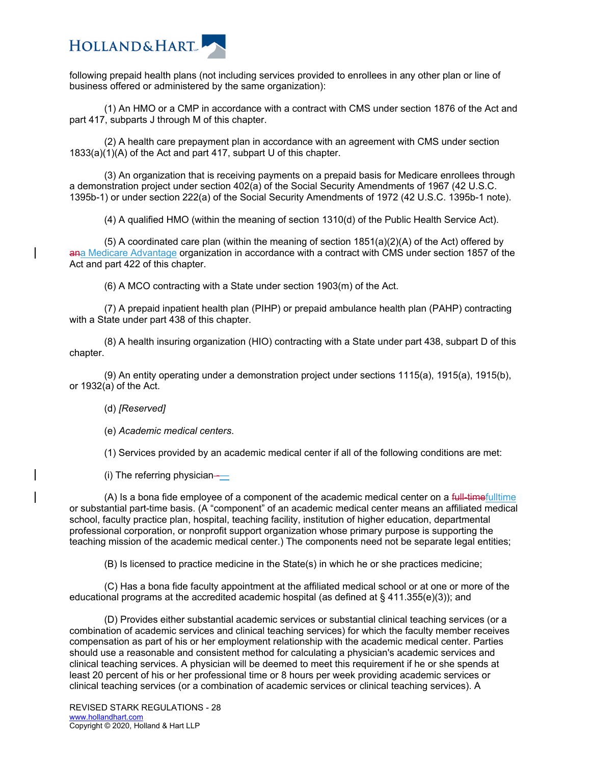following prepaid health plans (not including services provided to enrollees in any other plan or line of business offered or administered by the same organization):

(1) An HMO or a CMP in accordance with a contract with CMS under section 1876 of the Act and part 417, subparts J through M of this chapter.

(2) A health care prepayment plan in accordance with an agreement with CMS under section 1833(a)(1)(A) of the Act and part 417, subpart U of this chapter.

(3) An organization that is receiving payments on a prepaid basis for Medicare enrollees through a demonstration project under section 402(a) of the Social Security Amendments of 1967 (42 U.S.C. 1395b-1) or under section 222(a) of the Social Security Amendments of 1972 (42 U.S.C. 1395b-1 note).

(4) A qualified HMO (within the meaning of section 1310(d) of the Public Health Service Act).

(5) A coordinated care plan (within the meaning of section 1851(a)(2)(A) of the Act) offered by ~~an~~a Medicare Advantage organization in accordance with a contract with CMS under section 1857 of the Act and part 422 of this chapter.

(6) A MCO contracting with a State under section 1903(m) of the Act.

(7) A prepaid inpatient health plan (PIHP) or prepaid ambulance health plan (PAHP) contracting with a State under part 438 of this chapter.

(8) A health insuring organization (HIO) contracting with a State under part 438, subpart D of this chapter.

(9) An entity operating under a demonstration project under sections 1115(a), 1915(a), 1915(b), or 1932(a) of the Act.

(d) *[Reserved]*

(e) *Academic medical centers*.

(1) Services provided by an academic medical center if all of the following conditions are met:

(i) The referring physician ~~-~~—

(A) Is a bona fide employee of a component of the academic medical center on a ~~full-time~~fulltime or substantial part-time basis. (A "component" of an academic medical center means an affiliated medical school, faculty practice plan, hospital, teaching facility, institution of higher education, departmental professional corporation, or nonprofit support organization whose primary purpose is supporting the teaching mission of the academic medical center.) The components need not be separate legal entities;

(B) Is licensed to practice medicine in the State(s) in which he or she practices medicine;

(C) Has a bona fide faculty appointment at the affiliated medical school or at one or more of the educational programs at the accredited academic hospital (as defined at § 411.355(e)(3)); and

(D) Provides either substantial academic services or substantial clinical teaching services (or a combination of academic services and clinical teaching services) for which the faculty member receives compensation as part of his or her employment relationship with the academic medical center. Parties should use a reasonable and consistent method for calculating a physician's academic services and clinical teaching services. A physician will be deemed to meet this requirement if he or she spends at least 20 percent of his or her professional time or 8 hours per week providing academic services or clinical teaching services (or a combination of academic services or clinical teaching services). A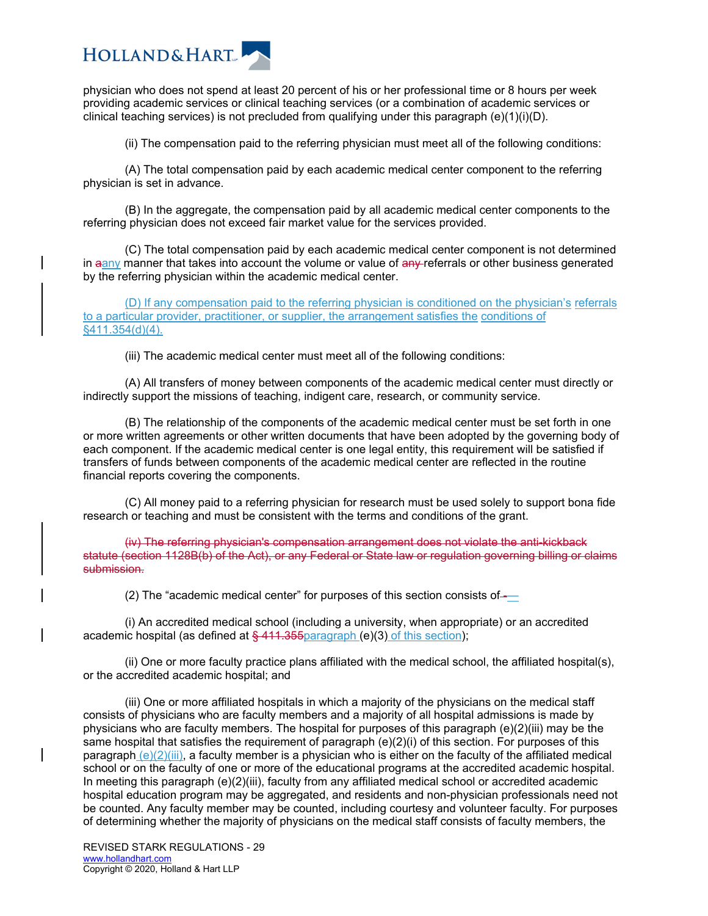physician who does not spend at least 20 percent of his or her professional time or 8 hours per week providing academic services or clinical teaching services (or a combination of academic services or clinical teaching services) is not precluded from qualifying under this paragraph (e)(1)(i)(D).

(ii) The compensation paid to the referring physician must meet all of the following conditions:

(A) The total compensation paid by each academic medical center component to the referring physician is set in advance.

(B) In the aggregate, the compensation paid by all academic medical center components to the referring physician does not exceed fair market value for the services provided.

(C) The total compensation paid by each academic medical center component is not determined in ~~a~~any manner that takes into account the volume or value of ~~any~~ referrals or other business generated by the referring physician within the academic medical center.

(D) If any compensation paid to the referring physician is conditioned on the physician's referrals to a particular provider, practitioner, or supplier, the arrangement satisfies the conditions of §411.354(d)(4).

(iii) The academic medical center must meet all of the following conditions:

(A) All transfers of money between components of the academic medical center must directly or indirectly support the missions of teaching, indigent care, research, or community service.

(B) The relationship of the components of the academic medical center must be set forth in one or more written agreements or other written documents that have been adopted by the governing body of each component. If the academic medical center is one legal entity, this requirement will be satisfied if transfers of funds between components of the academic medical center are reflected in the routine financial reports covering the components.

(C) All money paid to a referring physician for research must be used solely to support bona fide research or teaching and must be consistent with the terms and conditions of the grant.

~~(iv) The referring physician's compensation arrangement does not violate the anti-kickback statute (section 1128B(b) of the Act), or any Federal or State law or regulation governing billing or claims submission.~~

(2) The "academic medical center" for purposes of this section consists of ~~-~~—

(i) An accredited medical school (including a university, when appropriate) or an accredited academic hospital (as defined at ~~§ 411.355~~paragraph (e)(3) of this section);

(ii) One or more faculty practice plans affiliated with the medical school, the affiliated hospital(s), or the accredited academic hospital; and

(iii) One or more affiliated hospitals in which a majority of the physicians on the medical staff consists of physicians who are faculty members and a majority of all hospital admissions is made by physicians who are faculty members. The hospital for purposes of this paragraph (e)(2)(iii) may be the same hospital that satisfies the requirement of paragraph (e)(2)(i) of this section. For purposes of this paragraph (e)(2)(iii), a faculty member is a physician who is either on the faculty of the affiliated medical school or on the faculty of one or more of the educational programs at the accredited academic hospital. In meeting this paragraph (e)(2)(iii), faculty from any affiliated medical school or accredited academic hospital education program may be aggregated, and residents and non-physician professionals need not be counted. Any faculty member may be counted, including courtesy and volunteer faculty. For purposes of determining whether the majority of physicians on the medical staff consists of faculty members, the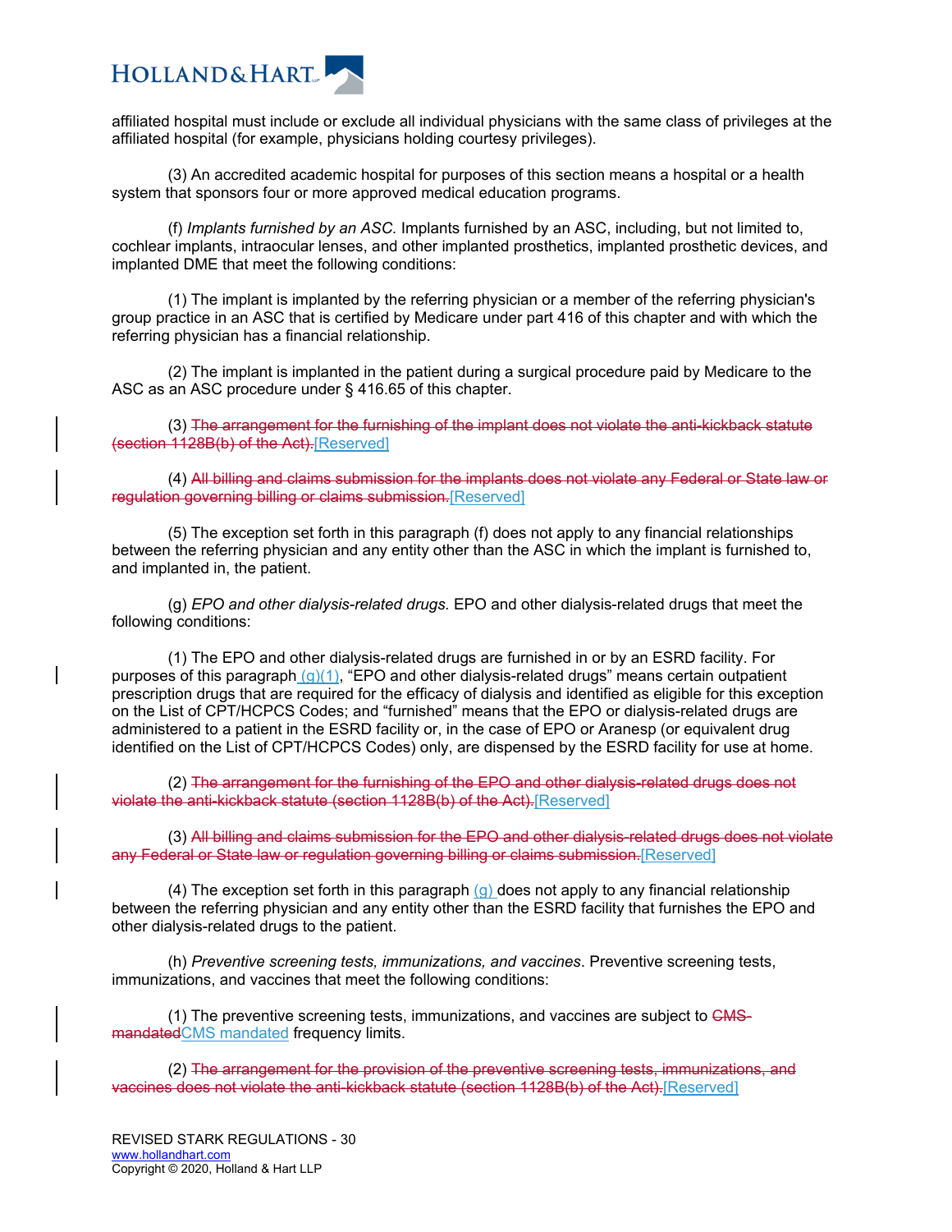affiliated hospital must include or exclude all individual physicians with the same class of privileges at the affiliated hospital (for example, physicians holding courtesy privileges).

(3) An accredited academic hospital for purposes of this section means a hospital or a health system that sponsors four or more approved medical education programs.

(f) *Implants furnished by an ASC.* Implants furnished by an ASC, including, but not limited to, cochlear implants, intraocular lenses, and other implanted prosthetics, implanted prosthetic devices, and implanted DME that meet the following conditions:

(1) The implant is implanted by the referring physician or a member of the referring physician's group practice in an ASC that is certified by Medicare under part 416 of this chapter and with which the referring physician has a financial relationship.

(2) The implant is implanted in the patient during a surgical procedure paid by Medicare to the ASC as an ASC procedure under § 416.65 of this chapter.

(3) ~~The arrangement for the furnishing of the implant does not violate the anti-kickback statute (section 1128B(b) of the Act).~~[Reserved]

(4) ~~All billing and claims submission for the implants does not violate any Federal or State law or regulation governing billing or claims submission.~~[Reserved]

(5) The exception set forth in this paragraph (f) does not apply to any financial relationships between the referring physician and any entity other than the ASC in which the implant is furnished to, and implanted in, the patient.

(g) *EPO and other dialysis-related drugs.* EPO and other dialysis-related drugs that meet the following conditions:

(1) The EPO and other dialysis-related drugs are furnished in or by an ESRD facility. For purposes of this paragraph (g)(1), "EPO and other dialysis-related drugs" means certain outpatient prescription drugs that are required for the efficacy of dialysis and identified as eligible for this exception on the List of CPT/HCPCS Codes; and "furnished" means that the EPO or dialysis-related drugs are administered to a patient in the ESRD facility or, in the case of EPO or Aranesp (or equivalent drug identified on the List of CPT/HCPCS Codes) only, are dispensed by the ESRD facility for use at home.

(2) ~~The arrangement for the furnishing of the EPO and other dialysis-related drugs does not violate the anti-kickback statute (section 1128B(b) of the Act).~~[Reserved]

(3) ~~All billing and claims submission for the EPO and other dialysis-related drugs does not violate any Federal or State law or regulation governing billing or claims submission.~~[Reserved]

(4) The exception set forth in this paragraph (g) does not apply to any financial relationship between the referring physician and any entity other than the ESRD facility that furnishes the EPO and other dialysis-related drugs to the patient.

(h) *Preventive screening tests, immunizations, and vaccines*. Preventive screening tests, immunizations, and vaccines that meet the following conditions:

(1) The preventive screening tests, immunizations, and vaccines are subject to ~~CMS-mandated~~CMS mandated frequency limits.

(2) ~~The arrangement for the provision of the preventive screening tests, immunizations, and vaccines does not violate the anti-kickback statute (section 1128B(b) of the Act).~~[Reserved]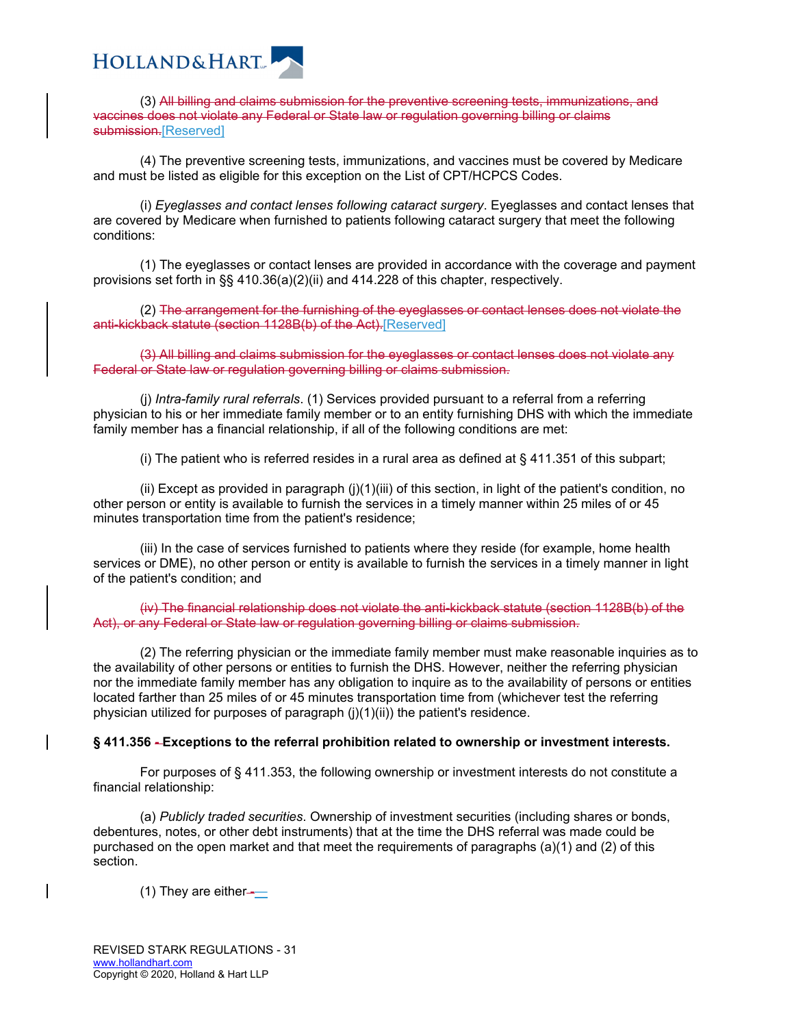(3) ~~All billing and claims submission for the preventive screening tests, immunizations, and vaccines does not violate any Federal or State law or regulation governing billing or claims submission.~~[Reserved]

(4) The preventive screening tests, immunizations, and vaccines must be covered by Medicare and must be listed as eligible for this exception on the List of CPT/HCPCS Codes.

(i) *Eyeglasses and contact lenses following cataract surgery*. Eyeglasses and contact lenses that are covered by Medicare when furnished to patients following cataract surgery that meet the following conditions:

(1) The eyeglasses or contact lenses are provided in accordance with the coverage and payment provisions set forth in §§ 410.36(a)(2)(ii) and 414.228 of this chapter, respectively.

(2) ~~The arrangement for the furnishing of the eyeglasses or contact lenses does not violate the anti-kickback statute (section 1128B(b) of the Act).~~[Reserved]

~~(3) All billing and claims submission for the eyeglasses or contact lenses does not violate any Federal or State law or regulation governing billing or claims submission.~~

(j) *Intra-family rural referrals*. (1) Services provided pursuant to a referral from a referring physician to his or her immediate family member or to an entity furnishing DHS with which the immediate family member has a financial relationship, if all of the following conditions are met:

(i) The patient who is referred resides in a rural area as defined at § 411.351 of this subpart;

(ii) Except as provided in paragraph (j)(1)(iii) of this section, in light of the patient's condition, no other person or entity is available to furnish the services in a timely manner within 25 miles of or 45 minutes transportation time from the patient's residence;

(iii) In the case of services furnished to patients where they reside (for example, home health services or DME), no other person or entity is available to furnish the services in a timely manner in light of the patient's condition; and

~~(iv) The financial relationship does not violate the anti-kickback statute (section 1128B(b) of the Act), or any Federal or State law or regulation governing billing or claims submission.~~

(2) The referring physician or the immediate family member must make reasonable inquiries as to the availability of other persons or entities to furnish the DHS. However, neither the referring physician nor the immediate family member has any obligation to inquire as to the availability of persons or entities located farther than 25 miles of or 45 minutes transportation time from (whichever test the referring physician utilized for purposes of paragraph (j)(1)(ii)) the patient's residence.

**§ 411.356 ~~-~~ Exceptions to the referral prohibition related to ownership or investment interests.**

For purposes of § 411.353, the following ownership or investment interests do not constitute a financial relationship:

(a) *Publicly traded securities*. Ownership of investment securities (including shares or bonds, debentures, notes, or other debt instruments) that at the time the DHS referral was made could be purchased on the open market and that meet the requirements of paragraphs (a)(1) and (2) of this section.

(1) They are either ~~-~~—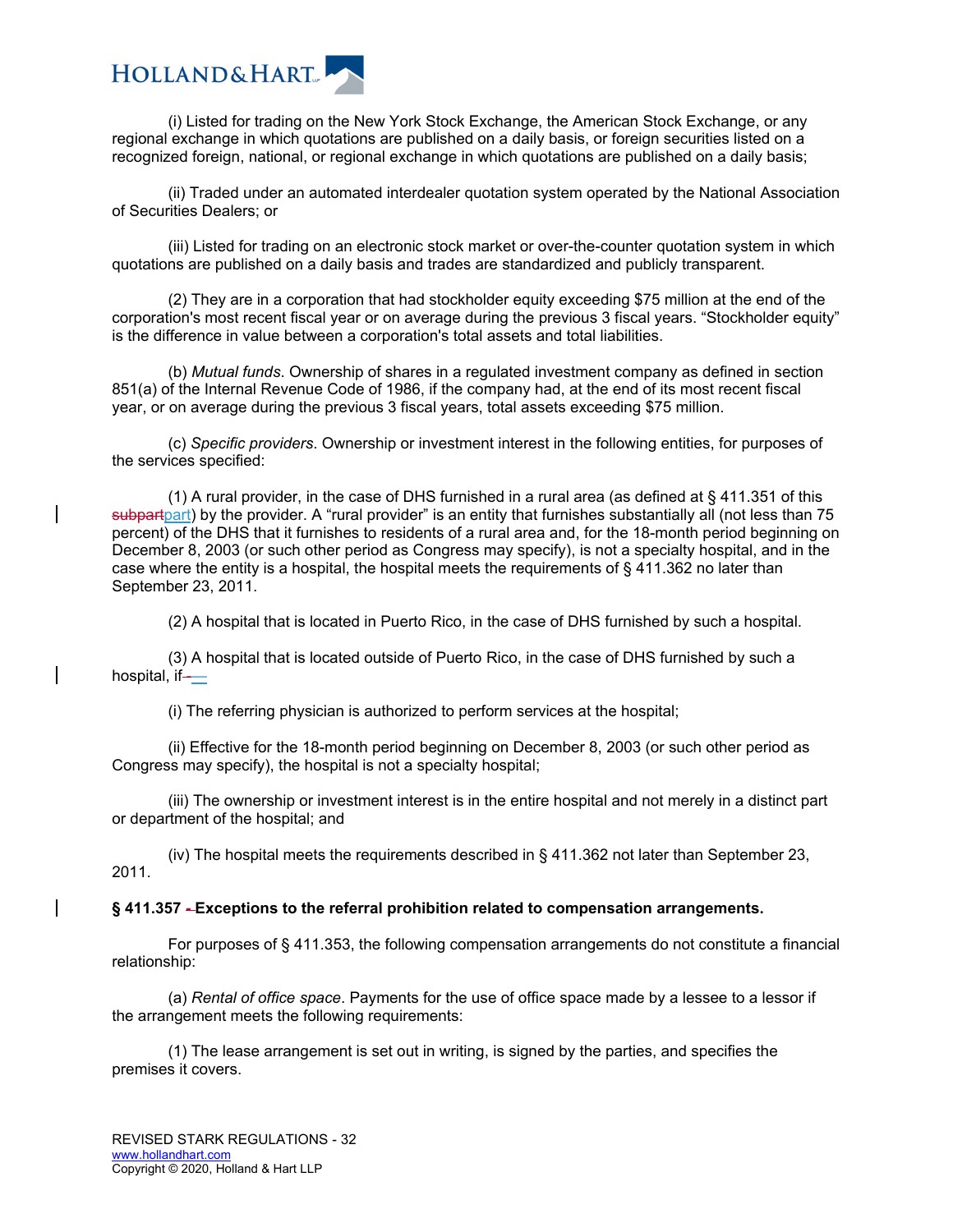(i) Listed for trading on the New York Stock Exchange, the American Stock Exchange, or any regional exchange in which quotations are published on a daily basis, or foreign securities listed on a recognized foreign, national, or regional exchange in which quotations are published on a daily basis;

(ii) Traded under an automated interdealer quotation system operated by the National Association of Securities Dealers; or

(iii) Listed for trading on an electronic stock market or over-the-counter quotation system in which quotations are published on a daily basis and trades are standardized and publicly transparent.

(2) They are in a corporation that had stockholder equity exceeding $75 million at the end of the corporation's most recent fiscal year or on average during the previous 3 fiscal years. "Stockholder equity" is the difference in value between a corporation's total assets and total liabilities.

(b) *Mutual funds*. Ownership of shares in a regulated investment company as defined in section 851(a) of the Internal Revenue Code of 1986, if the company had, at the end of its most recent fiscal year, or on average during the previous 3 fiscal years, total assets exceeding $75 million.

(c) *Specific providers*. Ownership or investment interest in the following entities, for purposes of the services specified:

(1) A rural provider, in the case of DHS furnished in a rural area (as defined at § 411.351 of this ~~subpart~~part) by the provider. A "rural provider" is an entity that furnishes substantially all (not less than 75 percent) of the DHS that it furnishes to residents of a rural area and, for the 18-month period beginning on December 8, 2003 (or such other period as Congress may specify), is not a specialty hospital, and in the case where the entity is a hospital, the hospital meets the requirements of § 411.362 no later than September 23, 2011.

(2) A hospital that is located in Puerto Rico, in the case of DHS furnished by such a hospital.

(3) A hospital that is located outside of Puerto Rico, in the case of DHS furnished by such a hospital, if~~-~~—

(i) The referring physician is authorized to perform services at the hospital;

(ii) Effective for the 18-month period beginning on December 8, 2003 (or such other period as Congress may specify), the hospital is not a specialty hospital;

(iii) The ownership or investment interest is in the entire hospital and not merely in a distinct part or department of the hospital; and

(iv) The hospital meets the requirements described in § 411.362 not later than September 23, 2011.

**§ 411.357 ~~-~~Exceptions to the referral prohibition related to compensation arrangements.**

For purposes of § 411.353, the following compensation arrangements do not constitute a financial relationship:

(a) *Rental of office space*. Payments for the use of office space made by a lessee to a lessor if the arrangement meets the following requirements:

(1) The lease arrangement is set out in writing, is signed by the parties, and specifies the premises it covers.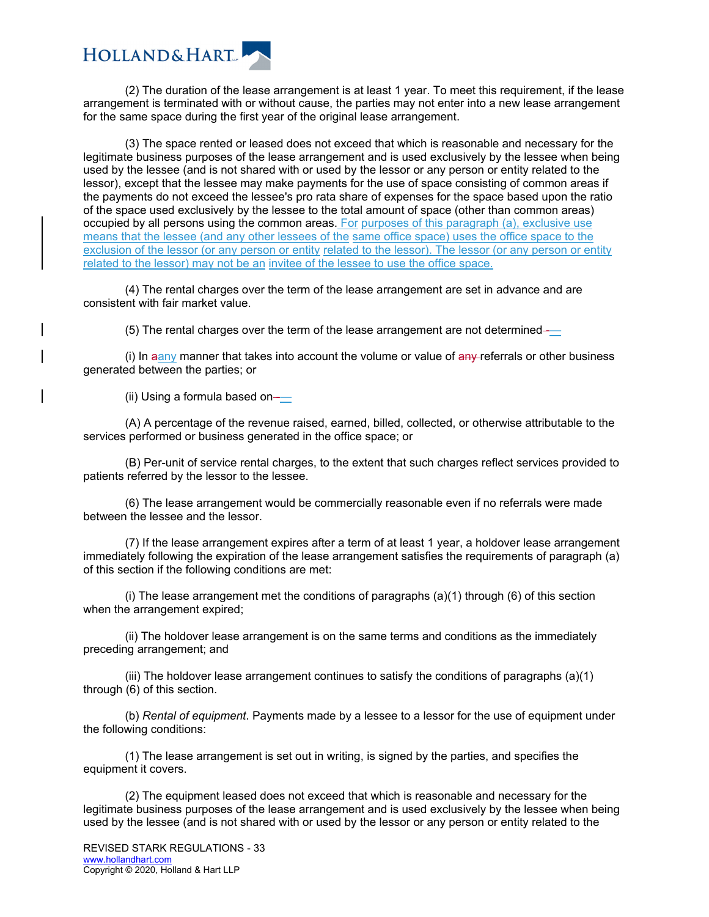(2) The duration of the lease arrangement is at least 1 year. To meet this requirement, if the lease arrangement is terminated with or without cause, the parties may not enter into a new lease arrangement for the same space during the first year of the original lease arrangement.

(3) The space rented or leased does not exceed that which is reasonable and necessary for the legitimate business purposes of the lease arrangement and is used exclusively by the lessee when being used by the lessee (and is not shared with or used by the lessor or any person or entity related to the lessor), except that the lessee may make payments for the use of space consisting of common areas if the payments do not exceed the lessee's pro rata share of expenses for the space based upon the ratio of the space used exclusively by the lessee to the total amount of space (other than common areas) occupied by all persons using the common areas. For purposes of this paragraph (a), exclusive use means that the lessee (and any other lessees of the same office space) uses the office space to the exclusion of the lessor (or any person or entity related to the lessor). The lessor (or any person or entity related to the lessor) may not be an invitee of the lessee to use the office space.

(4) The rental charges over the term of the lease arrangement are set in advance and are consistent with fair market value.

(5) The rental charges over the term of the lease arrangement are not determined~~-~~—

(i) In ~~a~~any manner that takes into account the volume or value of ~~any~~ referrals or other business generated between the parties; or

(ii) Using a formula based on~~-~~—

(A) A percentage of the revenue raised, earned, billed, collected, or otherwise attributable to the services performed or business generated in the office space; or

(B) Per-unit of service rental charges, to the extent that such charges reflect services provided to patients referred by the lessor to the lessee.

(6) The lease arrangement would be commercially reasonable even if no referrals were made between the lessee and the lessor.

(7) If the lease arrangement expires after a term of at least 1 year, a holdover lease arrangement immediately following the expiration of the lease arrangement satisfies the requirements of paragraph (a) of this section if the following conditions are met:

(i) The lease arrangement met the conditions of paragraphs (a)(1) through (6) of this section when the arrangement expired;

(ii) The holdover lease arrangement is on the same terms and conditions as the immediately preceding arrangement; and

(iii) The holdover lease arrangement continues to satisfy the conditions of paragraphs (a)(1) through (6) of this section.

(b) *Rental of equipment*. Payments made by a lessee to a lessor for the use of equipment under the following conditions:

(1) The lease arrangement is set out in writing, is signed by the parties, and specifies the equipment it covers.

(2) The equipment leased does not exceed that which is reasonable and necessary for the legitimate business purposes of the lease arrangement and is used exclusively by the lessee when being used by the lessee (and is not shared with or used by the lessor or any person or entity related to the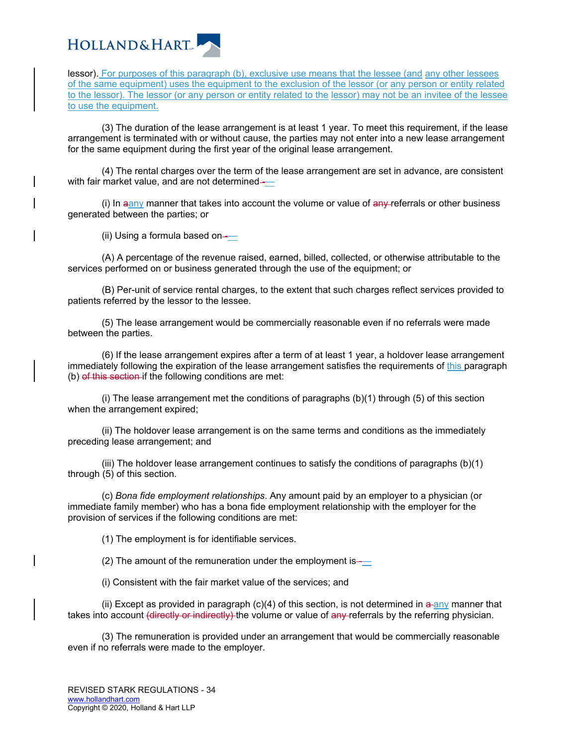lessor). For purposes of this paragraph (b), exclusive use means that the lessee (and any other lessees of the same equipment) uses the equipment to the exclusion of the lessor (or any person or entity related to the lessor). The lessor (or any person or entity related to the lessor) may not be an invitee of the lessee to use the equipment.

(3) The duration of the lease arrangement is at least 1 year. To meet this requirement, if the lease arrangement is terminated with or without cause, the parties may not enter into a new lease arrangement for the same equipment during the first year of the original lease arrangement.

(4) The rental charges over the term of the lease arrangement are set in advance, are consistent with fair market value, and are not determined ~~-~~—

(i) In ~~a~~any manner that takes into account the volume or value of ~~any~~ referrals or other business generated between the parties; or

(ii) Using a formula based on ~~-~~—

(A) A percentage of the revenue raised, earned, billed, collected, or otherwise attributable to the services performed on or business generated through the use of the equipment; or

(B) Per-unit of service rental charges, to the extent that such charges reflect services provided to patients referred by the lessor to the lessee.

(5) The lease arrangement would be commercially reasonable even if no referrals were made between the parties.

(6) If the lease arrangement expires after a term of at least 1 year, a holdover lease arrangement immediately following the expiration of the lease arrangement satisfies the requirements of this paragraph (b) ~~of this section~~ if the following conditions are met:

(i) The lease arrangement met the conditions of paragraphs (b)(1) through (5) of this section when the arrangement expired;

(ii) The holdover lease arrangement is on the same terms and conditions as the immediately preceding lease arrangement; and

(iii) The holdover lease arrangement continues to satisfy the conditions of paragraphs (b)(1) through (5) of this section.

(c) *Bona fide employment relationships*. Any amount paid by an employer to a physician (or immediate family member) who has a bona fide employment relationship with the employer for the provision of services if the following conditions are met:

(1) The employment is for identifiable services.

(2) The amount of the remuneration under the employment is ~~-~~—

(i) Consistent with the fair market value of the services; and

(ii) Except as provided in paragraph (c)(4) of this section, is not determined in ~~a~~ any manner that takes into account ~~(directly or indirectly)~~ the volume or value of ~~any~~ referrals by the referring physician.

(3) The remuneration is provided under an arrangement that would be commercially reasonable even if no referrals were made to the employer.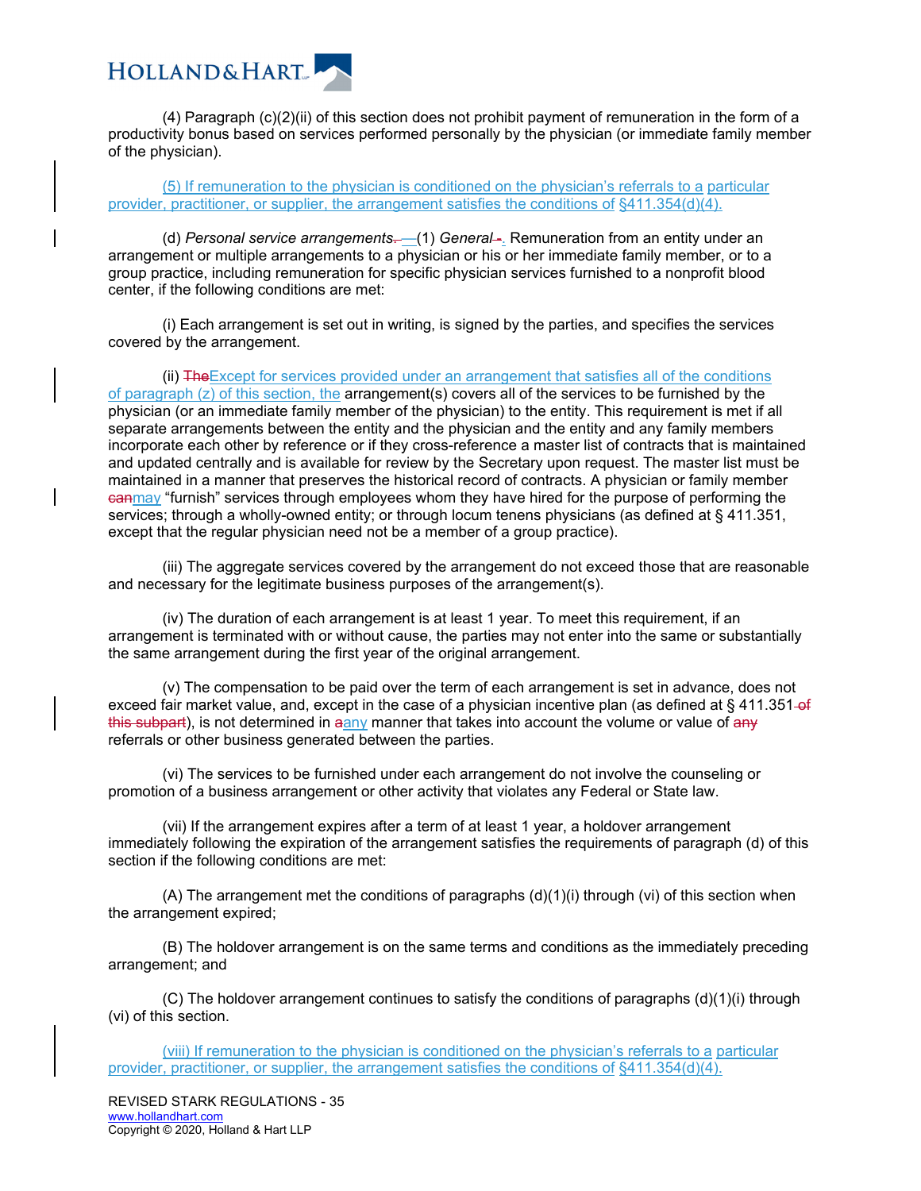(4) Paragraph (c)(2)(ii) of this section does not prohibit payment of remuneration in the form of a productivity bonus based on services performed personally by the physician (or immediate family member of the physician).

(5) If remuneration to the physician is conditioned on the physician's referrals to a particular provider, practitioner, or supplier, the arrangement satisfies the conditions of §411.354(d)(4).

(d) *Personal service arrangements*.—(1) *General*-. Remuneration from an entity under an arrangement or multiple arrangements to a physician or his or her immediate family member, or to a group practice, including remuneration for specific physician services furnished to a nonprofit blood center, if the following conditions are met:

(i) Each arrangement is set out in writing, is signed by the parties, and specifies the services covered by the arrangement.

(ii) ~~The~~Except for services provided under an arrangement that satisfies all of the conditions of paragraph (z) of this section, the arrangement(s) covers all of the services to be furnished by the physician (or an immediate family member of the physician) to the entity. This requirement is met if all separate arrangements between the entity and the physician and the entity and any family members incorporate each other by reference or if they cross-reference a master list of contracts that is maintained and updated centrally and is available for review by the Secretary upon request. The master list must be maintained in a manner that preserves the historical record of contracts. A physician or family member ~~can~~may "furnish" services through employees whom they have hired for the purpose of performing the services; through a wholly-owned entity; or through locum tenens physicians (as defined at § 411.351, except that the regular physician need not be a member of a group practice).

(iii) The aggregate services covered by the arrangement do not exceed those that are reasonable and necessary for the legitimate business purposes of the arrangement(s).

(iv) The duration of each arrangement is at least 1 year. To meet this requirement, if an arrangement is terminated with or without cause, the parties may not enter into the same or substantially the same arrangement during the first year of the original arrangement.

(v) The compensation to be paid over the term of each arrangement is set in advance, does not exceed fair market value, and, except in the case of a physician incentive plan (as defined at § 411.351 ~~of this subpart~~), is not determined in ~~a~~any manner that takes into account the volume or value of ~~any~~ referrals or other business generated between the parties.

(vi) The services to be furnished under each arrangement do not involve the counseling or promotion of a business arrangement or other activity that violates any Federal or State law.

(vii) If the arrangement expires after a term of at least 1 year, a holdover arrangement immediately following the expiration of the arrangement satisfies the requirements of paragraph (d) of this section if the following conditions are met:

(A) The arrangement met the conditions of paragraphs (d)(1)(i) through (vi) of this section when the arrangement expired;

(B) The holdover arrangement is on the same terms and conditions as the immediately preceding arrangement; and

(C) The holdover arrangement continues to satisfy the conditions of paragraphs (d)(1)(i) through (vi) of this section.

(viii) If remuneration to the physician is conditioned on the physician's referrals to a particular provider, practitioner, or supplier, the arrangement satisfies the conditions of §411.354(d)(4).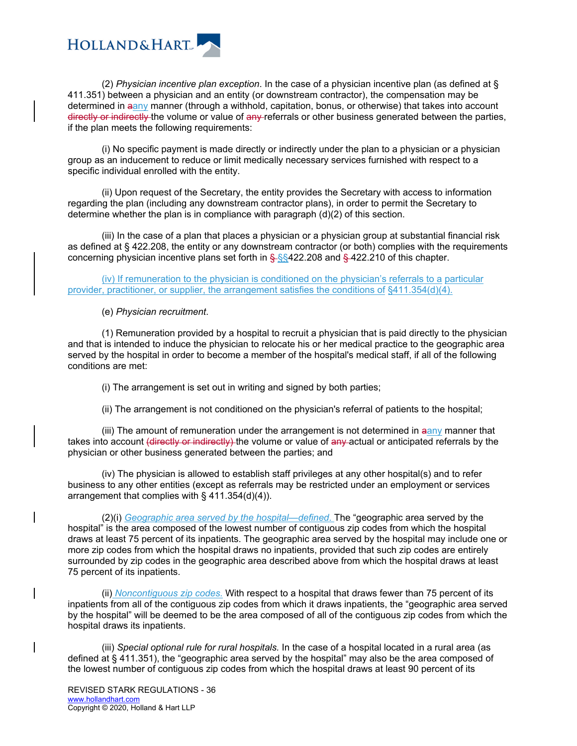(2) *Physician incentive plan exception*. In the case of a physician incentive plan (as defined at § 411.351) between a physician and an entity (or downstream contractor), the compensation may be determined in ~~a~~any manner (through a withhold, capitation, bonus, or otherwise) that takes into account ~~directly or indirectly~~ the volume or value of ~~any~~ referrals or other business generated between the parties, if the plan meets the following requirements:

(i) No specific payment is made directly or indirectly under the plan to a physician or a physician group as an inducement to reduce or limit medically necessary services furnished with respect to a specific individual enrolled with the entity.

(ii) Upon request of the Secretary, the entity provides the Secretary with access to information regarding the plan (including any downstream contractor plans), in order to permit the Secretary to determine whether the plan is in compliance with paragraph (d)(2) of this section.

(iii) In the case of a plan that places a physician or a physician group at substantial financial risk as defined at § 422.208, the entity or any downstream contractor (or both) complies with the requirements concerning physician incentive plans set forth in ~~§~~ §§422.208 and ~~§~~ 422.210 of this chapter.

(iv) If remuneration to the physician is conditioned on the physician's referrals to a particular provider, practitioner, or supplier, the arrangement satisfies the conditions of §411.354(d)(4).

(e) *Physician recruitment*.

(1) Remuneration provided by a hospital to recruit a physician that is paid directly to the physician and that is intended to induce the physician to relocate his or her medical practice to the geographic area served by the hospital in order to become a member of the hospital's medical staff, if all of the following conditions are met:

(i) The arrangement is set out in writing and signed by both parties;

(ii) The arrangement is not conditioned on the physician's referral of patients to the hospital;

(iii) The amount of remuneration under the arrangement is not determined in ~~a~~any manner that takes into account ~~(directly or indirectly)~~ the volume or value of ~~any~~ actual or anticipated referrals by the physician or other business generated between the parties; and

(iv) The physician is allowed to establish staff privileges at any other hospital(s) and to refer business to any other entities (except as referrals may be restricted under an employment or services arrangement that complies with § 411.354(d)(4)).

(2)(i) *Geographic area served by the hospital—defined.* The "geographic area served by the hospital" is the area composed of the lowest number of contiguous zip codes from which the hospital draws at least 75 percent of its inpatients. The geographic area served by the hospital may include one or more zip codes from which the hospital draws no inpatients, provided that such zip codes are entirely surrounded by zip codes in the geographic area described above from which the hospital draws at least 75 percent of its inpatients.

(ii) *Noncontiguous zip codes.* With respect to a hospital that draws fewer than 75 percent of its inpatients from all of the contiguous zip codes from which it draws inpatients, the "geographic area served by the hospital" will be deemed to be the area composed of all of the contiguous zip codes from which the hospital draws its inpatients.

(iii) *Special optional rule for rural hospitals.* In the case of a hospital located in a rural area (as defined at § 411.351), the "geographic area served by the hospital" may also be the area composed of the lowest number of contiguous zip codes from which the hospital draws at least 90 percent of its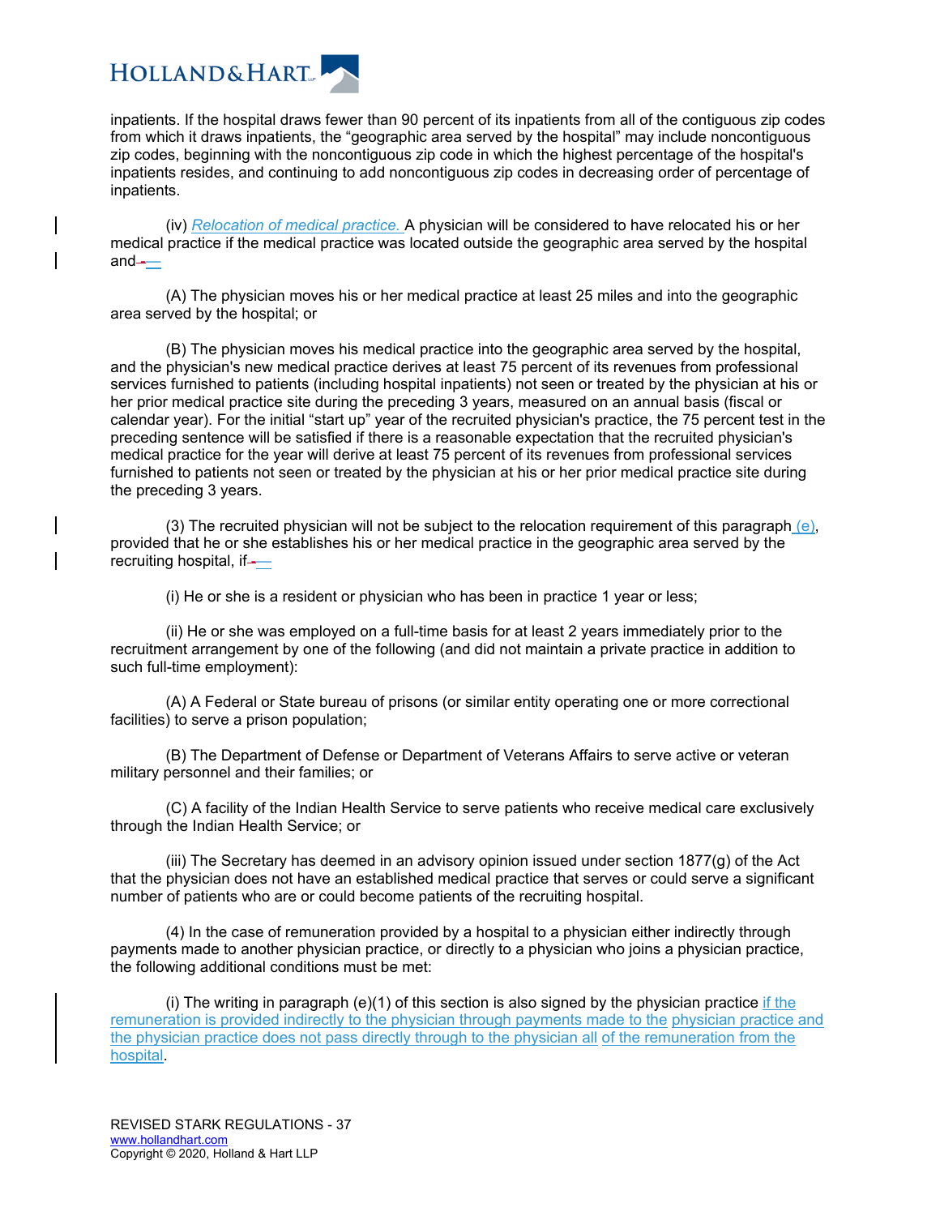inpatients. If the hospital draws fewer than 90 percent of its inpatients from all of the contiguous zip codes from which it draws inpatients, the "geographic area served by the hospital" may include noncontiguous zip codes, beginning with the noncontiguous zip code in which the highest percentage of the hospital's inpatients resides, and continuing to add noncontiguous zip codes in decreasing order of percentage of inpatients.

(iv) *Relocation of medical practice.* A physician will be considered to have relocated his or her medical practice if the medical practice was located outside the geographic area served by the hospital and—

(A) The physician moves his or her medical practice at least 25 miles and into the geographic area served by the hospital; or

(B) The physician moves his medical practice into the geographic area served by the hospital, and the physician's new medical practice derives at least 75 percent of its revenues from professional services furnished to patients (including hospital inpatients) not seen or treated by the physician at his or her prior medical practice site during the preceding 3 years, measured on an annual basis (fiscal or calendar year). For the initial "start up" year of the recruited physician's practice, the 75 percent test in the preceding sentence will be satisfied if there is a reasonable expectation that the recruited physician's medical practice for the year will derive at least 75 percent of its revenues from professional services furnished to patients not seen or treated by the physician at his or her prior medical practice site during the preceding 3 years.

(3) The recruited physician will not be subject to the relocation requirement of this paragraph (e), provided that he or she establishes his or her medical practice in the geographic area served by the recruiting hospital, if—

(i) He or she is a resident or physician who has been in practice 1 year or less;

(ii) He or she was employed on a full-time basis for at least 2 years immediately prior to the recruitment arrangement by one of the following (and did not maintain a private practice in addition to such full-time employment):

(A) A Federal or State bureau of prisons (or similar entity operating one or more correctional facilities) to serve a prison population;

(B) The Department of Defense or Department of Veterans Affairs to serve active or veteran military personnel and their families; or

(C) A facility of the Indian Health Service to serve patients who receive medical care exclusively through the Indian Health Service; or

(iii) The Secretary has deemed in an advisory opinion issued under section 1877(g) of the Act that the physician does not have an established medical practice that serves or could serve a significant number of patients who are or could become patients of the recruiting hospital.

(4) In the case of remuneration provided by a hospital to a physician either indirectly through payments made to another physician practice, or directly to a physician who joins a physician practice, the following additional conditions must be met:

(i) The writing in paragraph (e)(1) of this section is also signed by the physician practice if the remuneration is provided indirectly to the physician through payments made to the physician practice and the physician practice does not pass directly through to the physician all of the remuneration from the hospital.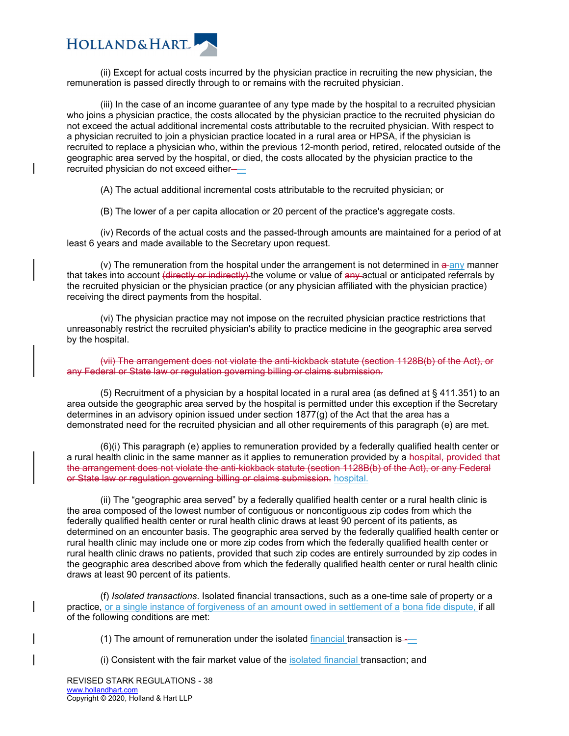(ii) Except for actual costs incurred by the physician practice in recruiting the new physician, the remuneration is passed directly through to or remains with the recruited physician.

(iii) In the case of an income guarantee of any type made by the hospital to a recruited physician who joins a physician practice, the costs allocated by the physician practice to the recruited physician do not exceed the actual additional incremental costs attributable to the recruited physician. With respect to a physician recruited to join a physician practice located in a rural area or HPSA, if the physician is recruited to replace a physician who, within the previous 12-month period, retired, relocated outside of the geographic area served by the hospital, or died, the costs allocated by the physician practice to the recruited physician do not exceed either~~-~~—

(A) The actual additional incremental costs attributable to the recruited physician; or

(B) The lower of a per capita allocation or 20 percent of the practice's aggregate costs.

(iv) Records of the actual costs and the passed-through amounts are maintained for a period of at least 6 years and made available to the Secretary upon request.

(v) The remuneration from the hospital under the arrangement is not determined in ~~a~~ any manner that takes into account ~~(directly or indirectly)~~ the volume or value of ~~any~~ actual or anticipated referrals by the recruited physician or the physician practice (or any physician affiliated with the physician practice) receiving the direct payments from the hospital.

(vi) The physician practice may not impose on the recruited physician practice restrictions that unreasonably restrict the recruited physician's ability to practice medicine in the geographic area served by the hospital.

~~(vii) The arrangement does not violate the anti-kickback statute (section 1128B(b) of the Act), or any Federal or State law or regulation governing billing or claims submission.~~

(5) Recruitment of a physician by a hospital located in a rural area (as defined at § 411.351) to an area outside the geographic area served by the hospital is permitted under this exception if the Secretary determines in an advisory opinion issued under section 1877(g) of the Act that the area has a demonstrated need for the recruited physician and all other requirements of this paragraph (e) are met.

(6)(i) This paragraph (e) applies to remuneration provided by a federally qualified health center or a rural health clinic in the same manner as it applies to remuneration provided by a ~~hospital, provided that the arrangement does not violate the anti-kickback statute (section 1128B(b) of the Act), or any Federal or State law or regulation governing billing or claims submission.~~ hospital.

(ii) The "geographic area served" by a federally qualified health center or a rural health clinic is the area composed of the lowest number of contiguous or noncontiguous zip codes from which the federally qualified health center or rural health clinic draws at least 90 percent of its patients, as determined on an encounter basis. The geographic area served by the federally qualified health center or rural health clinic may include one or more zip codes from which the federally qualified health center or rural health clinic draws no patients, provided that such zip codes are entirely surrounded by zip codes in the geographic area described above from which the federally qualified health center or rural health clinic draws at least 90 percent of its patients.

(f) *Isolated transactions*. Isolated financial transactions, such as a one-time sale of property or a practice, or a single instance of forgiveness of an amount owed in settlement of a bona fide dispute, if all of the following conditions are met:

(1) The amount of remuneration under the isolated financial transaction is~~-~~—

(i) Consistent with the fair market value of the isolated financial transaction; and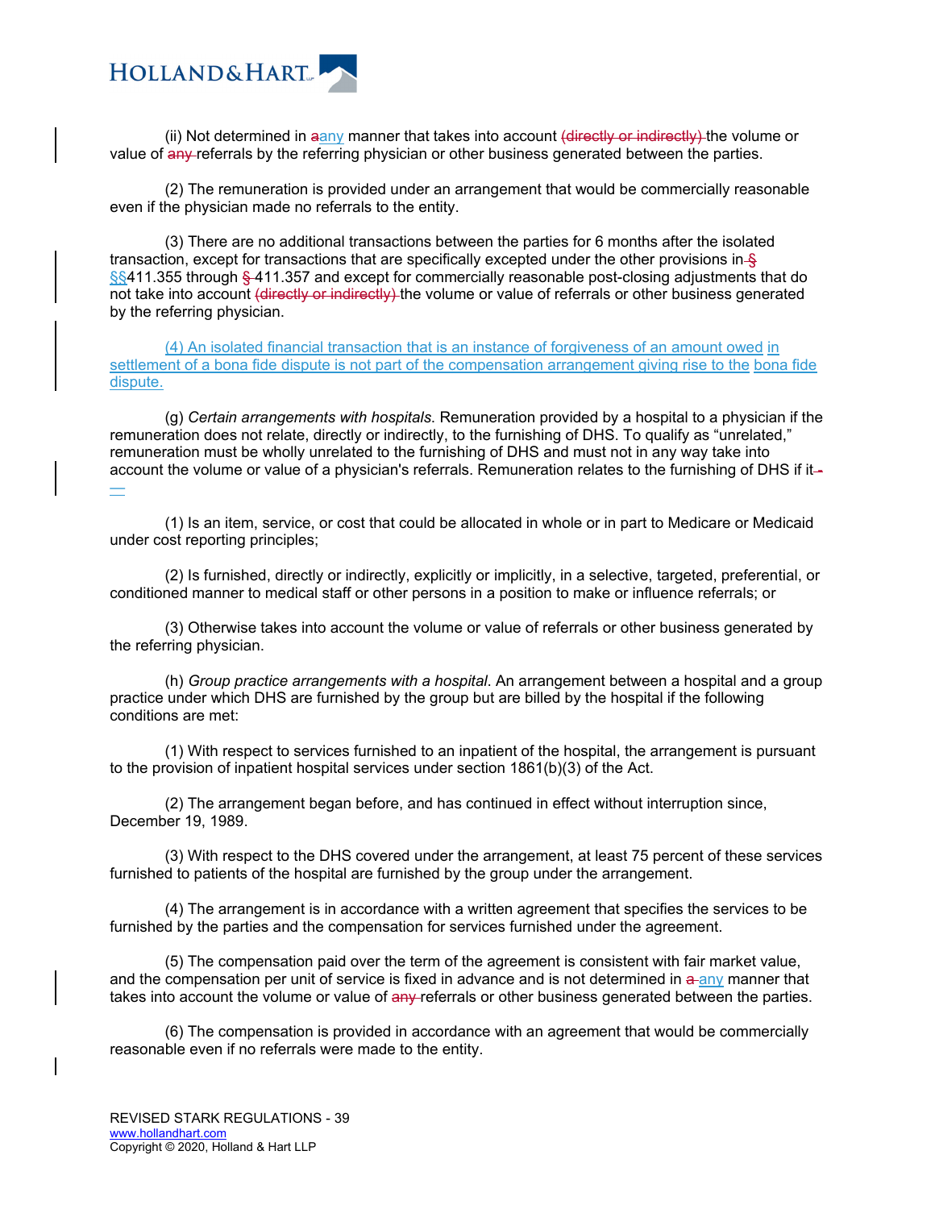(ii) Not determined in ~~a~~any manner that takes into account ~~(directly or indirectly)~~ the volume or value of ~~any~~ referrals by the referring physician or other business generated between the parties.

(2) The remuneration is provided under an arrangement that would be commercially reasonable even if the physician made no referrals to the entity.

(3) There are no additional transactions between the parties for 6 months after the isolated transaction, except for transactions that are specifically excepted under the other provisions in ~~§~~ §§411.355 through ~~§~~ 411.357 and except for commercially reasonable post-closing adjustments that do not take into account ~~(directly or indirectly)~~ the volume or value of referrals or other business generated by the referring physician.

(4) An isolated financial transaction that is an instance of forgiveness of an amount owed in settlement of a bona fide dispute is not part of the compensation arrangement giving rise to the bona fide dispute.

(g) *Certain arrangements with hospitals*. Remuneration provided by a hospital to a physician if the remuneration does not relate, directly or indirectly, to the furnishing of DHS. To qualify as "unrelated," remuneration must be wholly unrelated to the furnishing of DHS and must not in any way take into account the volume or value of a physician's referrals. Remuneration relates to the furnishing of DHS if it ~~-~~—

(1) Is an item, service, or cost that could be allocated in whole or in part to Medicare or Medicaid under cost reporting principles;

(2) Is furnished, directly or indirectly, explicitly or implicitly, in a selective, targeted, preferential, or conditioned manner to medical staff or other persons in a position to make or influence referrals; or

(3) Otherwise takes into account the volume or value of referrals or other business generated by the referring physician.

(h) *Group practice arrangements with a hospital*. An arrangement between a hospital and a group practice under which DHS are furnished by the group but are billed by the hospital if the following conditions are met:

(1) With respect to services furnished to an inpatient of the hospital, the arrangement is pursuant to the provision of inpatient hospital services under section 1861(b)(3) of the Act.

(2) The arrangement began before, and has continued in effect without interruption since, December 19, 1989.

(3) With respect to the DHS covered under the arrangement, at least 75 percent of these services furnished to patients of the hospital are furnished by the group under the arrangement.

(4) The arrangement is in accordance with a written agreement that specifies the services to be furnished by the parties and the compensation for services furnished under the agreement.

(5) The compensation paid over the term of the agreement is consistent with fair market value, and the compensation per unit of service is fixed in advance and is not determined in ~~a~~ any manner that takes into account the volume or value of ~~any~~ referrals or other business generated between the parties.

(6) The compensation is provided in accordance with an agreement that would be commercially reasonable even if no referrals were made to the entity.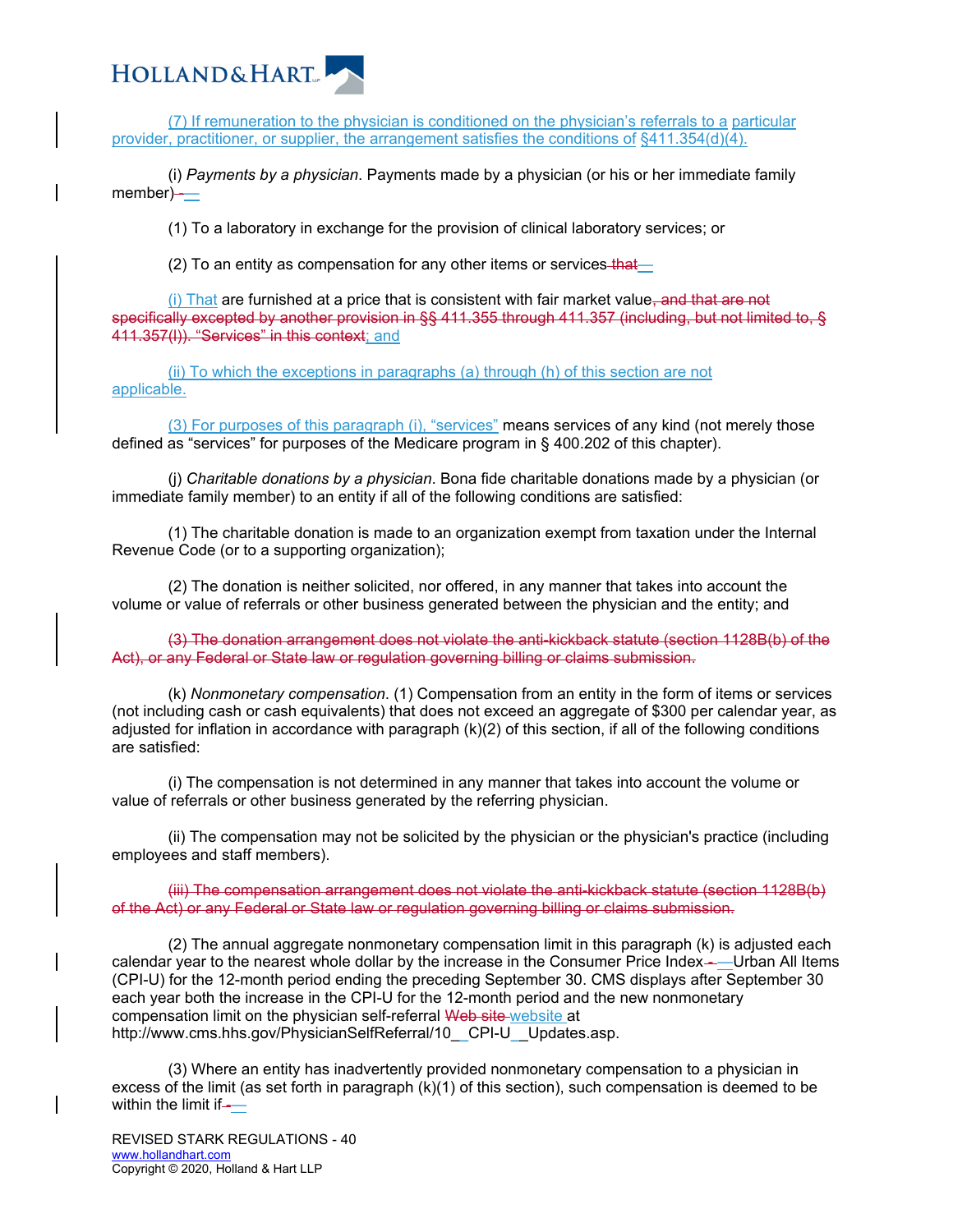(7) If remuneration to the physician is conditioned on the physician's referrals to a particular provider, practitioner, or supplier, the arrangement satisfies the conditions of §411.354(d)(4).

(i) *Payments by a physician*. Payments made by a physician (or his or her immediate family member)- —

(1) To a laboratory in exchange for the provision of clinical laboratory services; or

(2) To an entity as compensation for any other items or services ~~that~~ —

(i) That are furnished at a price that is consistent with fair market value~~, and that are not specifically excepted by another provision in §§ 411.355 through 411.357 (including, but not limited to, § 411.357(l)). "Services" in this context~~; and

(ii) To which the exceptions in paragraphs (a) through (h) of this section are not applicable.

(3) For purposes of this paragraph (i), "services" means services of any kind (not merely those defined as "services" for purposes of the Medicare program in § 400.202 of this chapter).

(j) *Charitable donations by a physician*. Bona fide charitable donations made by a physician (or immediate family member) to an entity if all of the following conditions are satisfied:

(1) The charitable donation is made to an organization exempt from taxation under the Internal Revenue Code (or to a supporting organization);

(2) The donation is neither solicited, nor offered, in any manner that takes into account the volume or value of referrals or other business generated between the physician and the entity; and

~~(3) The donation arrangement does not violate the anti-kickback statute (section 1128B(b) of the Act), or any Federal or State law or regulation governing billing or claims submission.~~

(k) *Nonmonetary compensation*. (1) Compensation from an entity in the form of items or services (not including cash or cash equivalents) that does not exceed an aggregate of $300 per calendar year, as adjusted for inflation in accordance with paragraph (k)(2) of this section, if all of the following conditions are satisfied:

(i) The compensation is not determined in any manner that takes into account the volume or value of referrals or other business generated by the referring physician.

(ii) The compensation may not be solicited by the physician or the physician's practice (including employees and staff members).

~~(iii) The compensation arrangement does not violate the anti-kickback statute (section 1128B(b) of the Act) or any Federal or State law or regulation governing billing or claims submission.~~

(2) The annual aggregate nonmonetary compensation limit in this paragraph (k) is adjusted each calendar year to the nearest whole dollar by the increase in the Consumer Price Index- —Urban All Items (CPI-U) for the 12-month period ending the preceding September 30. CMS displays after September 30 each year both the increase in the CPI-U for the 12-month period and the new nonmonetary compensation limit on the physician self-referral ~~Web site~~ website at http://www.cms.hhs.gov/PhysicianSelfReferral/10__CPI-U__Updates.asp.

(3) Where an entity has inadvertently provided nonmonetary compensation to a physician in excess of the limit (as set forth in paragraph (k)(1) of this section), such compensation is deemed to be within the limit if- —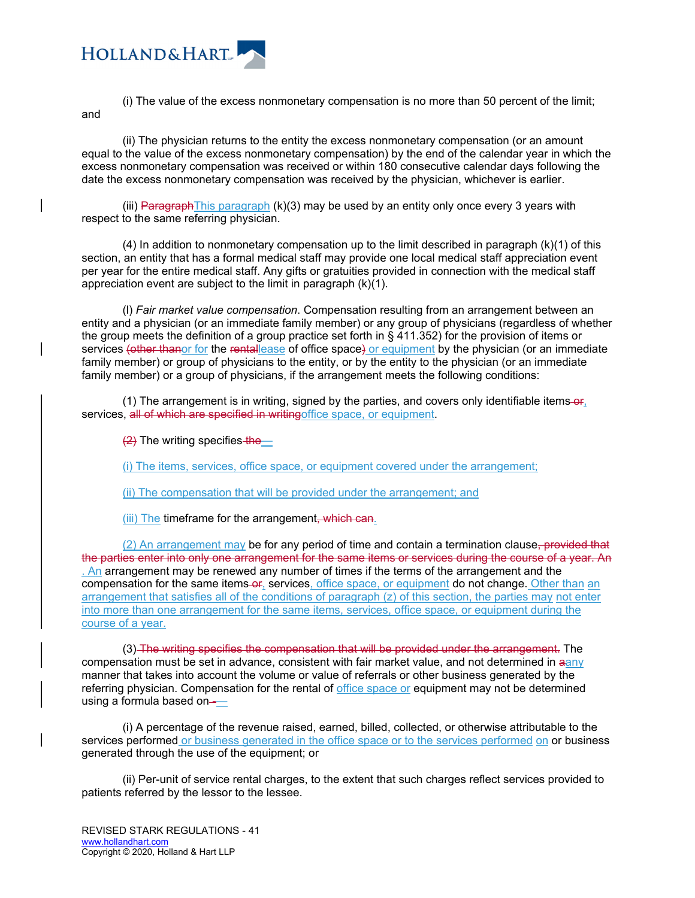(i) The value of the excess nonmonetary compensation is no more than 50 percent of the limit; and

(ii) The physician returns to the entity the excess nonmonetary compensation (or an amount equal to the value of the excess nonmonetary compensation) by the end of the calendar year in which the excess nonmonetary compensation was received or within 180 consecutive calendar days following the date the excess nonmonetary compensation was received by the physician, whichever is earlier.

(iii) ~~Paragraph~~This paragraph (k)(3) may be used by an entity only once every 3 years with respect to the same referring physician.

(4) In addition to nonmonetary compensation up to the limit described in paragraph (k)(1) of this section, an entity that has a formal medical staff may provide one local medical staff appreciation event per year for the entire medical staff. Any gifts or gratuities provided in connection with the medical staff appreciation event are subject to the limit in paragraph (k)(1).

(l) *Fair market value compensation*. Compensation resulting from an arrangement between an entity and a physician (or an immediate family member) or any group of physicians (regardless of whether the group meets the definition of a group practice set forth in § 411.352) for the provision of items or services ~~(other than~~or for the ~~rental~~lease of office space~~)~~ or equipment by the physician (or an immediate family member) or group of physicians to the entity, or by the entity to the physician (or an immediate family member) or a group of physicians, if the arrangement meets the following conditions:

(1) The arrangement is in writing, signed by the parties, and covers only identifiable items~~ or~~, services, ~~all of which are specified in writing~~office space, or equipment.

~~(2)~~ The writing specifies~~ the~~—

(i) The items, services, office space, or equipment covered under the arrangement;

(ii) The compensation that will be provided under the arrangement; and

(iii) The timeframe for the arrangement~~, which can~~.

(2) An arrangement may be for any period of time and contain a termination clause~~, provided that the parties enter into only one arrangement for the same items or services during the course of a year. An~~. An arrangement may be renewed any number of times if the terms of the arrangement and the compensation for the same items~~ or~~, services, office space, or equipment do not change. Other than an arrangement that satisfies all of the conditions of paragraph (z) of this section, the parties may not enter into more than one arrangement for the same items, services, office space, or equipment during the course of a year.

(3)~~ The writing specifies the compensation that will be provided under the arrangement.~~ The compensation must be set in advance, consistent with fair market value, and not determined in ~~a~~any manner that takes into account the volume or value of referrals or other business generated by the referring physician. Compensation for the rental of office space or equipment may not be determined using a formula based on~~ -~~—

(i) A percentage of the revenue raised, earned, billed, collected, or otherwise attributable to the services performed or business generated in the office space or to the services performed on or business generated through the use of the equipment; or

(ii) Per-unit of service rental charges, to the extent that such charges reflect services provided to patients referred by the lessor to the lessee.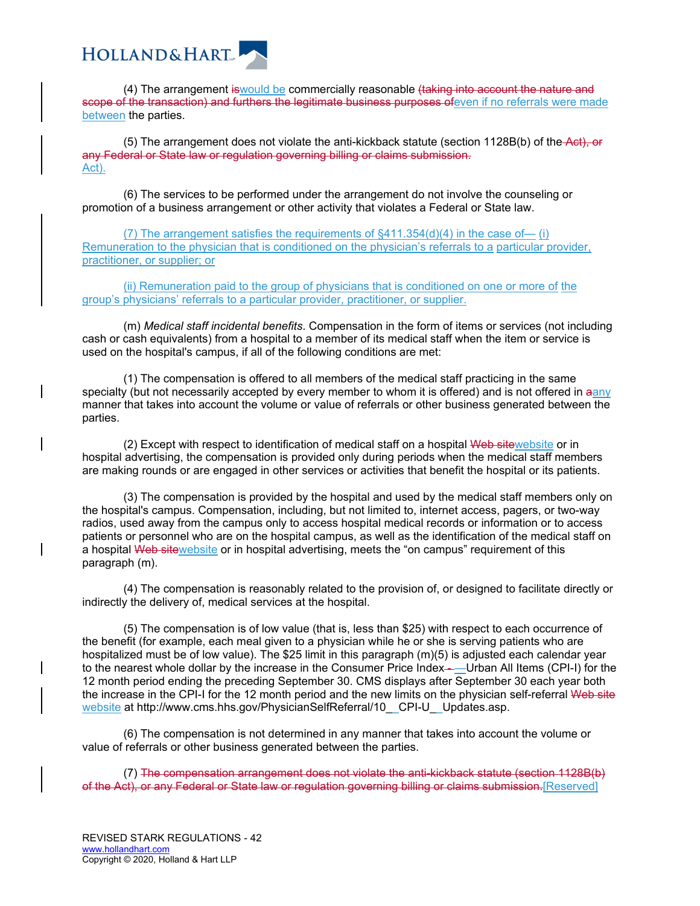(4) The arrangement ~~is~~would be commercially reasonable ~~(taking into account the nature and scope of the transaction) and furthers the legitimate business purposes of~~even if no referrals were made between the parties.

(5) The arrangement does not violate the anti-kickback statute (section 1128B(b) of the ~~Act), or any Federal or State law or regulation governing billing or claims submission.~~ Act).

(6) The services to be performed under the arrangement do not involve the counseling or promotion of a business arrangement or other activity that violates a Federal or State law.

(7) The arrangement satisfies the requirements of §411.354(d)(4) in the case of— (i) Remuneration to the physician that is conditioned on the physician's referrals to a particular provider, practitioner, or supplier; or

(ii) Remuneration paid to the group of physicians that is conditioned on one or more of the group's physicians' referrals to a particular provider, practitioner, or supplier.

(m) *Medical staff incidental benefits*. Compensation in the form of items or services (not including cash or cash equivalents) from a hospital to a member of its medical staff when the item or service is used on the hospital's campus, if all of the following conditions are met:

(1) The compensation is offered to all members of the medical staff practicing in the same specialty (but not necessarily accepted by every member to whom it is offered) and is not offered in ~~a~~any manner that takes into account the volume or value of referrals or other business generated between the parties.

(2) Except with respect to identification of medical staff on a hospital ~~Web site~~website or in hospital advertising, the compensation is provided only during periods when the medical staff members are making rounds or are engaged in other services or activities that benefit the hospital or its patients.

(3) The compensation is provided by the hospital and used by the medical staff members only on the hospital's campus. Compensation, including, but not limited to, internet access, pagers, or two-way radios, used away from the campus only to access hospital medical records or information or to access patients or personnel who are on the hospital campus, as well as the identification of the medical staff on a hospital ~~Web site~~website or in hospital advertising, meets the "on campus" requirement of this paragraph (m).

(4) The compensation is reasonably related to the provision of, or designed to facilitate directly or indirectly the delivery of, medical services at the hospital.

(5) The compensation is of low value (that is, less than $25) with respect to each occurrence of the benefit (for example, each meal given to a physician while he or she is serving patients who are hospitalized must be of low value). The $25 limit in this paragraph (m)(5) is adjusted each calendar year to the nearest whole dollar by the increase in the Consumer Price Index~~-~~—Urban All Items (CPI-I) for the 12 month period ending the preceding September 30. CMS displays after September 30 each year both the increase in the CPI-I for the 12 month period and the new limits on the physician self-referral ~~Web site~~ website at http://www.cms.hhs.gov/PhysicianSelfReferral/10__CPI-U__Updates.asp.

(6) The compensation is not determined in any manner that takes into account the volume or value of referrals or other business generated between the parties.

(7) ~~The compensation arrangement does not violate the anti-kickback statute (section 1128B(b) of the Act), or any Federal or State law or regulation governing billing or claims submission.~~[Reserved]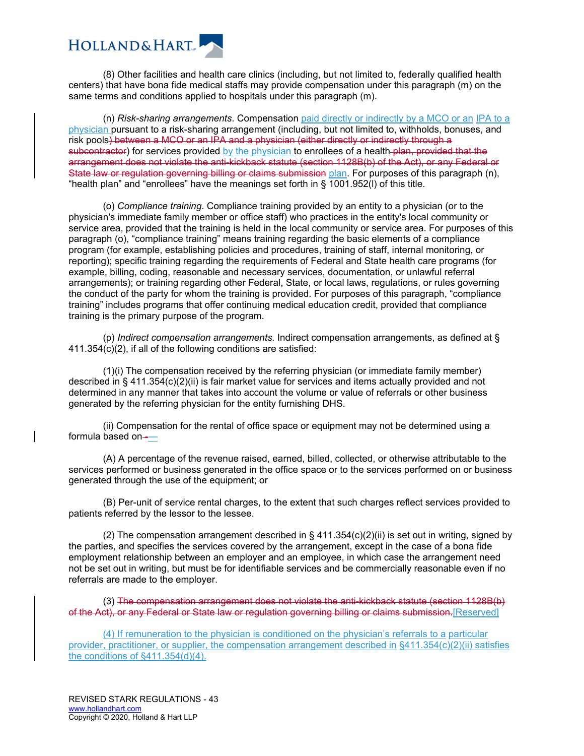(8) Other facilities and health care clinics (including, but not limited to, federally qualified health centers) that have bona fide medical staffs may provide compensation under this paragraph (m) on the same terms and conditions applied to hospitals under this paragraph (m).

(n) *Risk-sharing arrangements.* Compensation paid directly or indirectly by a MCO or an IPA to a physician pursuant to a risk-sharing arrangement (including, but not limited to, withholds, bonuses, and risk pools~~) between a MCO or an IPA and a physician (either directly or indirectly through a subcontractor~~) for services provided by the physician to enrollees of a health ~~plan, provided that the arrangement does not violate the anti-kickback statute (section 1128B(b) of the Act), or any Federal or State law or regulation governing billing or claims submission~~ plan. For purposes of this paragraph (n), "health plan" and "enrollees" have the meanings set forth in § 1001.952(l) of this title.

(o) *Compliance training.* Compliance training provided by an entity to a physician (or to the physician's immediate family member or office staff) who practices in the entity's local community or service area, provided that the training is held in the local community or service area. For purposes of this paragraph (o), "compliance training" means training regarding the basic elements of a compliance program (for example, establishing policies and procedures, training of staff, internal monitoring, or reporting); specific training regarding the requirements of Federal and State health care programs (for example, billing, coding, reasonable and necessary services, documentation, or unlawful referral arrangements); or training regarding other Federal, State, or local laws, regulations, or rules governing the conduct of the party for whom the training is provided. For purposes of this paragraph, "compliance training" includes programs that offer continuing medical education credit, provided that compliance training is the primary purpose of the program.

(p) *Indirect compensation arrangements.* Indirect compensation arrangements, as defined at § 411.354(c)(2), if all of the following conditions are satisfied:

(1)(i) The compensation received by the referring physician (or immediate family member) described in § 411.354(c)(2)(ii) is fair market value for services and items actually provided and not determined in any manner that takes into account the volume or value of referrals or other business generated by the referring physician for the entity furnishing DHS.

(ii) Compensation for the rental of office space or equipment may not be determined using a formula based on~~-~~—

(A) A percentage of the revenue raised, earned, billed, collected, or otherwise attributable to the services performed or business generated in the office space or to the services performed on or business generated through the use of the equipment; or

(B) Per-unit of service rental charges, to the extent that such charges reflect services provided to patients referred by the lessor to the lessee.

(2) The compensation arrangement described in § 411.354(c)(2)(ii) is set out in writing, signed by the parties, and specifies the services covered by the arrangement, except in the case of a bona fide employment relationship between an employer and an employee, in which case the arrangement need not be set out in writing, but must be for identifiable services and be commercially reasonable even if no referrals are made to the employer.

(3) ~~The compensation arrangement does not violate the anti-kickback statute (section 1128B(b) of the Act), or any Federal or State law or regulation governing billing or claims submission.~~[Reserved]

(4) If remuneration to the physician is conditioned on the physician's referrals to a particular provider, practitioner, or supplier, the compensation arrangement described in §411.354(c)(2)(ii) satisfies the conditions of §411.354(d)(4).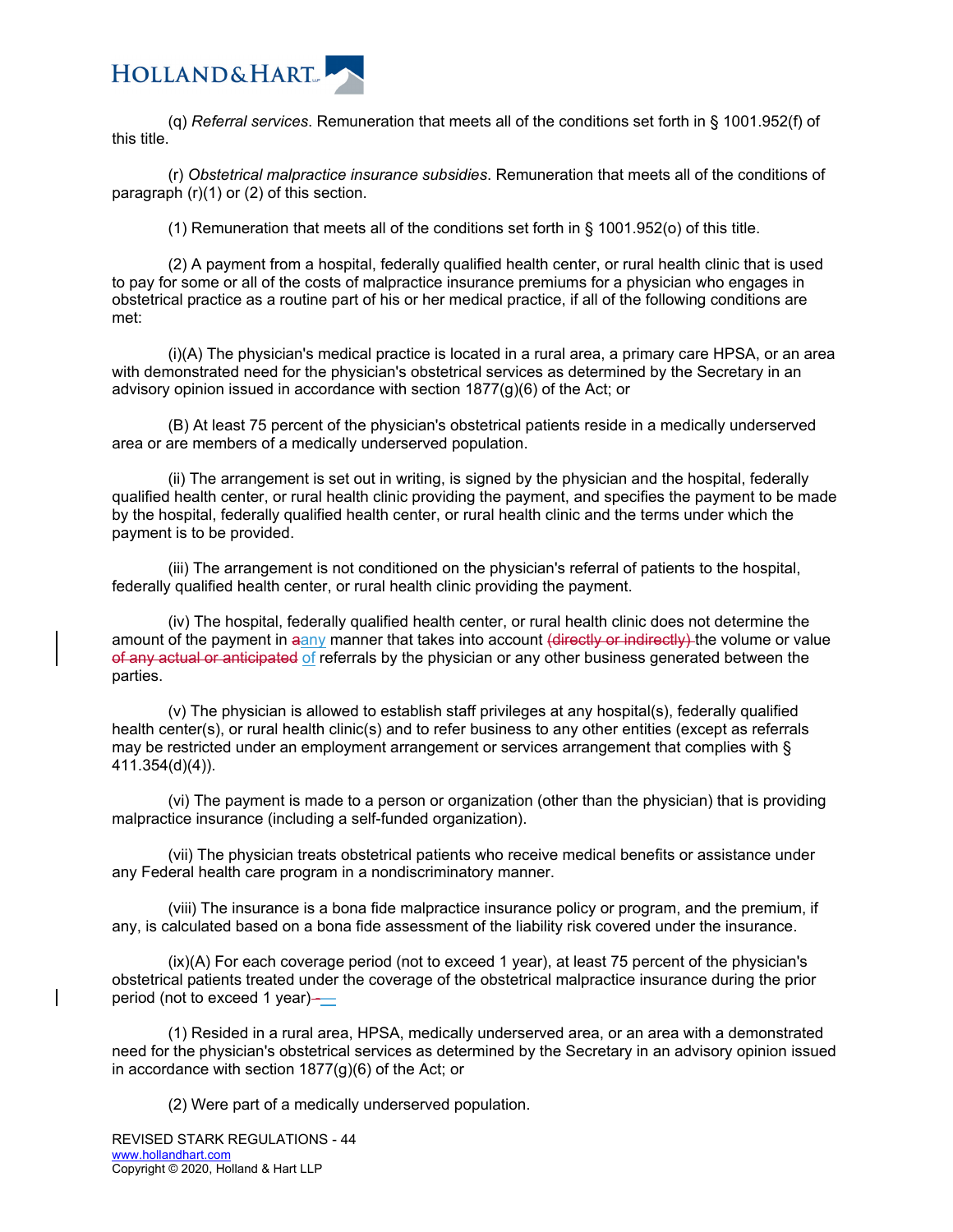(q) *Referral services*. Remuneration that meets all of the conditions set forth in § 1001.952(f) of this title.

(r) *Obstetrical malpractice insurance subsidies*. Remuneration that meets all of the conditions of paragraph (r)(1) or (2) of this section.

(1) Remuneration that meets all of the conditions set forth in § 1001.952(o) of this title.

(2) A payment from a hospital, federally qualified health center, or rural health clinic that is used to pay for some or all of the costs of malpractice insurance premiums for a physician who engages in obstetrical practice as a routine part of his or her medical practice, if all of the following conditions are met:

(i)(A) The physician's medical practice is located in a rural area, a primary care HPSA, or an area with demonstrated need for the physician's obstetrical services as determined by the Secretary in an advisory opinion issued in accordance with section 1877(g)(6) of the Act; or

(B) At least 75 percent of the physician's obstetrical patients reside in a medically underserved area or are members of a medically underserved population.

(ii) The arrangement is set out in writing, is signed by the physician and the hospital, federally qualified health center, or rural health clinic providing the payment, and specifies the payment to be made by the hospital, federally qualified health center, or rural health clinic and the terms under which the payment is to be provided.

(iii) The arrangement is not conditioned on the physician's referral of patients to the hospital, federally qualified health center, or rural health clinic providing the payment.

(iv) The hospital, federally qualified health center, or rural health clinic does not determine the amount of the payment in ~~a~~any manner that takes into account ~~(directly or indirectly)~~ the volume or value ~~of any actual or anticipated~~ of referrals by the physician or any other business generated between the parties.

(v) The physician is allowed to establish staff privileges at any hospital(s), federally qualified health center(s), or rural health clinic(s) and to refer business to any other entities (except as referrals may be restricted under an employment arrangement or services arrangement that complies with § 411.354(d)(4)).

(vi) The payment is made to a person or organization (other than the physician) that is providing malpractice insurance (including a self-funded organization).

(vii) The physician treats obstetrical patients who receive medical benefits or assistance under any Federal health care program in a nondiscriminatory manner.

(viii) The insurance is a bona fide malpractice insurance policy or program, and the premium, if any, is calculated based on a bona fide assessment of the liability risk covered under the insurance.

(ix)(A) For each coverage period (not to exceed 1 year), at least 75 percent of the physician's obstetrical patients treated under the coverage of the obstetrical malpractice insurance during the prior period (not to exceed 1 year)~~-~~—

(1) Resided in a rural area, HPSA, medically underserved area, or an area with a demonstrated need for the physician's obstetrical services as determined by the Secretary in an advisory opinion issued in accordance with section 1877(g)(6) of the Act; or

(2) Were part of a medically underserved population.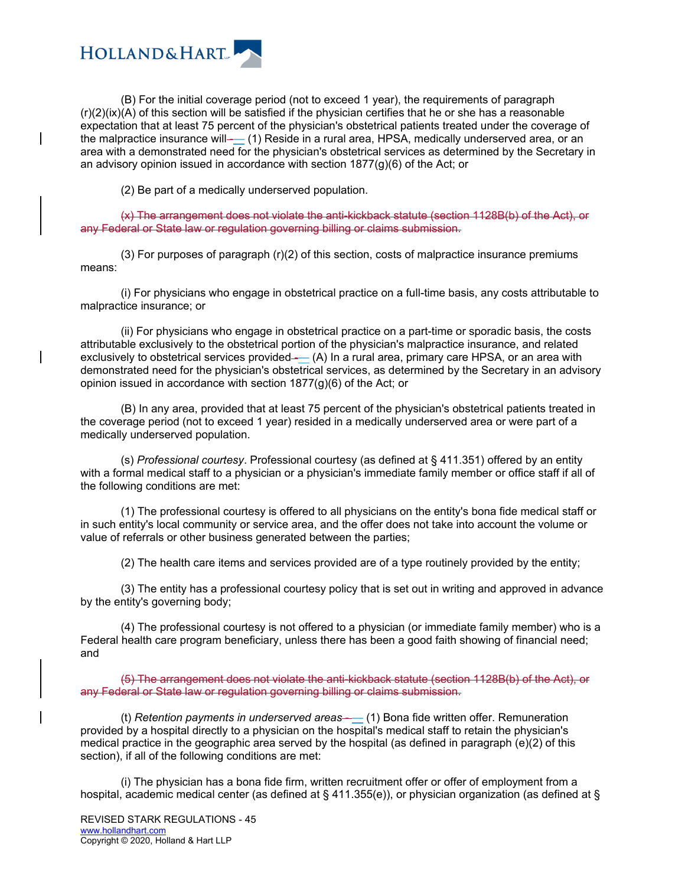(B) For the initial coverage period (not to exceed 1 year), the requirements of paragraph (r)(2)(ix)(A) of this section will be satisfied if the physician certifies that he or she has a reasonable expectation that at least 75 percent of the physician's obstetrical patients treated under the coverage of the malpractice insurance will— (1) Reside in a rural area, HPSA, medically underserved area, or an area with a demonstrated need for the physician's obstetrical services as determined by the Secretary in an advisory opinion issued in accordance with section 1877(g)(6) of the Act; or

(2) Be part of a medically underserved population.

~~(x) The arrangement does not violate the anti-kickback statute (section 1128B(b) of the Act), or any Federal or State law or regulation governing billing or claims submission.~~

(3) For purposes of paragraph (r)(2) of this section, costs of malpractice insurance premiums means:

(i) For physicians who engage in obstetrical practice on a full-time basis, any costs attributable to malpractice insurance; or

(ii) For physicians who engage in obstetrical practice on a part-time or sporadic basis, the costs attributable exclusively to the obstetrical portion of the physician's malpractice insurance, and related exclusively to obstetrical services provided— (A) In a rural area, primary care HPSA, or an area with demonstrated need for the physician's obstetrical services, as determined by the Secretary in an advisory opinion issued in accordance with section 1877(g)(6) of the Act; or

(B) In any area, provided that at least 75 percent of the physician's obstetrical patients treated in the coverage period (not to exceed 1 year) resided in a medically underserved area or were part of a medically underserved population.

(s) *Professional courtesy*. Professional courtesy (as defined at § 411.351) offered by an entity with a formal medical staff to a physician or a physician's immediate family member or office staff if all of the following conditions are met:

(1) The professional courtesy is offered to all physicians on the entity's bona fide medical staff or in such entity's local community or service area, and the offer does not take into account the volume or value of referrals or other business generated between the parties;

(2) The health care items and services provided are of a type routinely provided by the entity;

(3) The entity has a professional courtesy policy that is set out in writing and approved in advance by the entity's governing body;

(4) The professional courtesy is not offered to a physician (or immediate family member) who is a Federal health care program beneficiary, unless there has been a good faith showing of financial need; and

~~(5) The arrangement does not violate the anti-kickback statute (section 1128B(b) of the Act), or any Federal or State law or regulation governing billing or claims submission.~~

(t) *Retention payments in underserved areas*— (1) Bona fide written offer. Remuneration provided by a hospital directly to a physician on the hospital's medical staff to retain the physician's medical practice in the geographic area served by the hospital (as defined in paragraph (e)(2) of this section), if all of the following conditions are met:

(i) The physician has a bona fide firm, written recruitment offer or offer of employment from a hospital, academic medical center (as defined at § 411.355(e)), or physician organization (as defined at §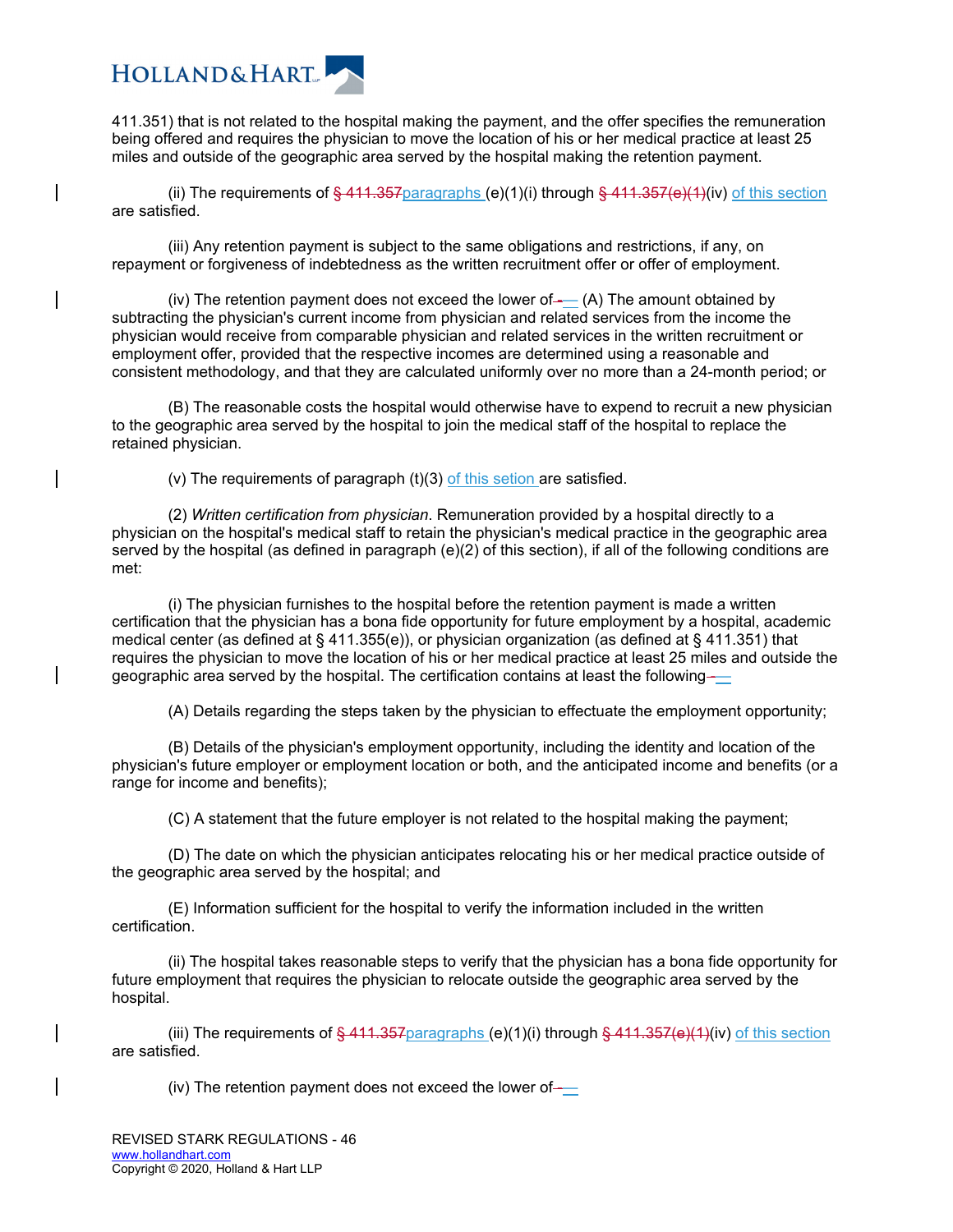411.351) that is not related to the hospital making the payment, and the offer specifies the remuneration being offered and requires the physician to move the location of his or her medical practice at least 25 miles and outside of the geographic area served by the hospital making the retention payment.

(ii) The requirements of ~~§ 411.357~~paragraphs (e)(1)(i) through ~~§ 411.357(e)(1)~~(iv) of this section are satisfied.

(iii) Any retention payment is subject to the same obligations and restrictions, if any, on repayment or forgiveness of indebtedness as the written recruitment offer or offer of employment.

(iv) The retention payment does not exceed the lower of~~-~~— (A) The amount obtained by subtracting the physician's current income from physician and related services from the income the physician would receive from comparable physician and related services in the written recruitment or employment offer, provided that the respective incomes are determined using a reasonable and consistent methodology, and that they are calculated uniformly over no more than a 24-month period; or

(B) The reasonable costs the hospital would otherwise have to expend to recruit a new physician to the geographic area served by the hospital to join the medical staff of the hospital to replace the retained physician.

(v) The requirements of paragraph (t)(3) of this setion are satisfied.

(2) *Written certification from physician*. Remuneration provided by a hospital directly to a physician on the hospital's medical staff to retain the physician's medical practice in the geographic area served by the hospital (as defined in paragraph (e)(2) of this section), if all of the following conditions are met:

(i) The physician furnishes to the hospital before the retention payment is made a written certification that the physician has a bona fide opportunity for future employment by a hospital, academic medical center (as defined at § 411.355(e)), or physician organization (as defined at § 411.351) that requires the physician to move the location of his or her medical practice at least 25 miles and outside the geographic area served by the hospital. The certification contains at least the following~~-~~—

(A) Details regarding the steps taken by the physician to effectuate the employment opportunity;

(B) Details of the physician's employment opportunity, including the identity and location of the physician's future employer or employment location or both, and the anticipated income and benefits (or a range for income and benefits);

(C) A statement that the future employer is not related to the hospital making the payment;

(D) The date on which the physician anticipates relocating his or her medical practice outside of the geographic area served by the hospital; and

(E) Information sufficient for the hospital to verify the information included in the written certification.

(ii) The hospital takes reasonable steps to verify that the physician has a bona fide opportunity for future employment that requires the physician to relocate outside the geographic area served by the hospital.

(iii) The requirements of ~~§ 411.357~~paragraphs (e)(1)(i) through ~~§ 411.357(e)(1)~~(iv) of this section are satisfied.

(iv) The retention payment does not exceed the lower of~~-~~—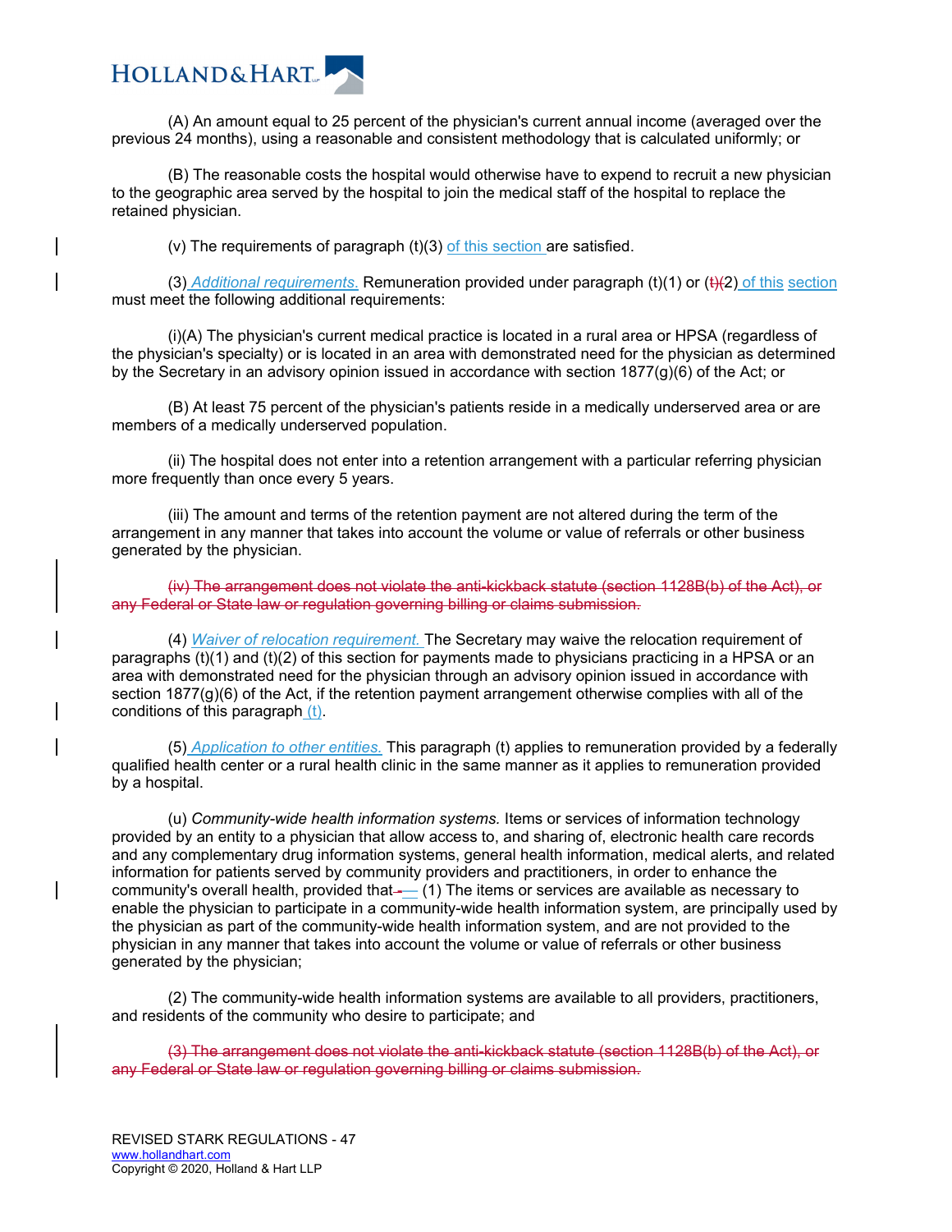(A) An amount equal to 25 percent of the physician's current annual income (averaged over the previous 24 months), using a reasonable and consistent methodology that is calculated uniformly; or

(B) The reasonable costs the hospital would otherwise have to expend to recruit a new physician to the geographic area served by the hospital to join the medical staff of the hospital to replace the retained physician.

(v) The requirements of paragraph (t)(3) of this section are satisfied.

(3) *Additional requirements.* Remuneration provided under paragraph (t)(1) or ~~(t)~~(2) of this section must meet the following additional requirements:

(i)(A) The physician's current medical practice is located in a rural area or HPSA (regardless of the physician's specialty) or is located in an area with demonstrated need for the physician as determined by the Secretary in an advisory opinion issued in accordance with section 1877(g)(6) of the Act; or

(B) At least 75 percent of the physician's patients reside in a medically underserved area or are members of a medically underserved population.

(ii) The hospital does not enter into a retention arrangement with a particular referring physician more frequently than once every 5 years.

(iii) The amount and terms of the retention payment are not altered during the term of the arrangement in any manner that takes into account the volume or value of referrals or other business generated by the physician.

~~(iv) The arrangement does not violate the anti-kickback statute (section 1128B(b) of the Act), or any Federal or State law or regulation governing billing or claims submission.~~

(4) *Waiver of relocation requirement.* The Secretary may waive the relocation requirement of paragraphs (t)(1) and (t)(2) of this section for payments made to physicians practicing in a HPSA or an area with demonstrated need for the physician through an advisory opinion issued in accordance with section 1877(g)(6) of the Act, if the retention payment arrangement otherwise complies with all of the conditions of this paragraph (t).

(5) *Application to other entities.* This paragraph (t) applies to remuneration provided by a federally qualified health center or a rural health clinic in the same manner as it applies to remuneration provided by a hospital.

(u) *Community-wide health information systems.* Items or services of information technology provided by an entity to a physician that allow access to, and sharing of, electronic health care records and any complementary drug information systems, general health information, medical alerts, and related information for patients served by community providers and practitioners, in order to enhance the community's overall health, provided that~~-~~— (1) The items or services are available as necessary to enable the physician to participate in a community-wide health information system, are principally used by the physician as part of the community-wide health information system, and are not provided to the physician in any manner that takes into account the volume or value of referrals or other business generated by the physician;

(2) The community-wide health information systems are available to all providers, practitioners, and residents of the community who desire to participate; and

~~(3) The arrangement does not violate the anti-kickback statute (section 1128B(b) of the Act), or any Federal or State law or regulation governing billing or claims submission.~~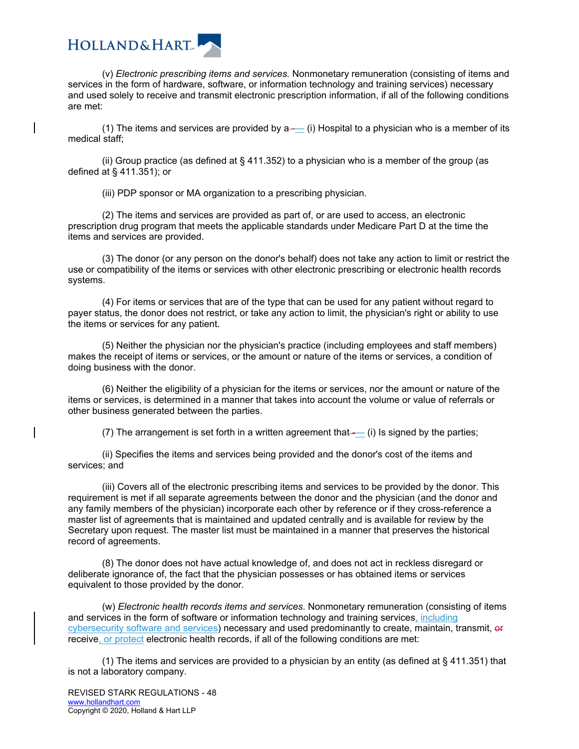(v) *Electronic prescribing items and services.* Nonmonetary remuneration (consisting of items and services in the form of hardware, software, or information technology and training services) necessary and used solely to receive and transmit electronic prescription information, if all of the following conditions are met:

(1) The items and services are provided by a— (i) Hospital to a physician who is a member of its medical staff;

(ii) Group practice (as defined at § 411.352) to a physician who is a member of the group (as defined at § 411.351); or

(iii) PDP sponsor or MA organization to a prescribing physician.

(2) The items and services are provided as part of, or are used to access, an electronic prescription drug program that meets the applicable standards under Medicare Part D at the time the items and services are provided.

(3) The donor (or any person on the donor's behalf) does not take any action to limit or restrict the use or compatibility of the items or services with other electronic prescribing or electronic health records systems.

(4) For items or services that are of the type that can be used for any patient without regard to payer status, the donor does not restrict, or take any action to limit, the physician's right or ability to use the items or services for any patient.

(5) Neither the physician nor the physician's practice (including employees and staff members) makes the receipt of items or services, or the amount or nature of the items or services, a condition of doing business with the donor.

(6) Neither the eligibility of a physician for the items or services, nor the amount or nature of the items or services, is determined in a manner that takes into account the volume or value of referrals or other business generated between the parties.

(7) The arrangement is set forth in a written agreement that— (i) Is signed by the parties;

(ii) Specifies the items and services being provided and the donor's cost of the items and services; and

(iii) Covers all of the electronic prescribing items and services to be provided by the donor. This requirement is met if all separate agreements between the donor and the physician (and the donor and any family members of the physician) incorporate each other by reference or if they cross-reference a master list of agreements that is maintained and updated centrally and is available for review by the Secretary upon request. The master list must be maintained in a manner that preserves the historical record of agreements.

(8) The donor does not have actual knowledge of, and does not act in reckless disregard or deliberate ignorance of, the fact that the physician possesses or has obtained items or services equivalent to those provided by the donor.

(w) *Electronic health records items and services*. Nonmonetary remuneration (consisting of items and services in the form of software or information technology and training services, including cybersecurity software and services) necessary and used predominantly to create, maintain, transmit, ~~or~~ receive, or protect electronic health records, if all of the following conditions are met:

(1) The items and services are provided to a physician by an entity (as defined at § 411.351) that is not a laboratory company.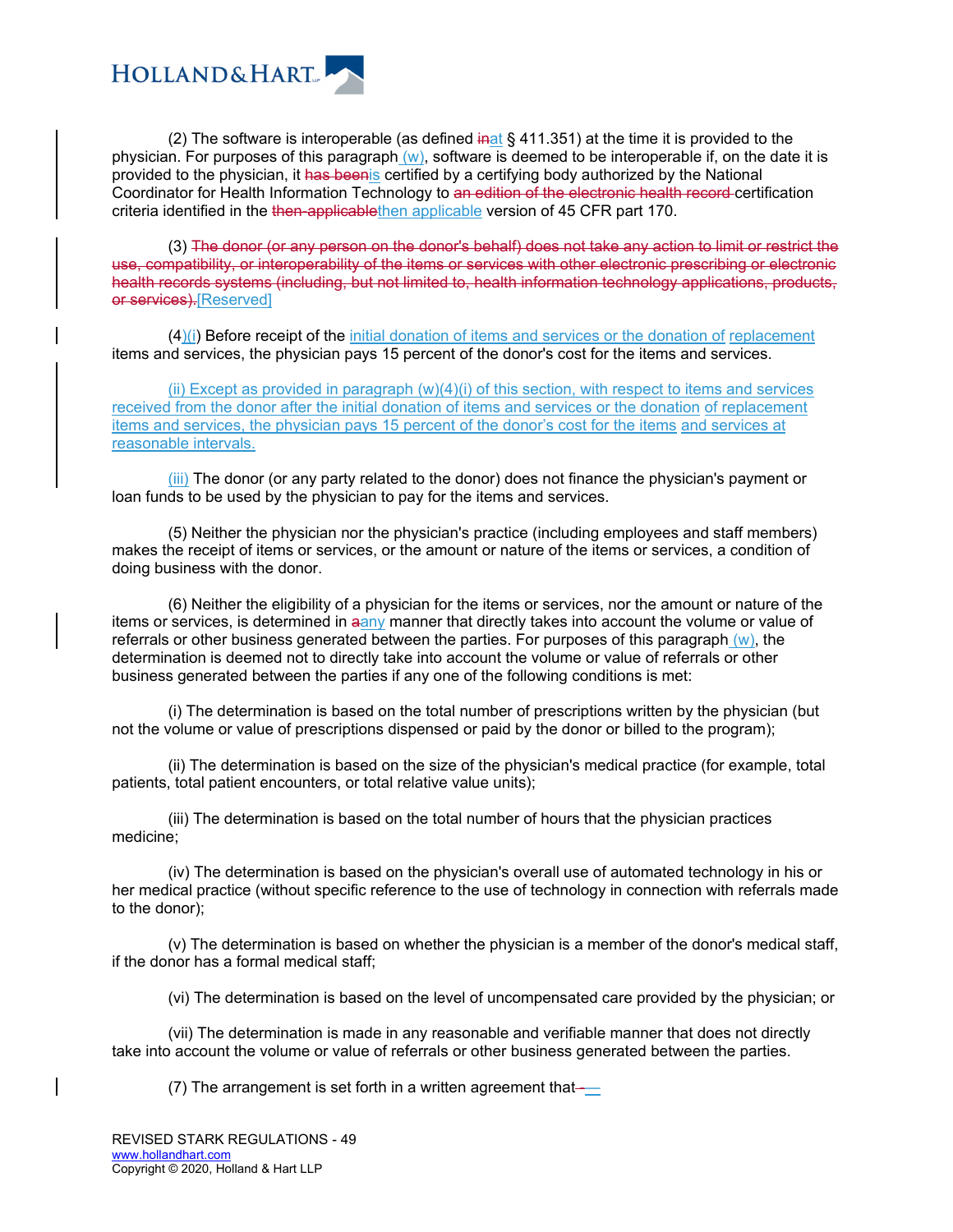(2) The software is interoperable (as defined ~~in~~at § 411.351) at the time it is provided to the physician. For purposes of this paragraph (w), software is deemed to be interoperable if, on the date it is provided to the physician, it ~~has been~~is certified by a certifying body authorized by the National Coordinator for Health Information Technology to ~~an edition of the electronic health record~~ certification criteria identified in the ~~then-applicable~~then applicable version of 45 CFR part 170.

(3) ~~The donor (or any person on the donor's behalf) does not take any action to limit or restrict the use, compatibility, or interoperability of the items or services with other electronic prescribing or electronic health records systems (including, but not limited to, health information technology applications, products, or services).~~[Reserved]

(4)(i) Before receipt of the initial donation of items and services or the donation of replacement items and services, the physician pays 15 percent of the donor's cost for the items and services.

(ii) Except as provided in paragraph (w)(4)(i) of this section, with respect to items and services received from the donor after the initial donation of items and services or the donation of replacement items and services, the physician pays 15 percent of the donor's cost for the items and services at reasonable intervals.

(iii) The donor (or any party related to the donor) does not finance the physician's payment or loan funds to be used by the physician to pay for the items and services.

(5) Neither the physician nor the physician's practice (including employees and staff members) makes the receipt of items or services, or the amount or nature of the items or services, a condition of doing business with the donor.

(6) Neither the eligibility of a physician for the items or services, nor the amount or nature of the items or services, is determined in ~~a~~any manner that directly takes into account the volume or value of referrals or other business generated between the parties. For purposes of this paragraph (w), the determination is deemed not to directly take into account the volume or value of referrals or other business generated between the parties if any one of the following conditions is met:

(i) The determination is based on the total number of prescriptions written by the physician (but not the volume or value of prescriptions dispensed or paid by the donor or billed to the program);

(ii) The determination is based on the size of the physician's medical practice (for example, total patients, total patient encounters, or total relative value units);

(iii) The determination is based on the total number of hours that the physician practices medicine;

(iv) The determination is based on the physician's overall use of automated technology in his or her medical practice (without specific reference to the use of technology in connection with referrals made to the donor);

(v) The determination is based on whether the physician is a member of the donor's medical staff, if the donor has a formal medical staff;

(vi) The determination is based on the level of uncompensated care provided by the physician; or

(vii) The determination is made in any reasonable and verifiable manner that does not directly take into account the volume or value of referrals or other business generated between the parties.

(7) The arrangement is set forth in a written agreement that ~~-~~—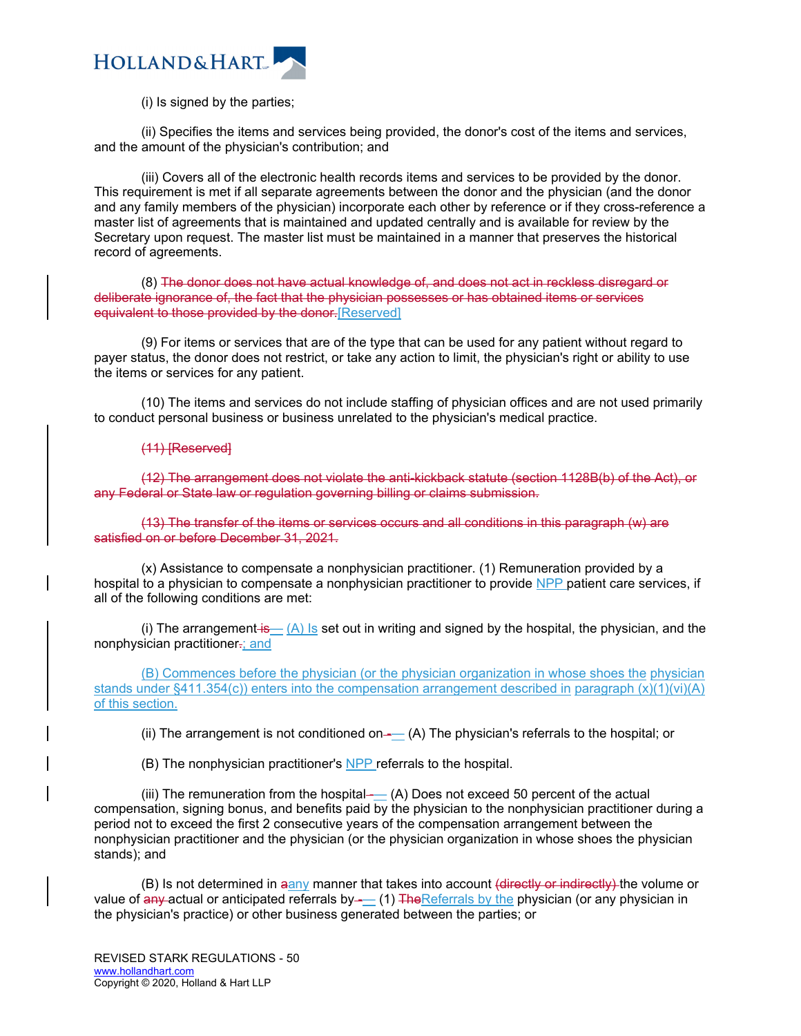(i) Is signed by the parties;

(ii) Specifies the items and services being provided, the donor's cost of the items and services, and the amount of the physician's contribution; and

(iii) Covers all of the electronic health records items and services to be provided by the donor. This requirement is met if all separate agreements between the donor and the physician (and the donor and any family members of the physician) incorporate each other by reference or if they cross-reference a master list of agreements that is maintained and updated centrally and is available for review by the Secretary upon request. The master list must be maintained in a manner that preserves the historical record of agreements.

(8) ~~The donor does not have actual knowledge of, and does not act in reckless disregard or deliberate ignorance of, the fact that the physician possesses or has obtained items or services equivalent to those provided by the donor.~~ [Reserved]

(9) For items or services that are of the type that can be used for any patient without regard to payer status, the donor does not restrict, or take any action to limit, the physician's right or ability to use the items or services for any patient.

(10) The items and services do not include staffing of physician offices and are not used primarily to conduct personal business or business unrelated to the physician's medical practice.

~~(11) [Reserved]~~

~~(12) The arrangement does not violate the anti-kickback statute (section 1128B(b) of the Act), or any Federal or State law or regulation governing billing or claims submission.~~

~~(13) The transfer of the items or services occurs and all conditions in this paragraph (w) are satisfied on or before December 31, 2021.~~

(x) Assistance to compensate a nonphysician practitioner. (1) Remuneration provided by a hospital to a physician to compensate a nonphysician practitioner to provide NPP patient care services, if all of the following conditions are met:

(i) The arrangement ~~is~~— (A) Is set out in writing and signed by the hospital, the physician, and the nonphysician practitioner~~.~~; and

(B) Commences before the physician (or the physician organization in whose shoes the physician stands under §411.354(c)) enters into the compensation arrangement described in paragraph (x)(1)(vi)(A) of this section.

(ii) The arrangement is not conditioned on ~~-~~— (A) The physician's referrals to the hospital; or

(B) The nonphysician practitioner's NPP referrals to the hospital.

(iii) The remuneration from the hospital ~~-~~— (A) Does not exceed 50 percent of the actual compensation, signing bonus, and benefits paid by the physician to the nonphysician practitioner during a period not to exceed the first 2 consecutive years of the compensation arrangement between the nonphysician practitioner and the physician (or the physician organization in whose shoes the physician stands); and

(B) Is not determined in ~~a~~any manner that takes into account ~~(directly or indirectly)~~ the volume or value of ~~any~~ actual or anticipated referrals by ~~-~~— (1) ~~The~~Referrals by the physician (or any physician in the physician's practice) or other business generated between the parties; or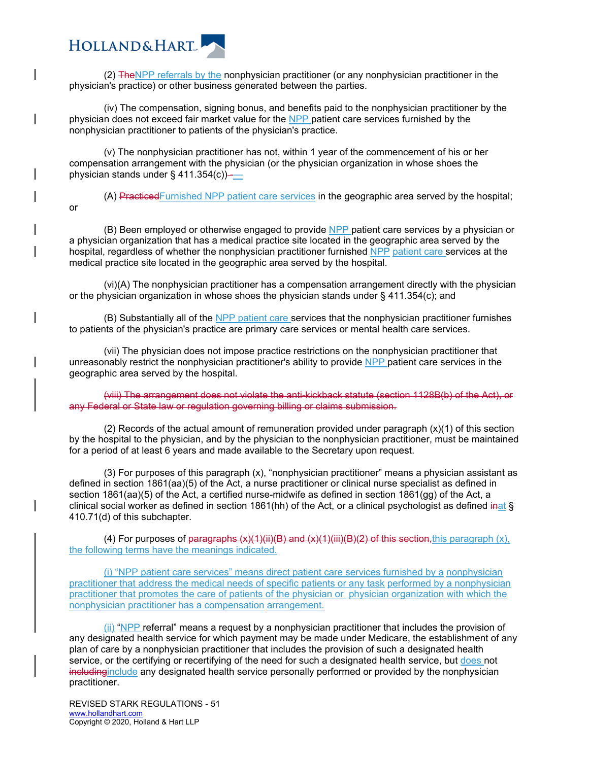(2) ~~The~~NPP referrals by the nonphysician practitioner (or any nonphysician practitioner in the physician's practice) or other business generated between the parties.

(iv) The compensation, signing bonus, and benefits paid to the nonphysician practitioner by the physician does not exceed fair market value for the NPP patient care services furnished by the nonphysician practitioner to patients of the physician's practice.

(v) The nonphysician practitioner has not, within 1 year of the commencement of his or her compensation arrangement with the physician (or the physician organization in whose shoes the physician stands under § 411.354(c)) ~~-~~—

(A) ~~Practiced~~Furnished NPP patient care services in the geographic area served by the hospital; or

(B) Been employed or otherwise engaged to provide NPP patient care services by a physician or a physician organization that has a medical practice site located in the geographic area served by the hospital, regardless of whether the nonphysician practitioner furnished NPP patient care services at the medical practice site located in the geographic area served by the hospital.

(vi)(A) The nonphysician practitioner has a compensation arrangement directly with the physician or the physician organization in whose shoes the physician stands under § 411.354(c); and

(B) Substantially all of the NPP patient care services that the nonphysician practitioner furnishes to patients of the physician's practice are primary care services or mental health care services.

(vii) The physician does not impose practice restrictions on the nonphysician practitioner that unreasonably restrict the nonphysician practitioner's ability to provide NPP patient care services in the geographic area served by the hospital.

~~(viii) The arrangement does not violate the anti-kickback statute (section 1128B(b) of the Act), or any Federal or State law or regulation governing billing or claims submission.~~

(2) Records of the actual amount of remuneration provided under paragraph (x)(1) of this section by the hospital to the physician, and by the physician to the nonphysician practitioner, must be maintained for a period of at least 6 years and made available to the Secretary upon request.

(3) For purposes of this paragraph (x), "nonphysician practitioner" means a physician assistant as defined in section 1861(aa)(5) of the Act, a nurse practitioner or clinical nurse specialist as defined in section 1861(aa)(5) of the Act, a certified nurse-midwife as defined in section 1861(gg) of the Act, a clinical social worker as defined in section 1861(hh) of the Act, or a clinical psychologist as defined ~~in~~at § 410.71(d) of this subchapter.

(4) For purposes of ~~paragraphs (x)(1)(ii)(B) and (x)(1)(iii)(B)(2) of this section,~~this paragraph (x), the following terms have the meanings indicated.

(i) "NPP patient care services" means direct patient care services furnished by a nonphysician practitioner that address the medical needs of specific patients or any task performed by a nonphysician practitioner that promotes the care of patients of the physician or physician organization with which the nonphysician practitioner has a compensation arrangement.

(ii) "NPP referral" means a request by a nonphysician practitioner that includes the provision of any designated health service for which payment may be made under Medicare, the establishment of any plan of care by a nonphysician practitioner that includes the provision of such a designated health service, or the certifying or recertifying of the need for such a designated health service, but does not ~~including~~include any designated health service personally performed or provided by the nonphysician practitioner.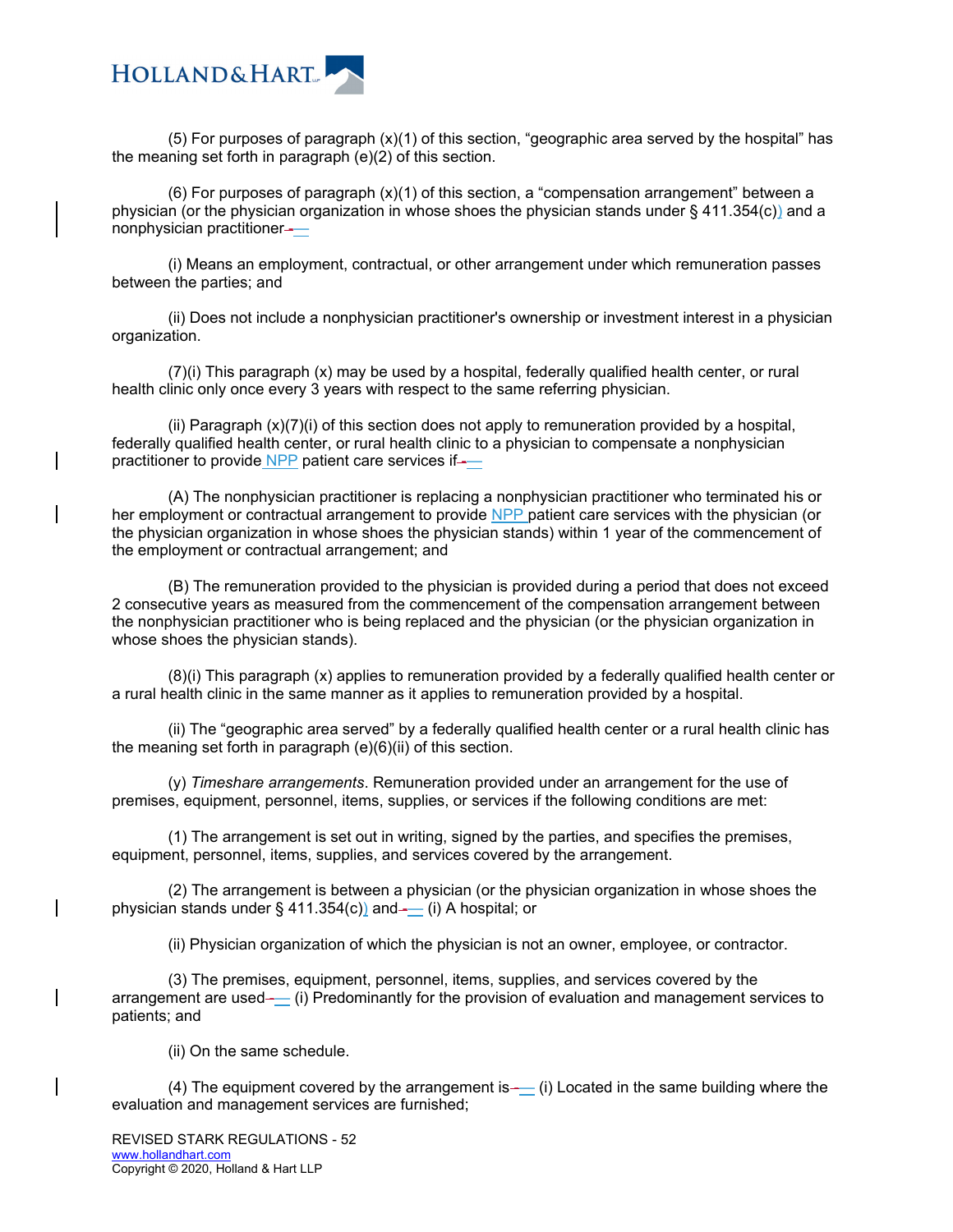(5) For purposes of paragraph (x)(1) of this section, “geographic area served by the hospital” has the meaning set forth in paragraph (e)(2) of this section.

(6) For purposes of paragraph (x)(1) of this section, a “compensation arrangement” between a physician (or the physician organization in whose shoes the physician stands under § 411.354(c)) and a nonphysician practitioner—

(i) Means an employment, contractual, or other arrangement under which remuneration passes between the parties; and

(ii) Does not include a nonphysician practitioner's ownership or investment interest in a physician organization.

(7)(i) This paragraph (x) may be used by a hospital, federally qualified health center, or rural health clinic only once every 3 years with respect to the same referring physician.

(ii) Paragraph (x)(7)(i) of this section does not apply to remuneration provided by a hospital, federally qualified health center, or rural health clinic to a physician to compensate a nonphysician practitioner to provide NPP patient care services if—

(A) The nonphysician practitioner is replacing a nonphysician practitioner who terminated his or her employment or contractual arrangement to provide NPP patient care services with the physician (or the physician organization in whose shoes the physician stands) within 1 year of the commencement of the employment or contractual arrangement; and

(B) The remuneration provided to the physician is provided during a period that does not exceed 2 consecutive years as measured from the commencement of the compensation arrangement between the nonphysician practitioner who is being replaced and the physician (or the physician organization in whose shoes the physician stands).

(8)(i) This paragraph (x) applies to remuneration provided by a federally qualified health center or a rural health clinic in the same manner as it applies to remuneration provided by a hospital.

(ii) The “geographic area served” by a federally qualified health center or a rural health clinic has the meaning set forth in paragraph (e)(6)(ii) of this section.

(y) *Timeshare arrangements*. Remuneration provided under an arrangement for the use of premises, equipment, personnel, items, supplies, or services if the following conditions are met:

(1) The arrangement is set out in writing, signed by the parties, and specifies the premises, equipment, personnel, items, supplies, and services covered by the arrangement.

(2) The arrangement is between a physician (or the physician organization in whose shoes the physician stands under § 411.354(c)) and— (i) A hospital; or

(ii) Physician organization of which the physician is not an owner, employee, or contractor.

(3) The premises, equipment, personnel, items, supplies, and services covered by the arrangement are used— (i) Predominantly for the provision of evaluation and management services to patients; and

(ii) On the same schedule.

(4) The equipment covered by the arrangement is— (i) Located in the same building where the evaluation and management services are furnished;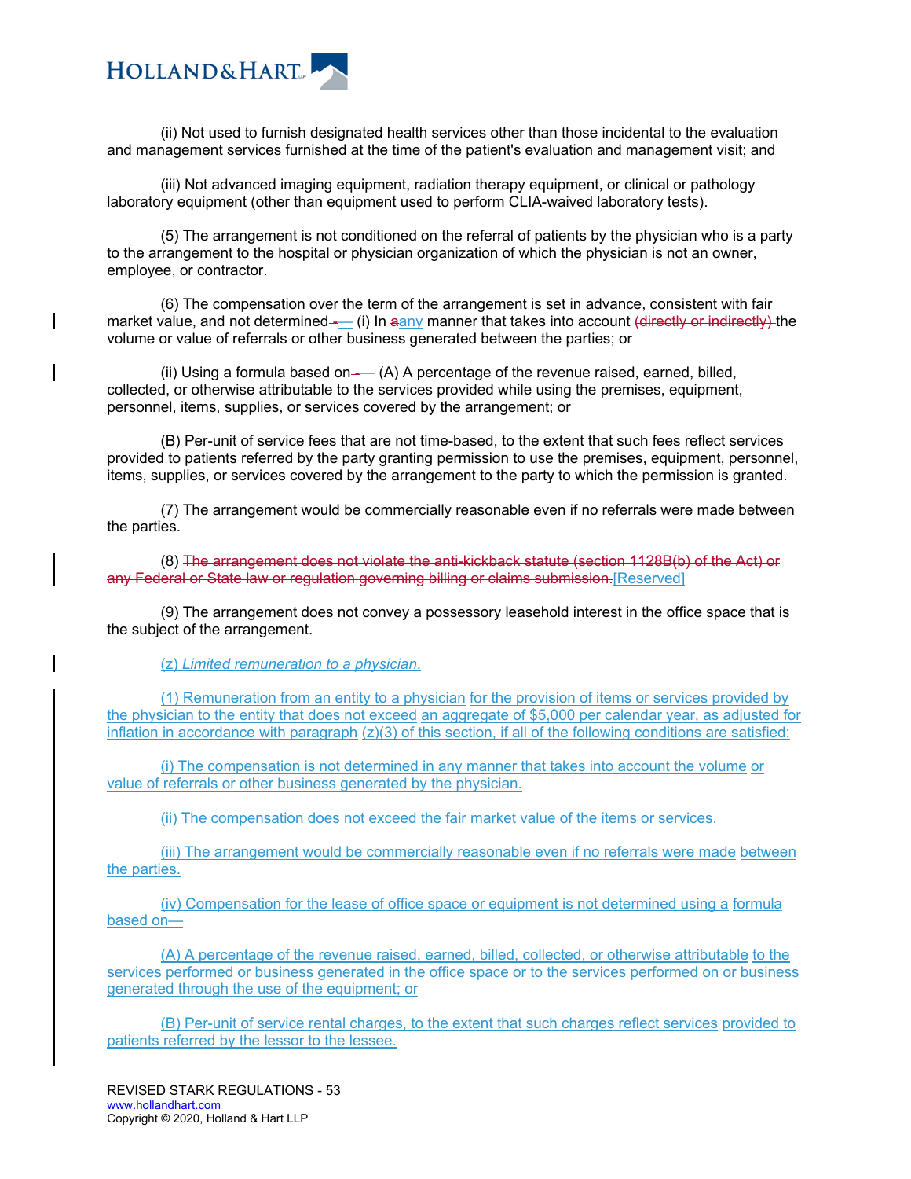(ii) Not used to furnish designated health services other than those incidental to the evaluation and management services furnished at the time of the patient's evaluation and management visit; and

(iii) Not advanced imaging equipment, radiation therapy equipment, or clinical or pathology laboratory equipment (other than equipment used to perform CLIA-waived laboratory tests).

(5) The arrangement is not conditioned on the referral of patients by the physician who is a party to the arrangement to the hospital or physician organization of which the physician is not an owner, employee, or contractor.

(6) The compensation over the term of the arrangement is set in advance, consistent with fair market value, and not determined-— (i) In aany manner that takes into account (directly or indirectly) the volume or value of referrals or other business generated between the parties; or

(ii) Using a formula based on-— (A) A percentage of the revenue raised, earned, billed, collected, or otherwise attributable to the services provided while using the premises, equipment, personnel, items, supplies, or services covered by the arrangement; or

(B) Per-unit of service fees that are not time-based, to the extent that such fees reflect services provided to patients referred by the party granting permission to use the premises, equipment, personnel, items, supplies, or services covered by the arrangement to the party to which the permission is granted.

(7) The arrangement would be commercially reasonable even if no referrals were made between the parties.

(8) ~~The arrangement does not violate the anti-kickback statute (section 1128B(b) of the Act) or any Federal or State law or regulation governing billing or claims submission.~~[Reserved]

(9) The arrangement does not convey a possessory leasehold interest in the office space that is the subject of the arrangement.

*(z) Limited remuneration to a physician.*

(1) Remuneration from an entity to a physician for the provision of items or services provided by the physician to the entity that does not exceed an aggregate of $5,000 per calendar year, as adjusted for inflation in accordance with paragraph (z)(3) of this section, if all of the following conditions are satisfied:

(i) The compensation is not determined in any manner that takes into account the volume or value of referrals or other business generated by the physician.

(ii) The compensation does not exceed the fair market value of the items or services.

(iii) The arrangement would be commercially reasonable even if no referrals were made between the parties.

(iv) Compensation for the lease of office space or equipment is not determined using a formula based on—

(A) A percentage of the revenue raised, earned, billed, collected, or otherwise attributable to the services performed or business generated in the office space or to the services performed on or business generated through the use of the equipment; or

(B) Per-unit of service rental charges, to the extent that such charges reflect services provided to patients referred by the lessor to the lessee.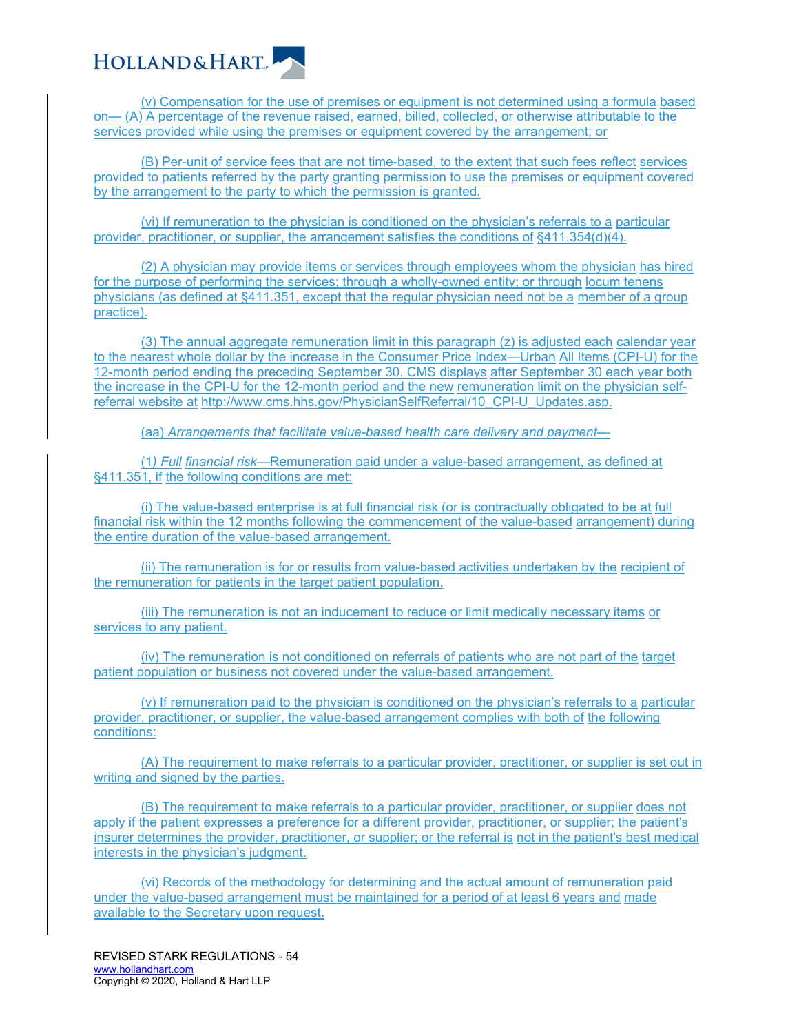(v) Compensation for the use of premises or equipment is not determined using a formula based on— (A) A percentage of the revenue raised, earned, billed, collected, or otherwise attributable to the services provided while using the premises or equipment covered by the arrangement; or

(B) Per-unit of service fees that are not time-based, to the extent that such fees reflect services provided to patients referred by the party granting permission to use the premises or equipment covered by the arrangement to the party to which the permission is granted.

(vi) If remuneration to the physician is conditioned on the physician's referrals to a particular provider, practitioner, or supplier, the arrangement satisfies the conditions of §411.354(d)(4).

(2) A physician may provide items or services through employees whom the physician has hired for the purpose of performing the services; through a wholly-owned entity; or through locum tenens physicians (as defined at §411.351, except that the regular physician need not be a member of a group practice).

(3) The annual aggregate remuneration limit in this paragraph (z) is adjusted each calendar year to the nearest whole dollar by the increase in the Consumer Price Index—Urban All Items (CPI-U) for the 12-month period ending the preceding September 30. CMS displays after September 30 each year both the increase in the CPI-U for the 12-month period and the new remuneration limit on the physician self-referral website at http://www.cms.hhs.gov/PhysicianSelfReferral/10_CPI-U_Updates.asp.

(aa) *Arrangements that facilitate value-based health care delivery and payment—*

(1*) Full financial risk*—Remuneration paid under a value-based arrangement, as defined at §411.351, if the following conditions are met:

(i) The value-based enterprise is at full financial risk (or is contractually obligated to be at full financial risk within the 12 months following the commencement of the value-based arrangement) during the entire duration of the value-based arrangement.

(ii) The remuneration is for or results from value-based activities undertaken by the recipient of the remuneration for patients in the target patient population.

(iii) The remuneration is not an inducement to reduce or limit medically necessary items or services to any patient.

(iv) The remuneration is not conditioned on referrals of patients who are not part of the target patient population or business not covered under the value-based arrangement.

(v) If remuneration paid to the physician is conditioned on the physician's referrals to a particular provider, practitioner, or supplier, the value-based arrangement complies with both of the following conditions:

(A) The requirement to make referrals to a particular provider, practitioner, or supplier is set out in writing and signed by the parties.

(B) The requirement to make referrals to a particular provider, practitioner, or supplier does not apply if the patient expresses a preference for a different provider, practitioner, or supplier; the patient's insurer determines the provider, practitioner, or supplier; or the referral is not in the patient's best medical interests in the physician's judgment.

(vi) Records of the methodology for determining and the actual amount of remuneration paid under the value-based arrangement must be maintained for a period of at least 6 years and made available to the Secretary upon request.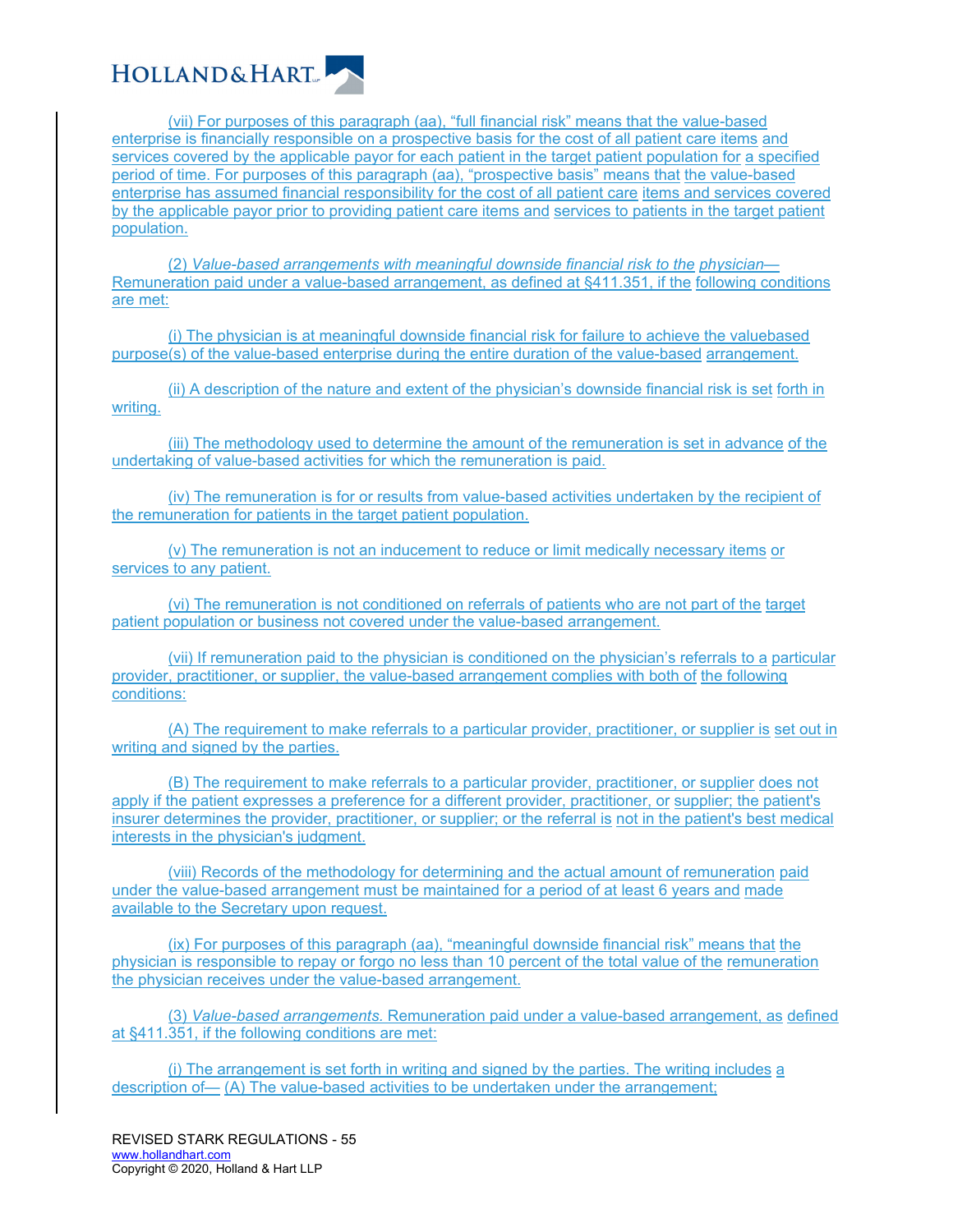(vii) For purposes of this paragraph (aa), "full financial risk" means that the value-based enterprise is financially responsible on a prospective basis for the cost of all patient care items and services covered by the applicable payor for each patient in the target patient population for a specified period of time. For purposes of this paragraph (aa), "prospective basis" means that the value-based enterprise has assumed financial responsibility for the cost of all patient care items and services covered by the applicable payor prior to providing patient care items and services to patients in the target patient population.

(2) *Value-based arrangements with meaningful downside financial risk to the physician*— Remuneration paid under a value-based arrangement, as defined at §411.351, if the following conditions are met:

(i) The physician is at meaningful downside financial risk for failure to achieve the valuebased purpose(s) of the value-based enterprise during the entire duration of the value-based arrangement.

(ii) A description of the nature and extent of the physician's downside financial risk is set forth in writing.

(iii) The methodology used to determine the amount of the remuneration is set in advance of the undertaking of value-based activities for which the remuneration is paid.

(iv) The remuneration is for or results from value-based activities undertaken by the recipient of the remuneration for patients in the target patient population.

(v) The remuneration is not an inducement to reduce or limit medically necessary items or services to any patient.

(vi) The remuneration is not conditioned on referrals of patients who are not part of the target patient population or business not covered under the value-based arrangement.

(vii) If remuneration paid to the physician is conditioned on the physician's referrals to a particular provider, practitioner, or supplier, the value-based arrangement complies with both of the following conditions:

(A) The requirement to make referrals to a particular provider, practitioner, or supplier is set out in writing and signed by the parties.

(B) The requirement to make referrals to a particular provider, practitioner, or supplier does not apply if the patient expresses a preference for a different provider, practitioner, or supplier; the patient's insurer determines the provider, practitioner, or supplier; or the referral is not in the patient's best medical interests in the physician's judgment.

(viii) Records of the methodology for determining and the actual amount of remuneration paid under the value-based arrangement must be maintained for a period of at least 6 years and made available to the Secretary upon request.

(ix) For purposes of this paragraph (aa), "meaningful downside financial risk" means that the physician is responsible to repay or forgo no less than 10 percent of the total value of the remuneration the physician receives under the value-based arrangement.

(3) *Value-based arrangements.* Remuneration paid under a value-based arrangement, as defined at §411.351, if the following conditions are met:

(i) The arrangement is set forth in writing and signed by the parties. The writing includes a description of— (A) The value-based activities to be undertaken under the arrangement;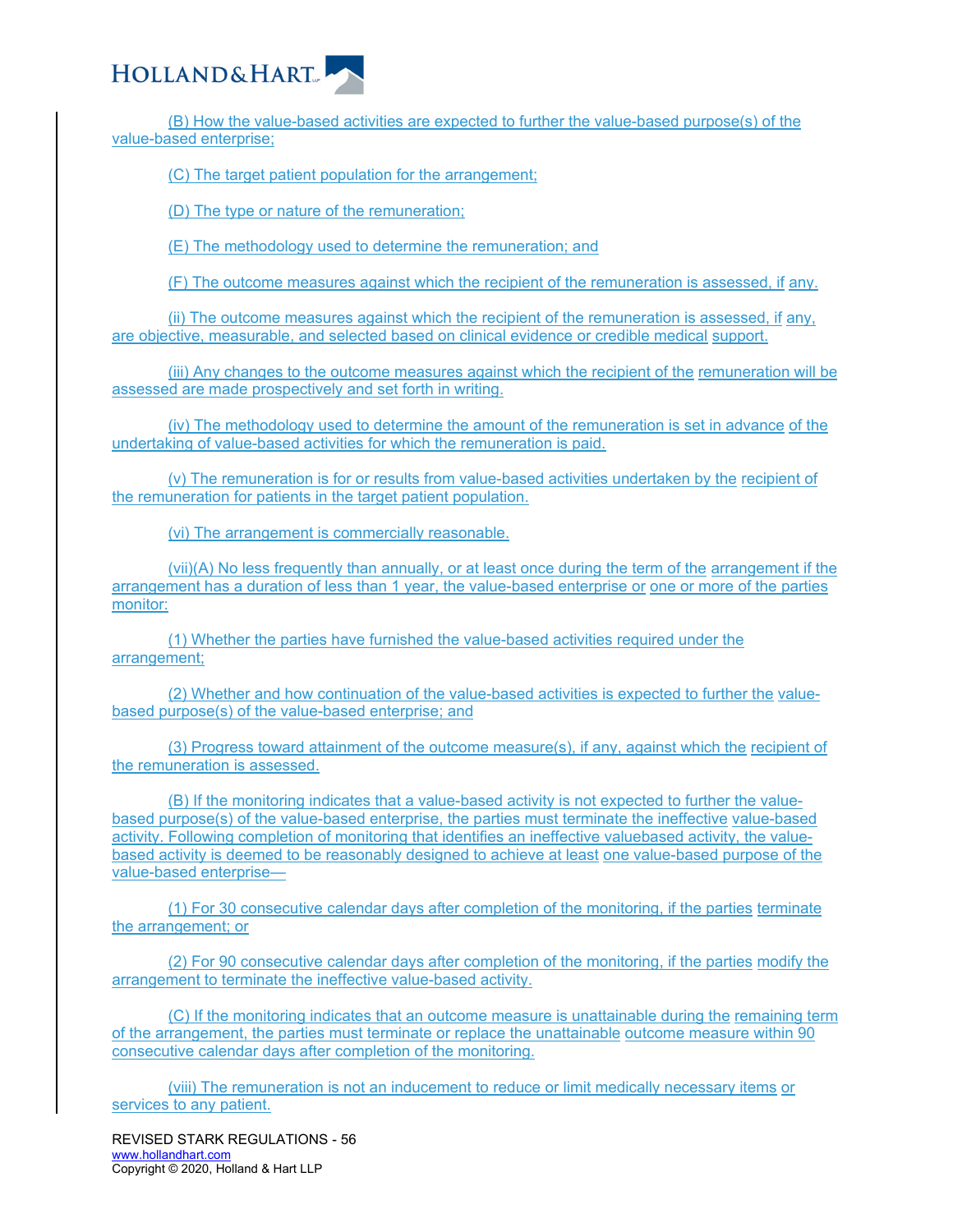(B) How the value-based activities are expected to further the value-based purpose(s) of the value-based enterprise;

(C) The target patient population for the arrangement;

(D) The type or nature of the remuneration;

(E) The methodology used to determine the remuneration; and

(F) The outcome measures against which the recipient of the remuneration is assessed, if any.

(ii) The outcome measures against which the recipient of the remuneration is assessed, if any, are objective, measurable, and selected based on clinical evidence or credible medical support.

(iii) Any changes to the outcome measures against which the recipient of the remuneration will be assessed are made prospectively and set forth in writing.

(iv) The methodology used to determine the amount of the remuneration is set in advance of the undertaking of value-based activities for which the remuneration is paid.

(v) The remuneration is for or results from value-based activities undertaken by the recipient of the remuneration for patients in the target patient population.

(vi) The arrangement is commercially reasonable.

(vii)(A) No less frequently than annually, or at least once during the term of the arrangement if the arrangement has a duration of less than 1 year, the value-based enterprise or one or more of the parties monitor:

(1) Whether the parties have furnished the value-based activities required under the arrangement;

(2) Whether and how continuation of the value-based activities is expected to further the value-based purpose(s) of the value-based enterprise; and

(3) Progress toward attainment of the outcome measure(s), if any, against which the recipient of the remuneration is assessed.

(B) If the monitoring indicates that a value-based activity is not expected to further the value-based purpose(s) of the value-based enterprise, the parties must terminate the ineffective value-based activity. Following completion of monitoring that identifies an ineffective valuebased activity, the value-based activity is deemed to be reasonably designed to achieve at least one value-based purpose of the value-based enterprise—

(1) For 30 consecutive calendar days after completion of the monitoring, if the parties terminate the arrangement; or

(2) For 90 consecutive calendar days after completion of the monitoring, if the parties modify the arrangement to terminate the ineffective value-based activity.

(C) If the monitoring indicates that an outcome measure is unattainable during the remaining term of the arrangement, the parties must terminate or replace the unattainable outcome measure within 90 consecutive calendar days after completion of the monitoring.

(viii) The remuneration is not an inducement to reduce or limit medically necessary items or services to any patient.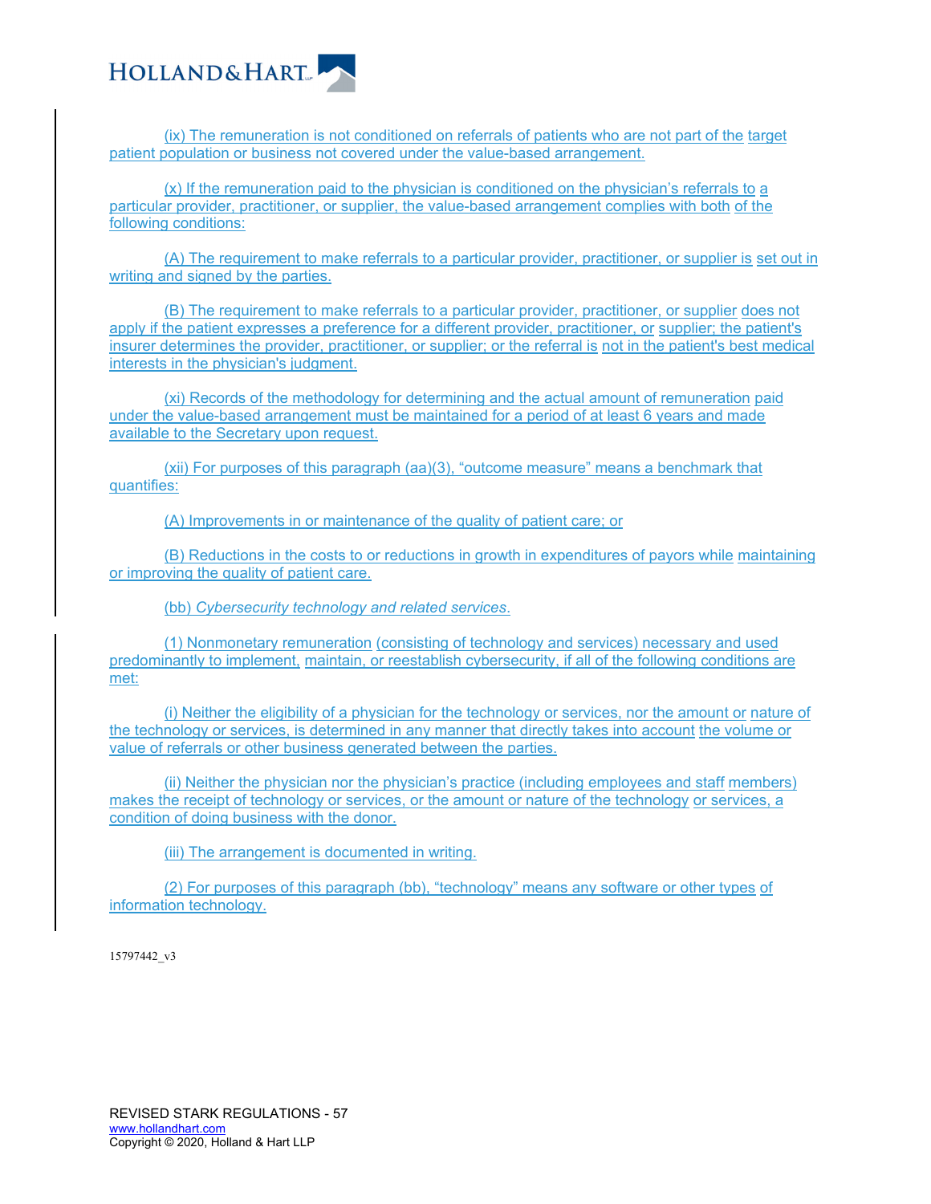(ix) The remuneration is not conditioned on referrals of patients who are not part of the target patient population or business not covered under the value-based arrangement.

(x) If the remuneration paid to the physician is conditioned on the physician's referrals to a particular provider, practitioner, or supplier, the value-based arrangement complies with both of the following conditions:

(A) The requirement to make referrals to a particular provider, practitioner, or supplier is set out in writing and signed by the parties.

(B) The requirement to make referrals to a particular provider, practitioner, or supplier does not apply if the patient expresses a preference for a different provider, practitioner, or supplier; the patient's insurer determines the provider, practitioner, or supplier; or the referral is not in the patient's best medical interests in the physician's judgment.

(xi) Records of the methodology for determining and the actual amount of remuneration paid under the value-based arrangement must be maintained for a period of at least 6 years and made available to the Secretary upon request.

(xii) For purposes of this paragraph (aa)(3), "outcome measure" means a benchmark that quantifies:

(A) Improvements in or maintenance of the quality of patient care; or

(B) Reductions in the costs to or reductions in growth in expenditures of payors while maintaining or improving the quality of patient care.

(bb) *Cybersecurity technology and related services*.

(1) Nonmonetary remuneration (consisting of technology and services) necessary and used predominantly to implement, maintain, or reestablish cybersecurity, if all of the following conditions are met:

(i) Neither the eligibility of a physician for the technology or services, nor the amount or nature of the technology or services, is determined in any manner that directly takes into account the volume or value of referrals or other business generated between the parties.

(ii) Neither the physician nor the physician's practice (including employees and staff members) makes the receipt of technology or services, or the amount or nature of the technology or services, a condition of doing business with the donor.

(iii) The arrangement is documented in writing.

(2) For purposes of this paragraph (bb), "technology" means any software or other types of information technology.

15797442_v3